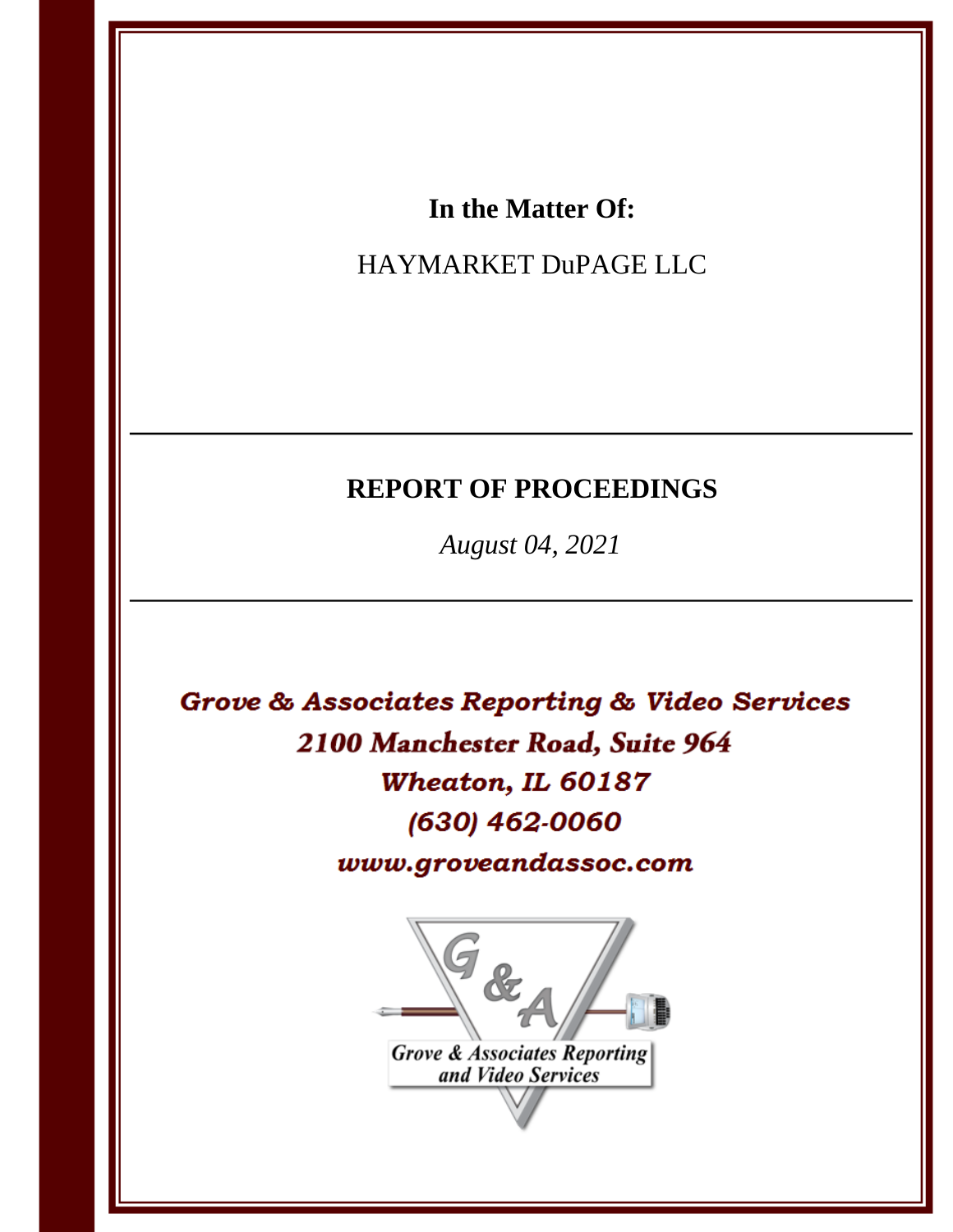**In the Matter Of:**

HAYMARKET DuPAGE LLC

---

**REPORT OF PROCEEDINGS**

*August 04, 2021*

---

***Grove & Associates Reporting & Video Services***

***2100 Manchester Road, Suite 964***

***Wheaton, IL 60187***

***(630) 462-0060***

***www.groveandassoc.com***

*Grove & Associates Reporting and Video Services*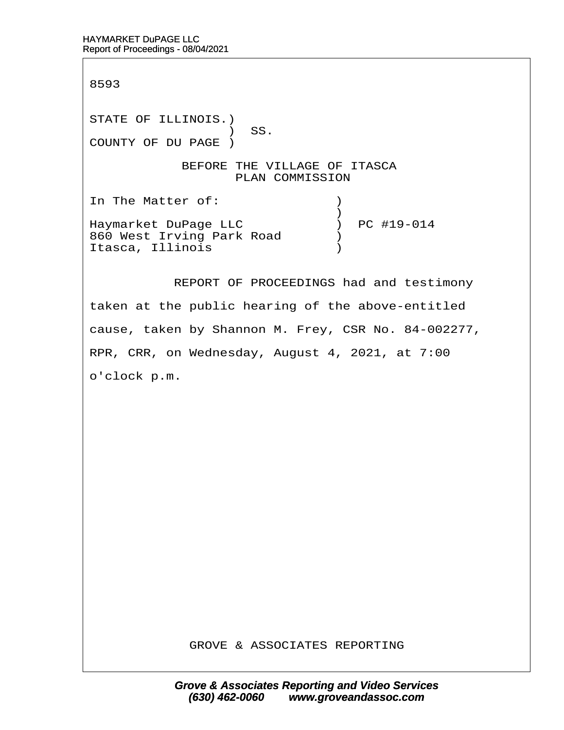8593

STATE OF ILLINOIS.)
) SS.
COUNTY OF DU PAGE )

BEFORE THE VILLAGE OF ITASCA
PLAN COMMISSION

In The Matter of: )
)
Haymarket DuPage LLC ) PC #19-014
860 West Irving Park Road )
Itasca, Illinois )

REPORT OF PROCEEDINGS had and testimony taken at the public hearing of the above-entitled cause, taken by Shannon M. Frey, CSR No. 84-002277, RPR, CRR, on Wednesday, August 4, 2021, at 7:00 o'clock p.m.

GROVE & ASSOCIATES REPORTING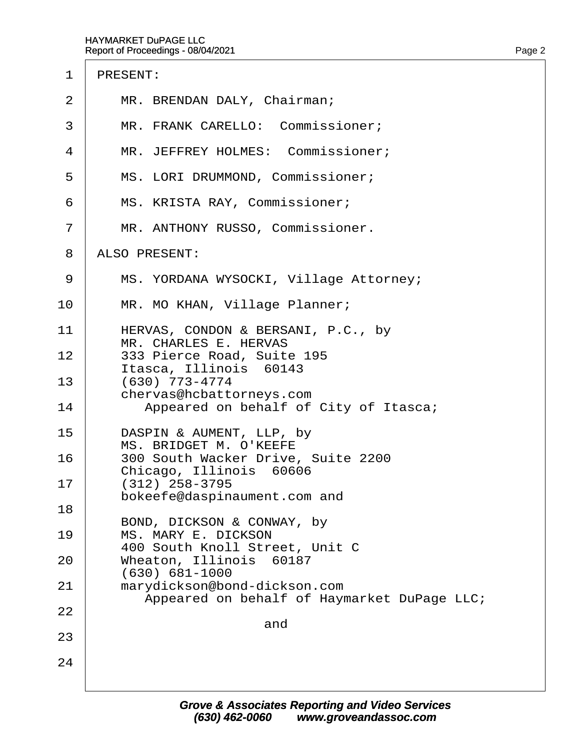PRESENT:

MR. BRENDAN DALY, Chairman;

MR. FRANK CARELLO: Commissioner;

MR. JEFFREY HOLMES: Commissioner;

MS. LORI DRUMMOND, Commissioner;

MS. KRISTA RAY, Commissioner;

MR. ANTHONY RUSSO, Commissioner.

ALSO PRESENT:

MS. YORDANA WYSOCKI, Village Attorney;

MR. MO KHAN, Village Planner;

HERVAS, CONDON & BERSANI, P.C., by
MR. CHARLES E. HERVAS
333 Pierce Road, Suite 195
Itasca, Illinois 60143
(630) 773-4774
chervas@hcbattorneys.com
Appeared on behalf of City of Itasca;

DASPIN & AUMENT, LLP, by
MS. BRIDGET M. O'KEEFE
300 South Wacker Drive, Suite 2200
Chicago, Illinois 60606
(312) 258-3795
bokeefe@daspinaument.com and

BOND, DICKSON & CONWAY, by
MS. MARY E. DICKSON
400 South Knoll Street, Unit C
Wheaton, Illinois 60187
(630) 681-1000
marydickson@bond-dickson.com
Appeared on behalf of Haymarket DuPage LLC;

and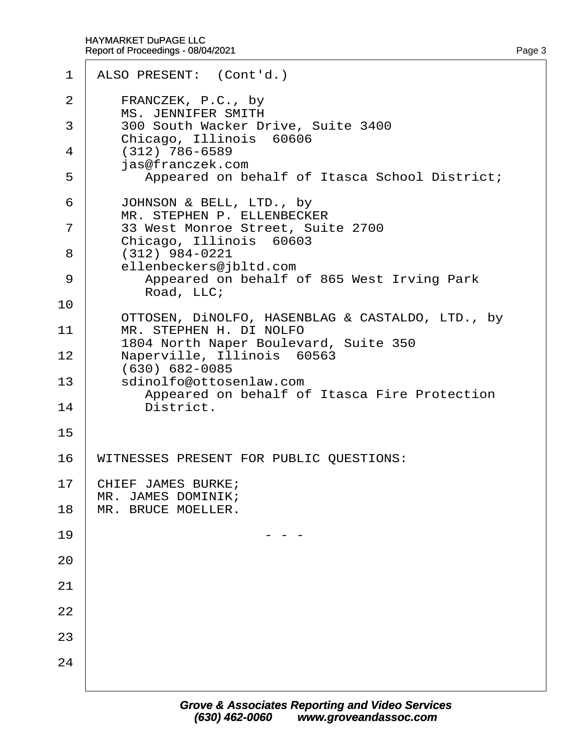ALSO PRESENT: (Cont'd.)

FRANCZEK, P.C., by
MS. JENNIFER SMITH
300 South Wacker Drive, Suite 3400
Chicago, Illinois 60606
(312) 786-6589
jas@franczek.com
Appeared on behalf of Itasca School District;

JOHNSON & BELL, LTD., by
MR. STEPHEN P. ELLENBECKER
33 West Monroe Street, Suite 2700
Chicago, Illinois 60603
(312) 984-0221
ellenbeckers@jbltd.com
Appeared on behalf of 865 West Irving Park Road, LLC;

OTTOSEN, DiNOLFO, HASENBLAG & CASTALDO, LTD., by
MR. STEPHEN H. DI NOLFO
1804 North Naper Boulevard, Suite 350
Naperville, Illinois 60563
(630) 682-0085
sdinolfo@ottosenlaw.com
Appeared on behalf of Itasca Fire Protection District.

WITNESSES PRESENT FOR PUBLIC QUESTIONS:

CHIEF JAMES BURKE;
MR. JAMES DOMINIK;
MR. BRUCE MOELLER.

- - -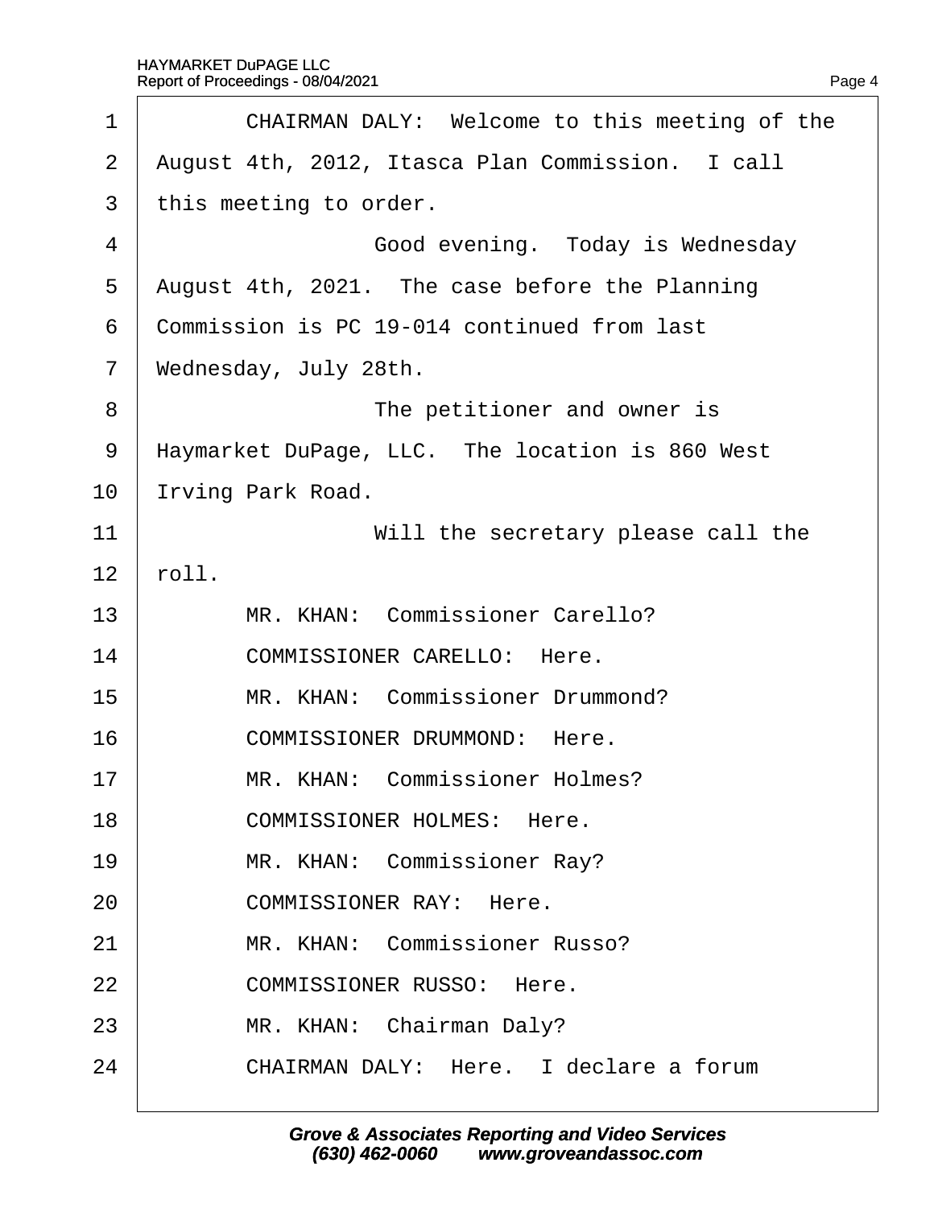1 CHAIRMAN DALY: Welcome to this meeting of the
2 August 4th, 2012, Itasca Plan Commission. I call
3 this meeting to order.
4 Good evening. Today is Wednesday
5 August 4th, 2021. The case before the Planning
6 Commission is PC 19-014 continued from last
7 Wednesday, July 28th.
8 The petitioner and owner is
9 Haymarket DuPage, LLC. The location is 860 West
10 Irving Park Road.
11 Will the secretary please call the
12 roll.
13 MR. KHAN: Commissioner Carello?
14 COMMISSIONER CARELLO: Here.
15 MR. KHAN: Commissioner Drummond?
16 COMMISSIONER DRUMMOND: Here.
17 MR. KHAN: Commissioner Holmes?
18 COMMISSIONER HOLMES: Here.
19 MR. KHAN: Commissioner Ray?
20 COMMISSIONER RAY: Here.
21 MR. KHAN: Commissioner Russo?
22 COMMISSIONER RUSSO: Here.
23 MR. KHAN: Chairman Daly?
24 CHAIRMAN DALY: Here. I declare a forum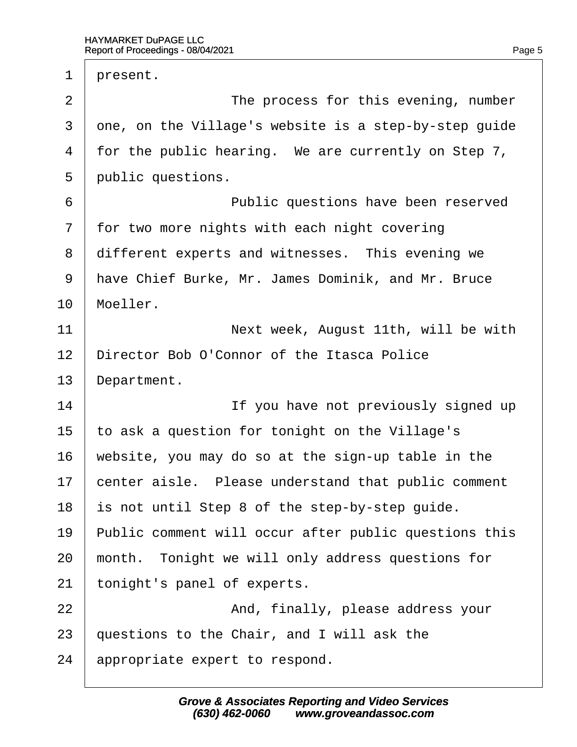1 present.

2 The process for this evening, number

3 one, on the Village's website is a step-by-step guide

4 for the public hearing. We are currently on Step 7,

5 public questions.

6 Public questions have been reserved

7 for two more nights with each night covering

8 different experts and witnesses. This evening we

9 have Chief Burke, Mr. James Dominik, and Mr. Bruce

10 Moeller.

11 Next week, August 11th, will be with

12 Director Bob O'Connor of the Itasca Police

13 Department.

14 If you have not previously signed up

15 to ask a question for tonight on the Village's

16 website, you may do so at the sign-up table in the

17 center aisle. Please understand that public comment

18 is not until Step 8 of the step-by-step guide.

19 Public comment will occur after public questions this

20 month. Tonight we will only address questions for

21 tonight's panel of experts.

22 And, finally, please address your

23 questions to the Chair, and I will ask the

24 appropriate expert to respond.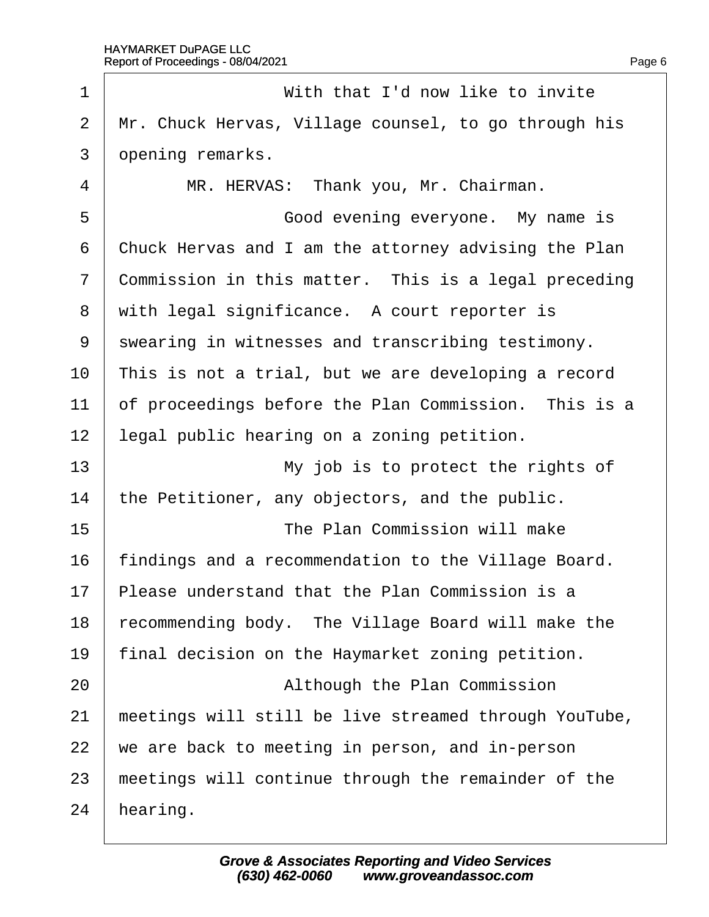With that I'd now like to invite Mr. Chuck Hervas, Village counsel, to go through his opening remarks.

MR. HERVAS: Thank you, Mr. Chairman.

Good evening everyone. My name is Chuck Hervas and I am the attorney advising the Plan Commission in this matter. This is a legal preceding with legal significance. A court reporter is swearing in witnesses and transcribing testimony. This is not a trial, but we are developing a record of proceedings before the Plan Commission. This is a legal public hearing on a zoning petition.

My job is to protect the rights of the Petitioner, any objectors, and the public.

The Plan Commission will make findings and a recommendation to the Village Board. Please understand that the Plan Commission is a recommending body. The Village Board will make the final decision on the Haymarket zoning petition.

Although the Plan Commission meetings will still be live streamed through YouTube, we are back to meeting in person, and in-person meetings will continue through the remainder of the hearing.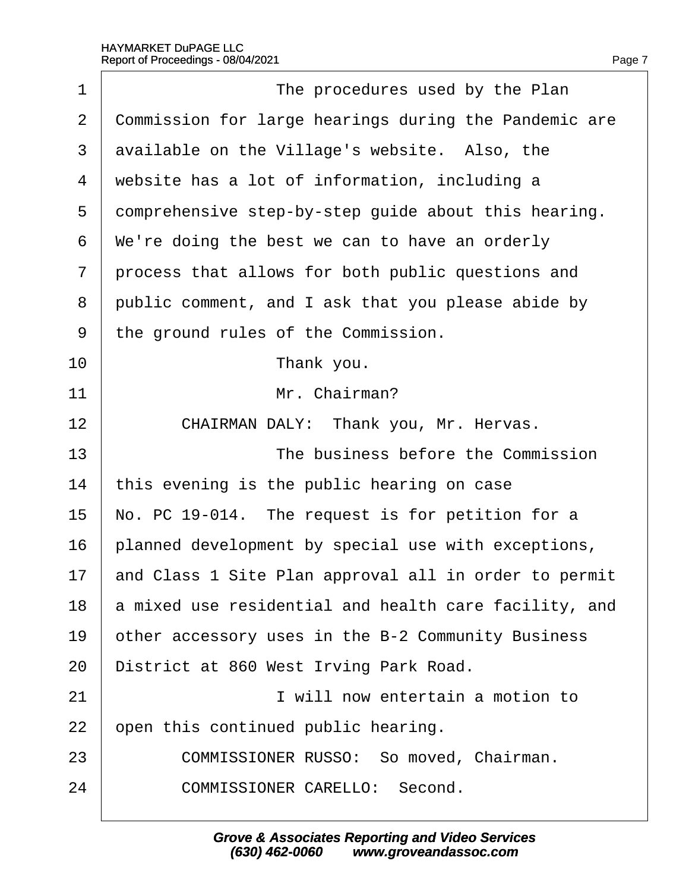The procedures used by the Plan Commission for large hearings during the Pandemic are available on the Village's website. Also, the website has a lot of information, including a comprehensive step-by-step guide about this hearing. We're doing the best we can to have an orderly process that allows for both public questions and public comment, and I ask that you please abide by the ground rules of the Commission.

Thank you.

Mr. Chairman?

CHAIRMAN DALY: Thank you, Mr. Hervas.

The business before the Commission this evening is the public hearing on case No. PC 19-014. The request is for petition for a planned development by special use with exceptions, and Class 1 Site Plan approval all in order to permit a mixed use residential and health care facility, and other accessory uses in the B-2 Community Business District at 860 West Irving Park Road.

I will now entertain a motion to open this continued public hearing.

COMMISSIONER RUSSO: So moved, Chairman.

COMMISSIONER CARELLO: Second.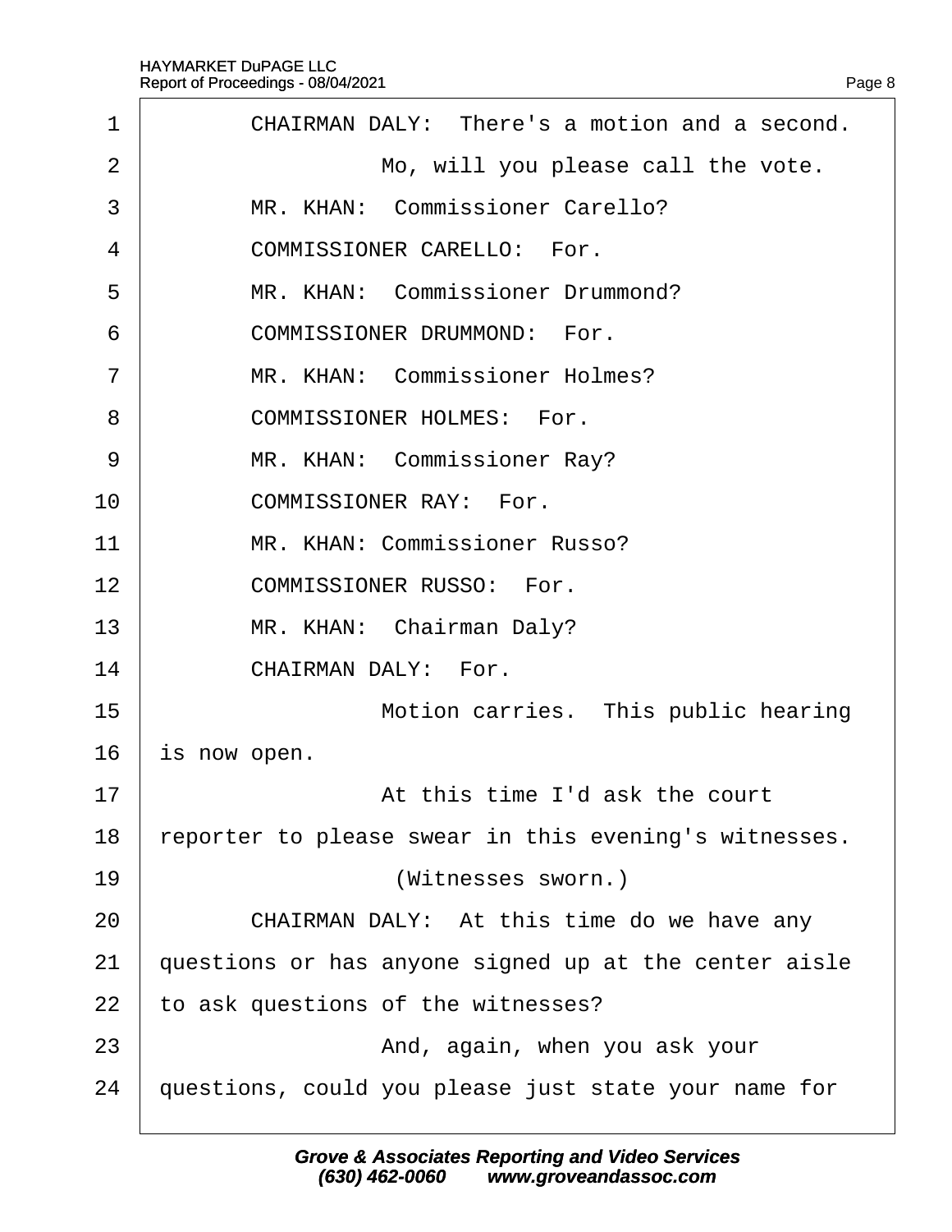1 CHAIRMAN DALY: There's a motion and a second.
2 Mo, will you please call the vote.
3 MR. KHAN: Commissioner Carello?
4 COMMISSIONER CARELLO: For.
5 MR. KHAN: Commissioner Drummond?
6 COMMISSIONER DRUMMOND: For.
7 MR. KHAN: Commissioner Holmes?
8 COMMISSIONER HOLMES: For.
9 MR. KHAN: Commissioner Ray?
10 COMMISSIONER RAY: For.
11 MR. KHAN: Commissioner Russo?
12 COMMISSIONER RUSSO: For.
13 MR. KHAN: Chairman Daly?
14 CHAIRMAN DALY: For.
15 Motion carries. This public hearing
16 is now open.
17 At this time I'd ask the court
18 reporter to please swear in this evening's witnesses.
19 (Witnesses sworn.)
20 CHAIRMAN DALY: At this time do we have any
21 questions or has anyone signed up at the center aisle
22 to ask questions of the witnesses?
23 And, again, when you ask your
24 questions, could you please just state your name for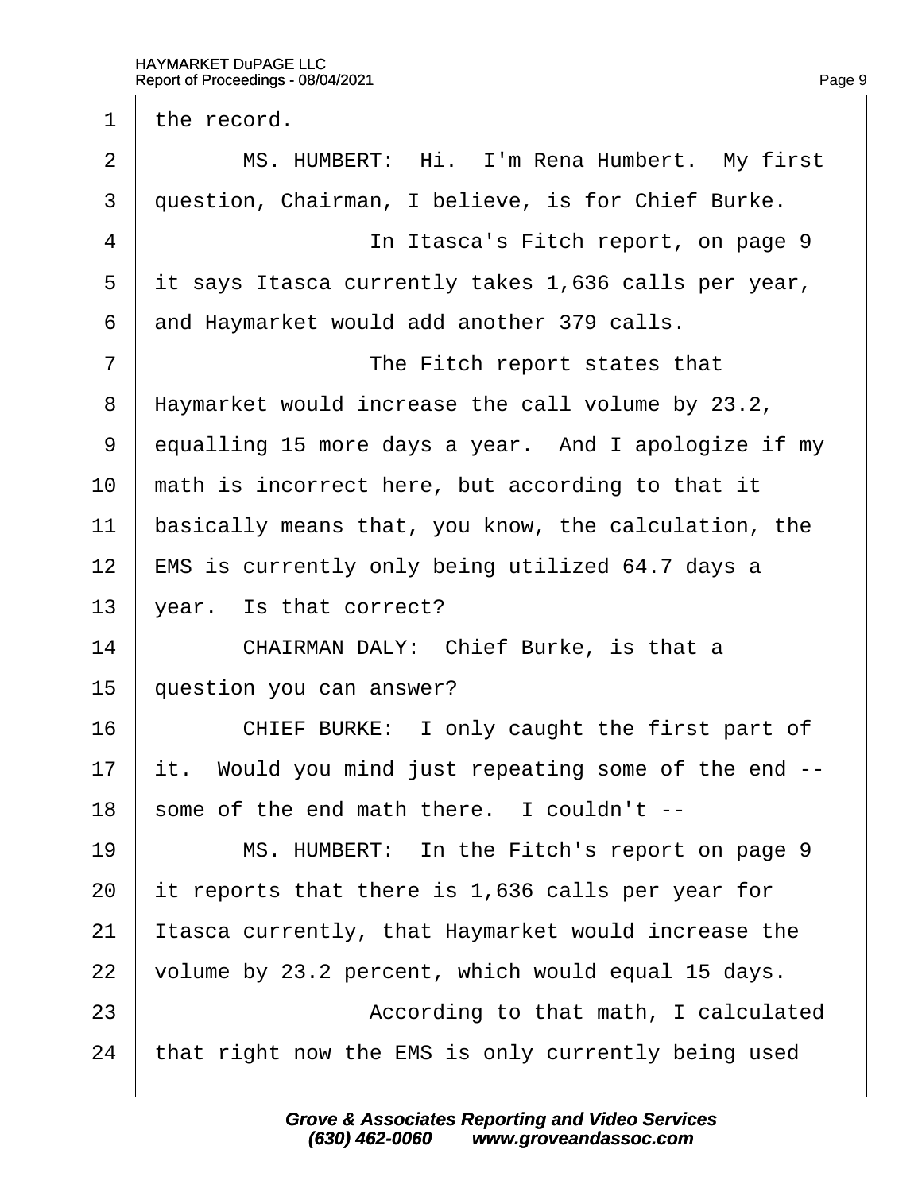the record.

MS. HUMBERT: Hi. I'm Rena Humbert. My first question, Chairman, I believe, is for Chief Burke.

In Itasca's Fitch report, on page 9 it says Itasca currently takes 1,636 calls per year, and Haymarket would add another 379 calls.

The Fitch report states that Haymarket would increase the call volume by 23.2, equalling 15 more days a year. And I apologize if my math is incorrect here, but according to that it basically means that, you know, the calculation, the EMS is currently only being utilized 64.7 days a year. Is that correct?

CHAIRMAN DALY: Chief Burke, is that a question you can answer?

CHIEF BURKE: I only caught the first part of it. Would you mind just repeating some of the end -- some of the end math there. I couldn't --

MS. HUMBERT: In the Fitch's report on page 9 it reports that there is 1,636 calls per year for Itasca currently, that Haymarket would increase the volume by 23.2 percent, which would equal 15 days.

According to that math, I calculated that right now the EMS is only currently being used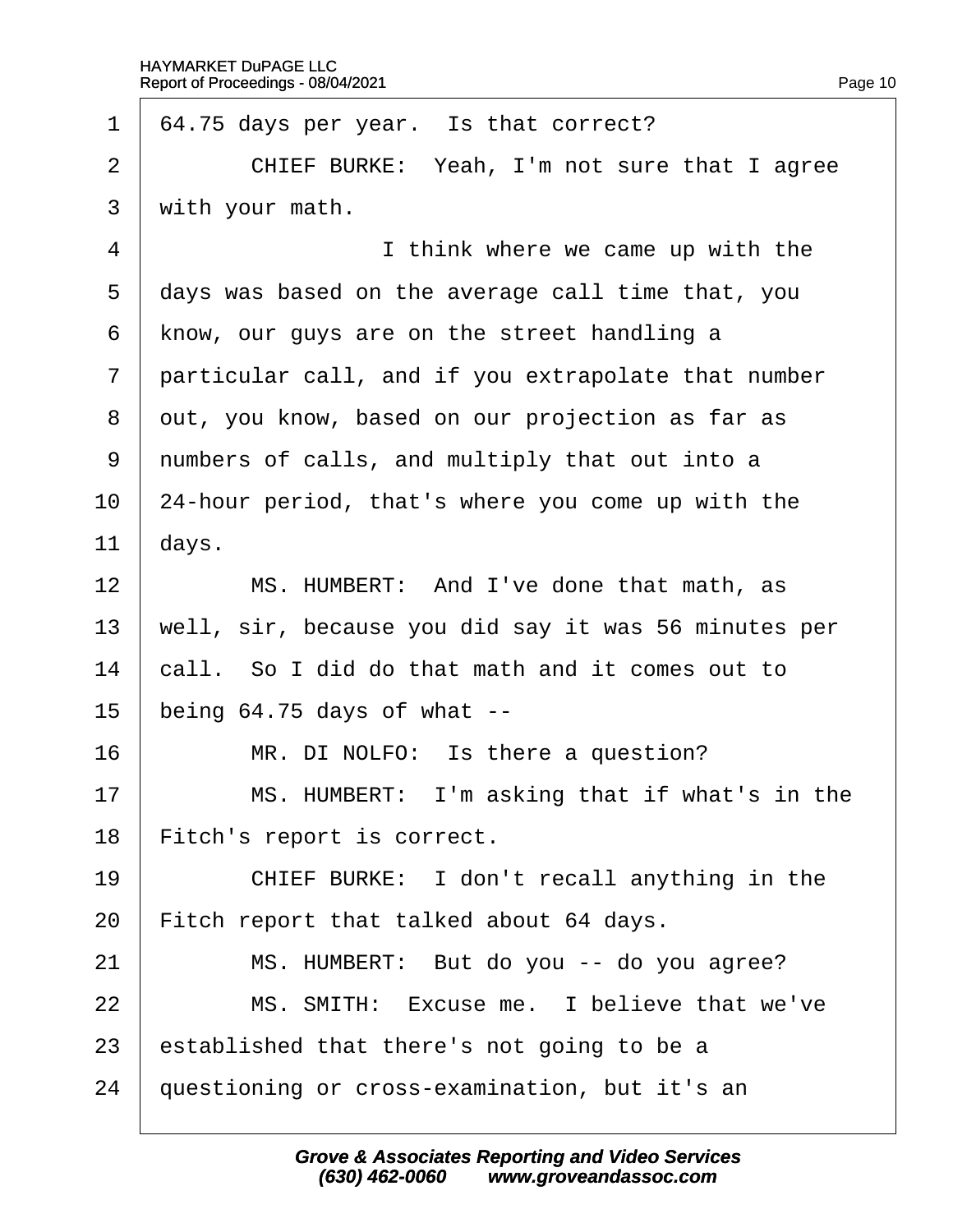1 64.75 days per year. Is that correct?

2 CHIEF BURKE: Yeah, I'm not sure that I agree

3 with your math.

4 I think where we came up with the

5 days was based on the average call time that, you

6 know, our guys are on the street handling a

7 particular call, and if you extrapolate that number

8 out, you know, based on our projection as far as

9 numbers of calls, and multiply that out into a

10 24-hour period, that's where you come up with the

11 days.

12 MS. HUMBERT: And I've done that math, as

13 well, sir, because you did say it was 56 minutes per

14 call. So I did do that math and it comes out to

15 being 64.75 days of what --

16 MR. DI NOLFO: Is there a question?

17 MS. HUMBERT: I'm asking that if what's in the

18 Fitch's report is correct.

19 CHIEF BURKE: I don't recall anything in the

20 Fitch report that talked about 64 days.

21 MS. HUMBERT: But do you -- do you agree?

22 MS. SMITH: Excuse me. I believe that we've

23 established that there's not going to be a

24 questioning or cross-examination, but it's an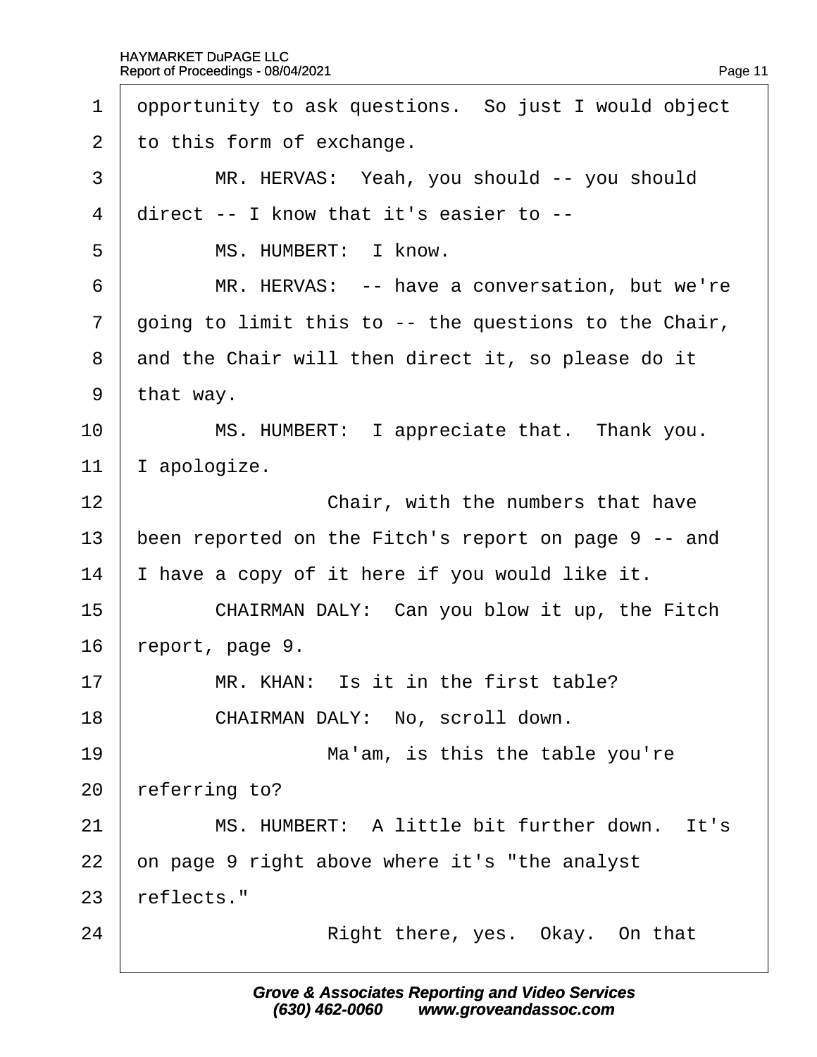1 opportunity to ask questions. So just I would object
2 to this form of exchange.
3 MR. HERVAS: Yeah, you should -- you should
4 direct -- I know that it's easier to --
5 MS. HUMBERT: I know.
6 MR. HERVAS: -- have a conversation, but we're
7 going to limit this to -- the questions to the Chair,
8 and the Chair will then direct it, so please do it
9 that way.
10 MS. HUMBERT: I appreciate that. Thank you.
11 I apologize.
12 Chair, with the numbers that have
13 been reported on the Fitch's report on page 9 -- and
14 I have a copy of it here if you would like it.
15 CHAIRMAN DALY: Can you blow it up, the Fitch
16 report, page 9.
17 MR. KHAN: Is it in the first table?
18 CHAIRMAN DALY: No, scroll down.
19 Ma'am, is this the table you're
20 referring to?
21 MS. HUMBERT: A little bit further down. It's
22 on page 9 right above where it's "the analyst
23 reflects."
24 Right there, yes. Okay. On that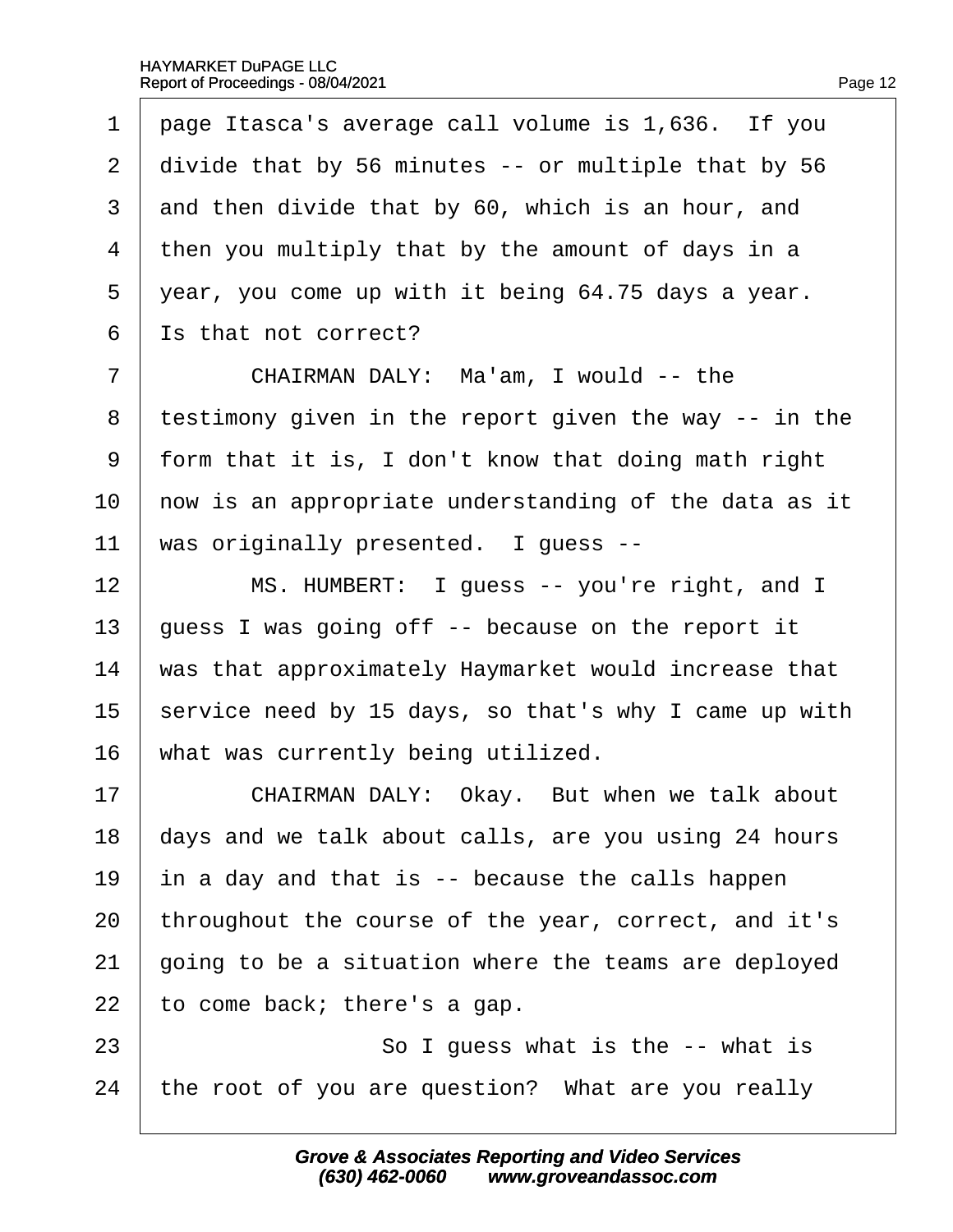1 page Itasca's average call volume is 1,636. If you
2 divide that by 56 minutes -- or multiple that by 56
3 and then divide that by 60, which is an hour, and
4 then you multiply that by the amount of days in a
5 year, you come up with it being 64.75 days a year.
6 Is that not correct?

7 CHAIRMAN DALY: Ma'am, I would -- the
8 testimony given in the report given the way -- in the
9 form that it is, I don't know that doing math right
10 now is an appropriate understanding of the data as it
11 was originally presented. I guess --

12 MS. HUMBERT: I guess -- you're right, and I
13 guess I was going off -- because on the report it
14 was that approximately Haymarket would increase that
15 service need by 15 days, so that's why I came up with
16 what was currently being utilized.

17 CHAIRMAN DALY: Okay. But when we talk about
18 days and we talk about calls, are you using 24 hours
19 in a day and that is -- because the calls happen
20 throughout the course of the year, correct, and it's
21 going to be a situation where the teams are deployed
22 to come back; there's a gap.

23 So I guess what is the -- what is
24 the root of you are question? What are you really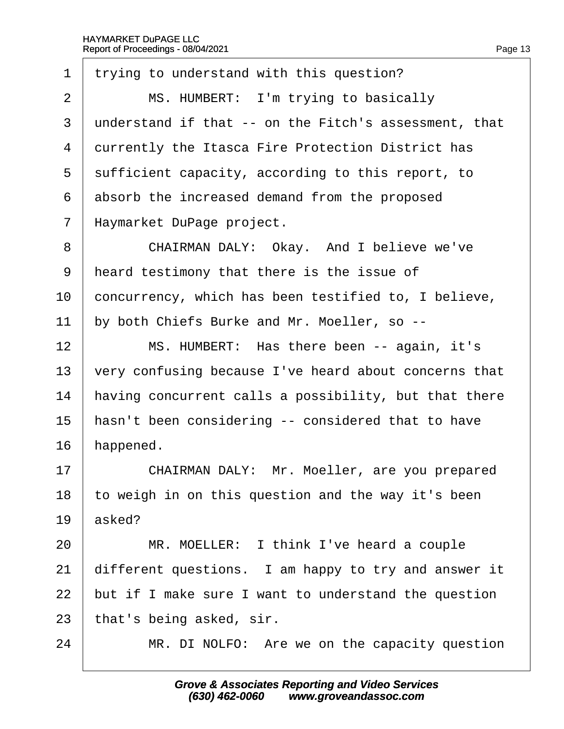1 trying to understand with this question?

2 MS. HUMBERT: I'm trying to basically

3 understand if that -- on the Fitch's assessment, that

4 currently the Itasca Fire Protection District has

5 sufficient capacity, according to this report, to

6 absorb the increased demand from the proposed

7 Haymarket DuPage project.

8 CHAIRMAN DALY: Okay. And I believe we've

9 heard testimony that there is the issue of

10 concurrency, which has been testified to, I believe,

11 by both Chiefs Burke and Mr. Moeller, so --

12 MS. HUMBERT: Has there been -- again, it's

13 very confusing because I've heard about concerns that

14 having concurrent calls a possibility, but that there

15 hasn't been considering -- considered that to have

16 happened.

17 CHAIRMAN DALY: Mr. Moeller, are you prepared

18 to weigh in on this question and the way it's been

19 asked?

20 MR. MOELLER: I think I've heard a couple

21 different questions. I am happy to try and answer it

22 but if I make sure I want to understand the question

23 that's being asked, sir.

24 MR. DI NOLFO: Are we on the capacity question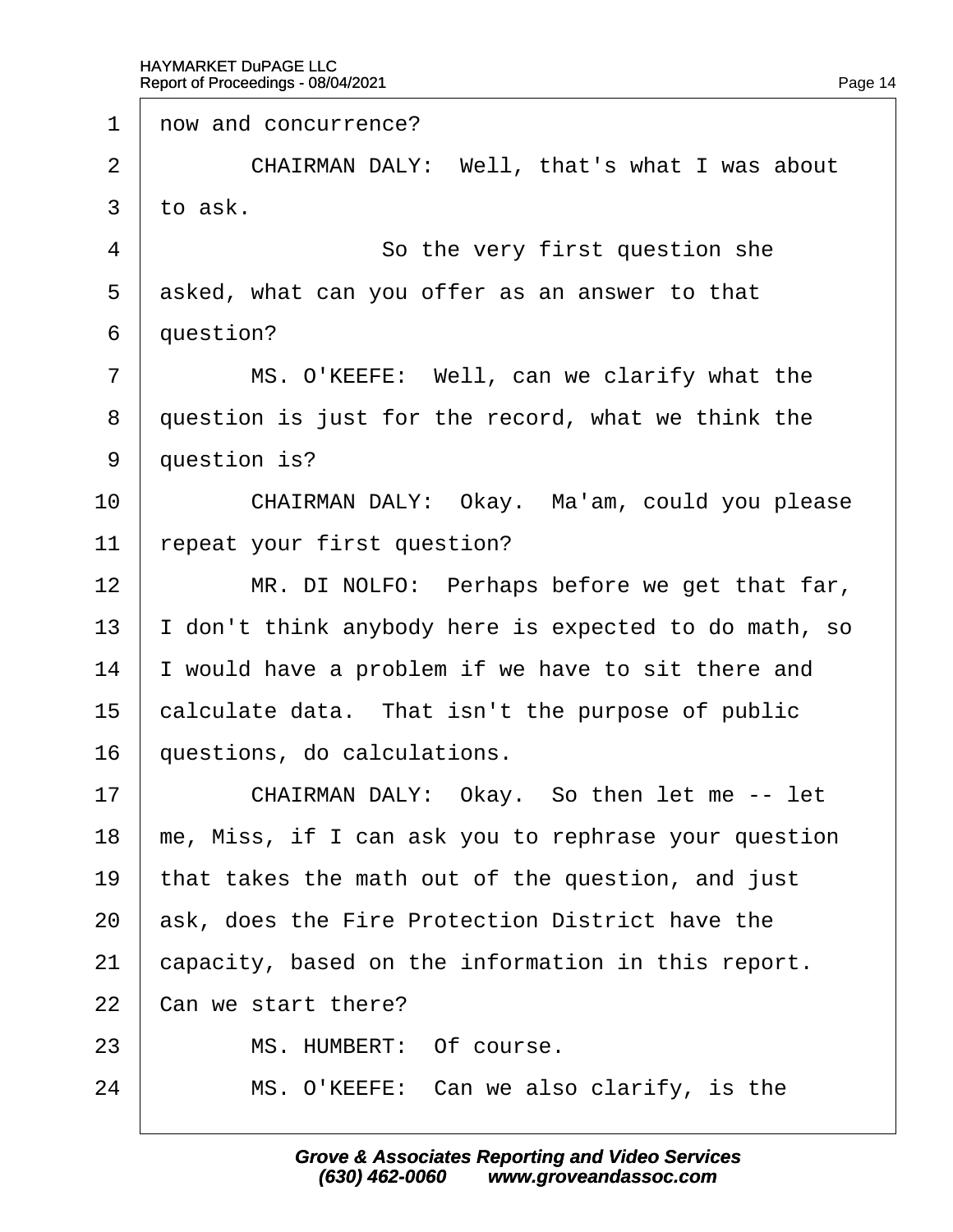1 now and concurrence?

2 CHAIRMAN DALY: Well, that's what I was about

3 to ask.

4 So the very first question she

5 asked, what can you offer as an answer to that

6 question?

7 MS. O'KEEFE: Well, can we clarify what the

8 question is just for the record, what we think the

9 question is?

10 CHAIRMAN DALY: Okay. Ma'am, could you please

11 repeat your first question?

12 MR. DI NOLFO: Perhaps before we get that far,

13 I don't think anybody here is expected to do math, so

14 I would have a problem if we have to sit there and

15 calculate data. That isn't the purpose of public

16 questions, do calculations.

17 CHAIRMAN DALY: Okay. So then let me -- let

18 me, Miss, if I can ask you to rephrase your question

19 that takes the math out of the question, and just

20 ask, does the Fire Protection District have the

21 capacity, based on the information in this report.

22 Can we start there?

23 MS. HUMBERT: Of course.

24 MS. O'KEEFE: Can we also clarify, is the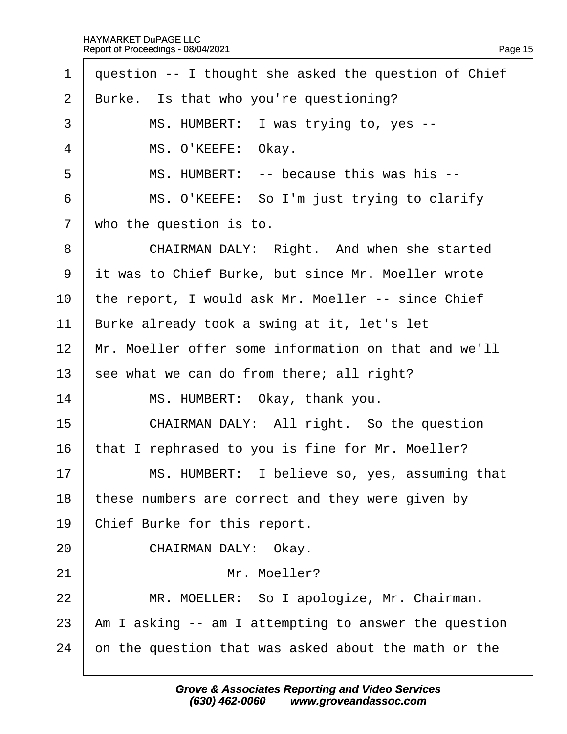1 question -- I thought she asked the question of Chief
2 Burke. Is that who you're questioning?
3 MS. HUMBERT: I was trying to, yes --
4 MS. O'KEEFE: Okay.
5 MS. HUMBERT: -- because this was his --
6 MS. O'KEEFE: So I'm just trying to clarify
7 who the question is to.
8 CHAIRMAN DALY: Right. And when she started
9 it was to Chief Burke, but since Mr. Moeller wrote
10 the report, I would ask Mr. Moeller -- since Chief
11 Burke already took a swing at it, let's let
12 Mr. Moeller offer some information on that and we'll
13 see what we can do from there; all right?
14 MS. HUMBERT: Okay, thank you.
15 CHAIRMAN DALY: All right. So the question
16 that I rephrased to you is fine for Mr. Moeller?
17 MS. HUMBERT: I believe so, yes, assuming that
18 these numbers are correct and they were given by
19 Chief Burke for this report.
20 CHAIRMAN DALY: Okay.
21 Mr. Moeller?
22 MR. MOELLER: So I apologize, Mr. Chairman.
23 Am I asking -- am I attempting to answer the question
24 on the question that was asked about the math or the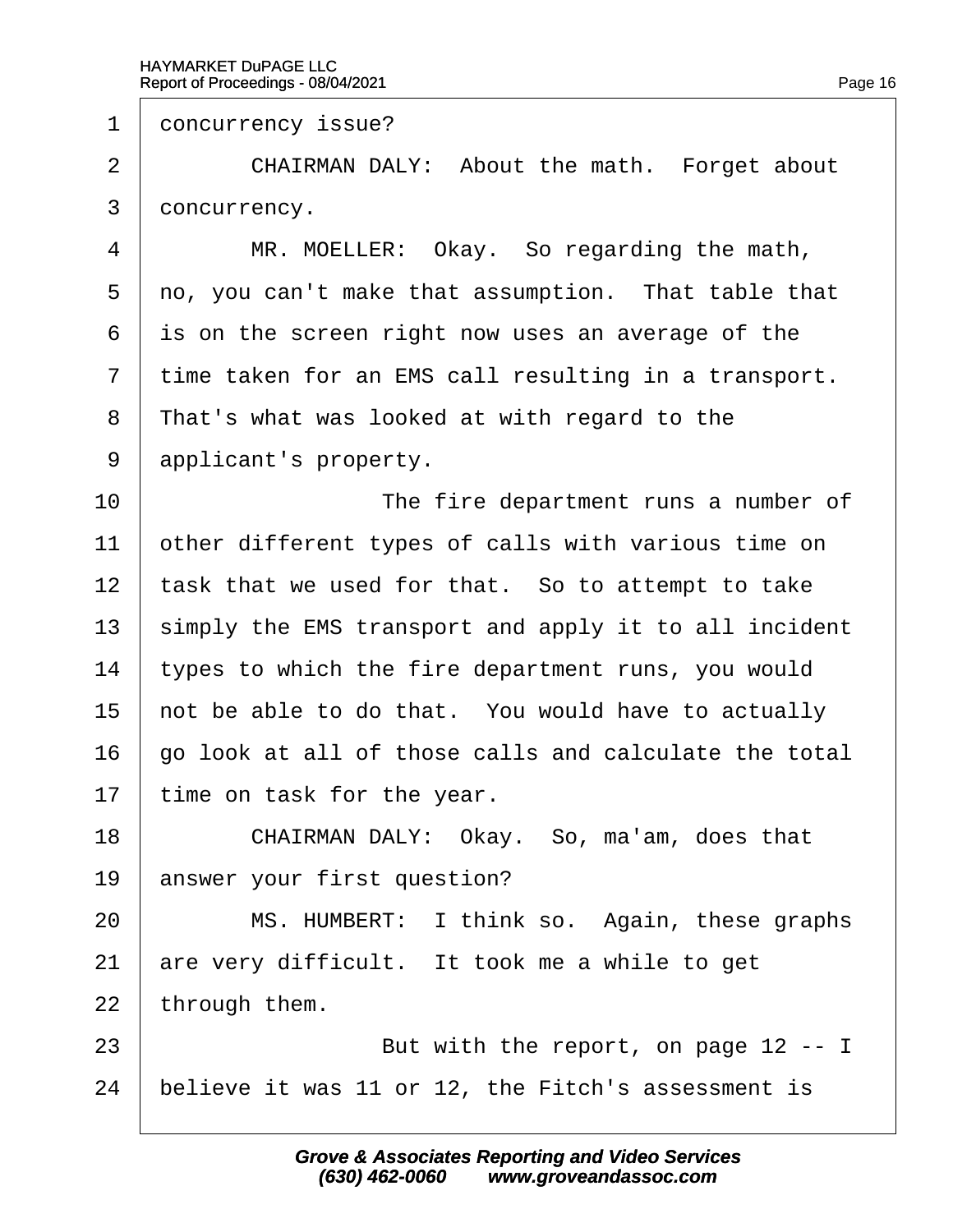1 concurrency issue?

2 CHAIRMAN DALY: About the math. Forget about

3 concurrency.

4 MR. MOELLER: Okay. So regarding the math,

5 no, you can't make that assumption. That table that

6 is on the screen right now uses an average of the

7 time taken for an EMS call resulting in a transport.

8 That's what was looked at with regard to the

9 applicant's property.

10 The fire department runs a number of

11 other different types of calls with various time on

12 task that we used for that. So to attempt to take

13 simply the EMS transport and apply it to all incident

14 types to which the fire department runs, you would

15 not be able to do that. You would have to actually

16 go look at all of those calls and calculate the total

17 time on task for the year.

18 CHAIRMAN DALY: Okay. So, ma'am, does that

19 answer your first question?

20 MS. HUMBERT: I think so. Again, these graphs

21 are very difficult. It took me a while to get

22 through them.

23 But with the report, on page 12 -- I

24 believe it was 11 or 12, the Fitch's assessment is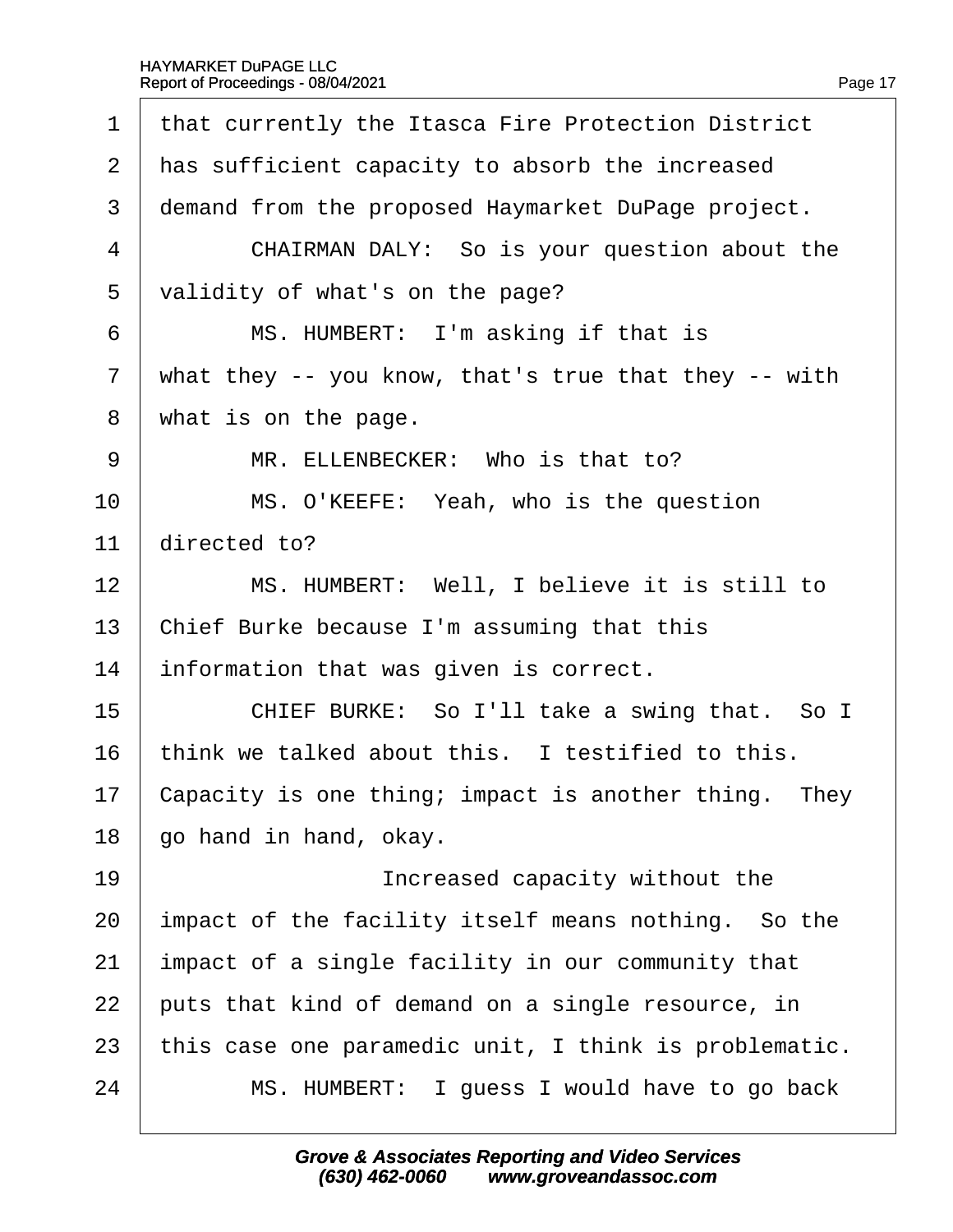1 that currently the Itasca Fire Protection District

2 has sufficient capacity to absorb the increased

3 demand from the proposed Haymarket DuPage project.

4 CHAIRMAN DALY: So is your question about the

5 validity of what's on the page?

6 MS. HUMBERT: I'm asking if that is

7 what they -- you know, that's true that they -- with

8 what is on the page.

9 MR. ELLENBECKER: Who is that to?

10 MS. O'KEEFE: Yeah, who is the question

11 directed to?

12 MS. HUMBERT: Well, I believe it is still to

13 Chief Burke because I'm assuming that this

14 information that was given is correct.

15 CHIEF BURKE: So I'll take a swing that. So I

16 think we talked about this. I testified to this.

17 Capacity is one thing; impact is another thing. They

18 go hand in hand, okay.

19 Increased capacity without the

20 impact of the facility itself means nothing. So the

21 impact of a single facility in our community that

22 puts that kind of demand on a single resource, in

23 this case one paramedic unit, I think is problematic.

24 MS. HUMBERT: I guess I would have to go back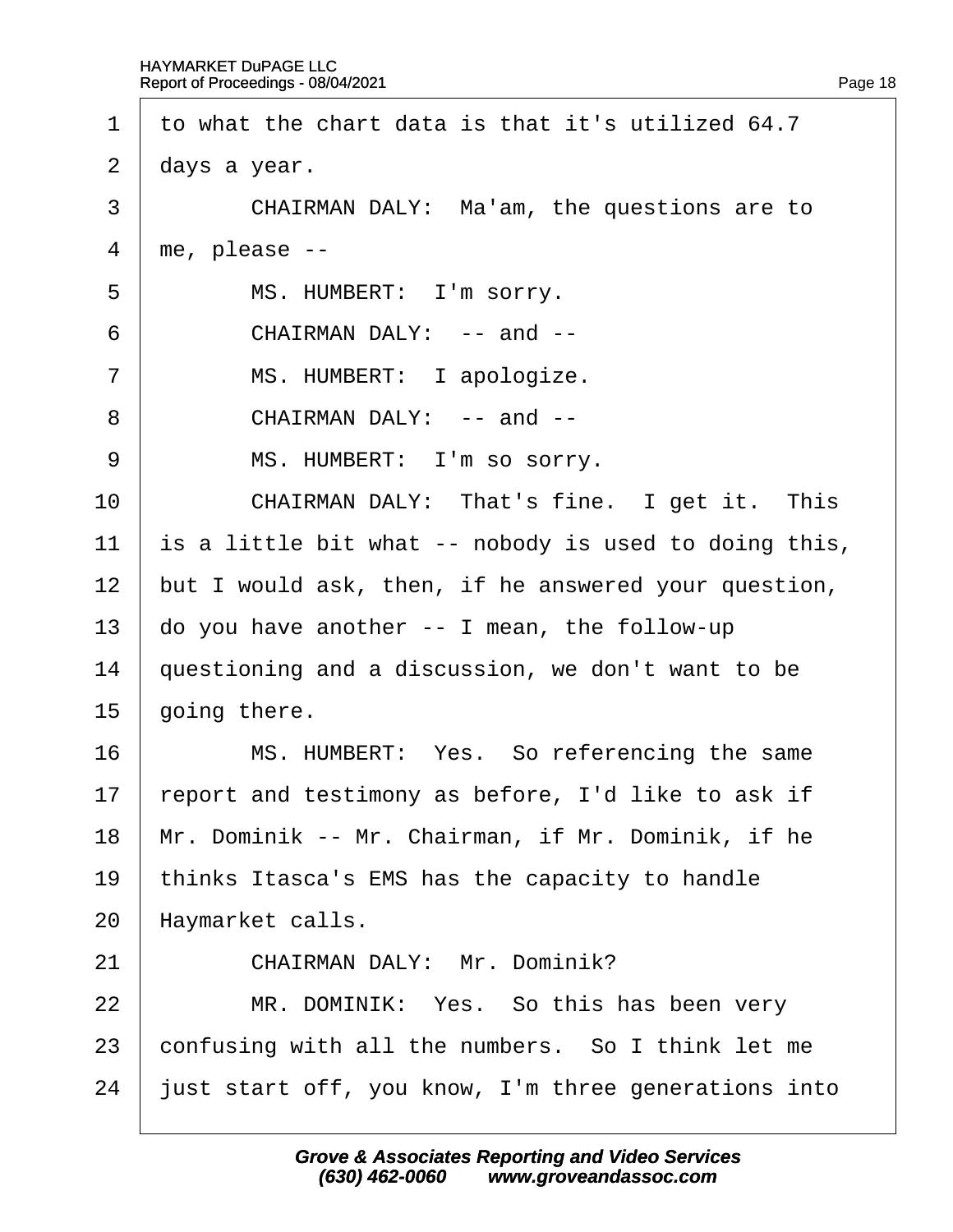to what the chart data is that it's utilized 64.7 days a year.

CHAIRMAN DALY: Ma'am, the questions are to me, please --

MS. HUMBERT: I'm sorry.

CHAIRMAN DALY: -- and --

MS. HUMBERT: I apologize.

CHAIRMAN DALY: -- and --

MS. HUMBERT: I'm so sorry.

CHAIRMAN DALY: That's fine. I get it. This is a little bit what -- nobody is used to doing this, but I would ask, then, if he answered your question, do you have another -- I mean, the follow-up questioning and a discussion, we don't want to be going there.

MS. HUMBERT: Yes. So referencing the same report and testimony as before, I'd like to ask if Mr. Dominik -- Mr. Chairman, if Mr. Dominik, if he thinks Itasca's EMS has the capacity to handle Haymarket calls.

CHAIRMAN DALY: Mr. Dominik?

MR. DOMINIK: Yes. So this has been very confusing with all the numbers. So I think let me just start off, you know, I'm three generations into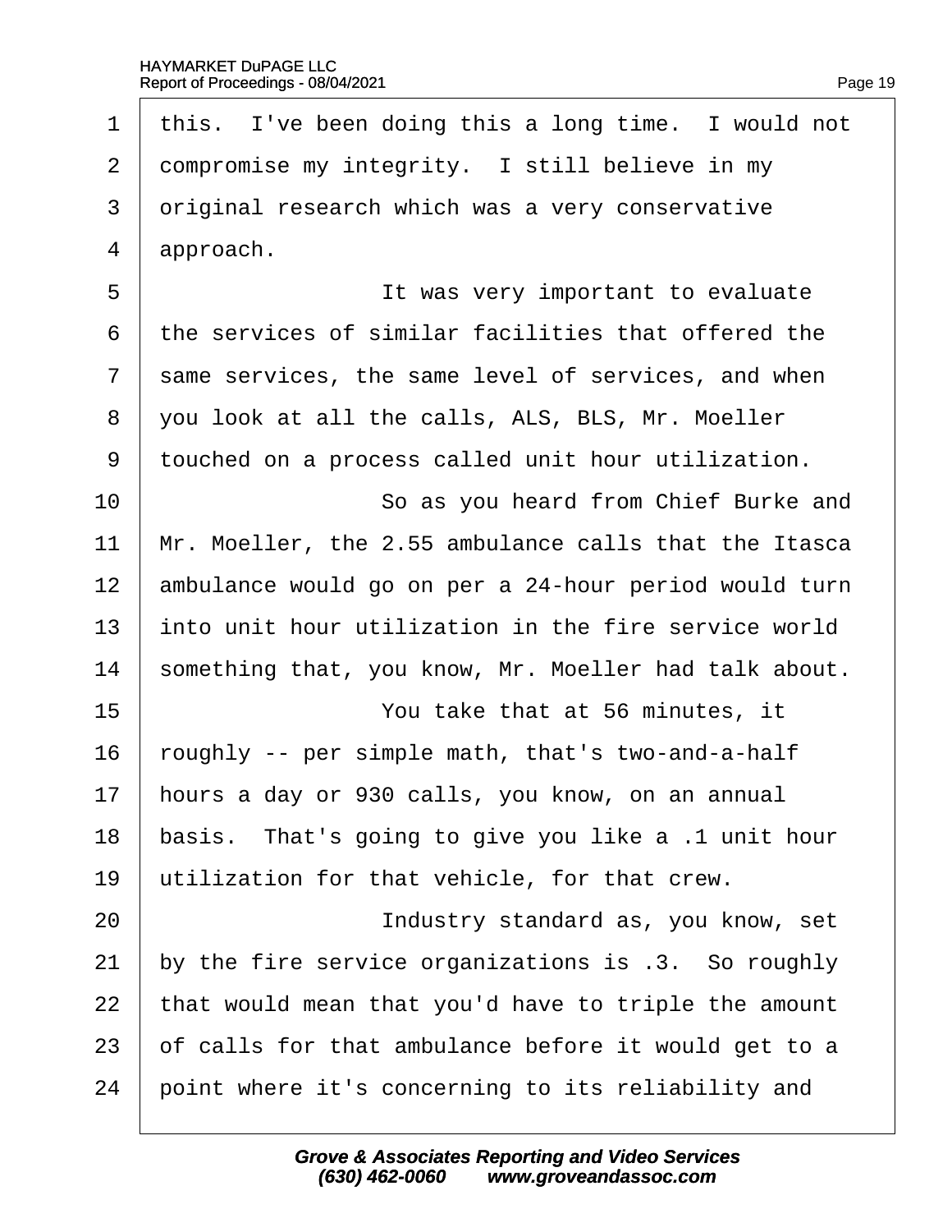1 this. I've been doing this a long time. I would not
2 compromise my integrity. I still believe in my
3 original research which was a very conservative
4 approach.
5 It was very important to evaluate
6 the services of similar facilities that offered the
7 same services, the same level of services, and when
8 you look at all the calls, ALS, BLS, Mr. Moeller
9 touched on a process called unit hour utilization.
10 So as you heard from Chief Burke and
11 Mr. Moeller, the 2.55 ambulance calls that the Itasca
12 ambulance would go on per a 24-hour period would turn
13 into unit hour utilization in the fire service world
14 something that, you know, Mr. Moeller had talk about.
15 You take that at 56 minutes, it
16 roughly -- per simple math, that's two-and-a-half
17 hours a day or 930 calls, you know, on an annual
18 basis. That's going to give you like a .1 unit hour
19 utilization for that vehicle, for that crew.
20 Industry standard as, you know, set
21 by the fire service organizations is .3. So roughly
22 that would mean that you'd have to triple the amount
23 of calls for that ambulance before it would get to a
24 point where it's concerning to its reliability and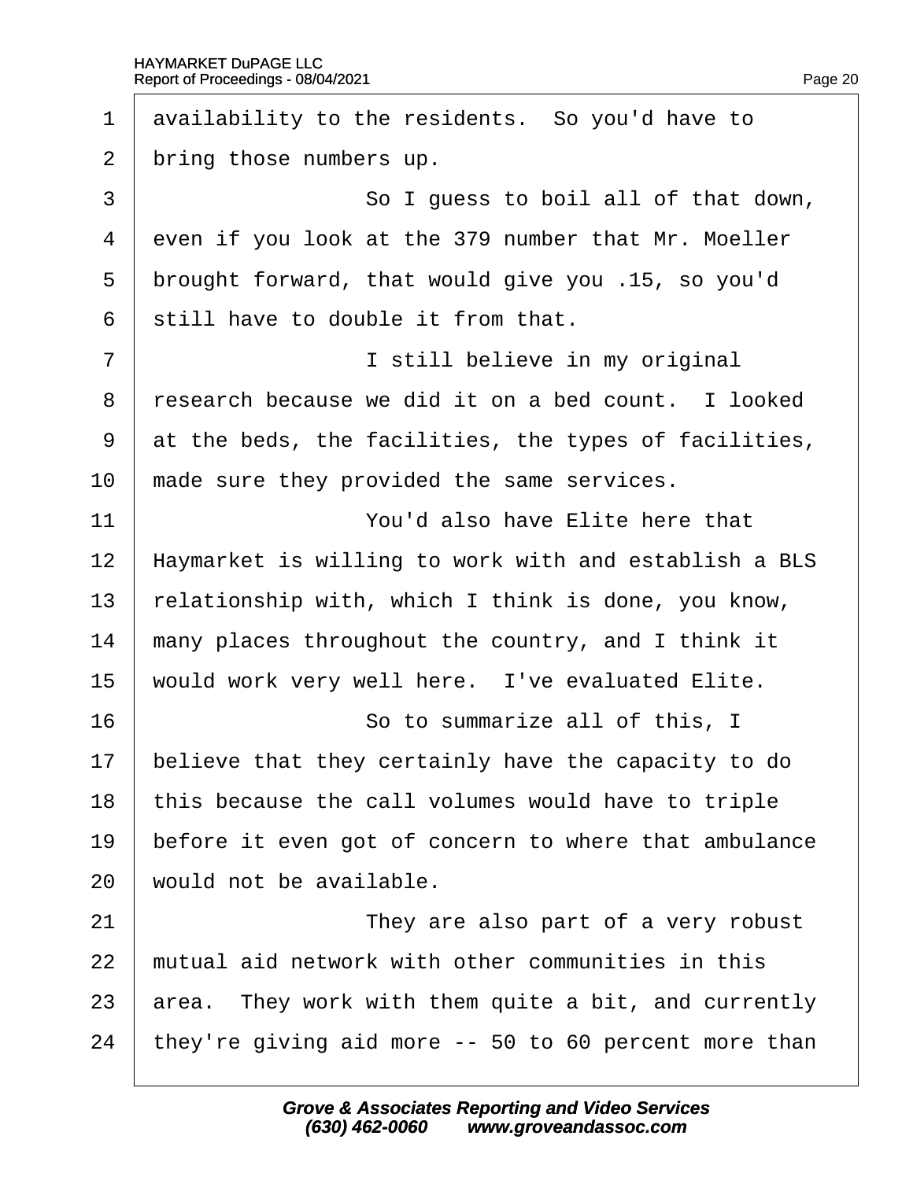1 availability to the residents. So you'd have to

2 bring those numbers up.

3 So I guess to boil all of that down,

4 even if you look at the 379 number that Mr. Moeller

5 brought forward, that would give you .15, so you'd

6 still have to double it from that.

7 I still believe in my original

8 research because we did it on a bed count. I looked

9 at the beds, the facilities, the types of facilities,

10 made sure they provided the same services.

11 You'd also have Elite here that

12 Haymarket is willing to work with and establish a BLS

13 relationship with, which I think is done, you know,

14 many places throughout the country, and I think it

15 would work very well here. I've evaluated Elite.

16 So to summarize all of this, I

17 believe that they certainly have the capacity to do

18 this because the call volumes would have to triple

19 before it even got of concern to where that ambulance

20 would not be available.

21 They are also part of a very robust

22 mutual aid network with other communities in this

23 area. They work with them quite a bit, and currently

24 they're giving aid more -- 50 to 60 percent more than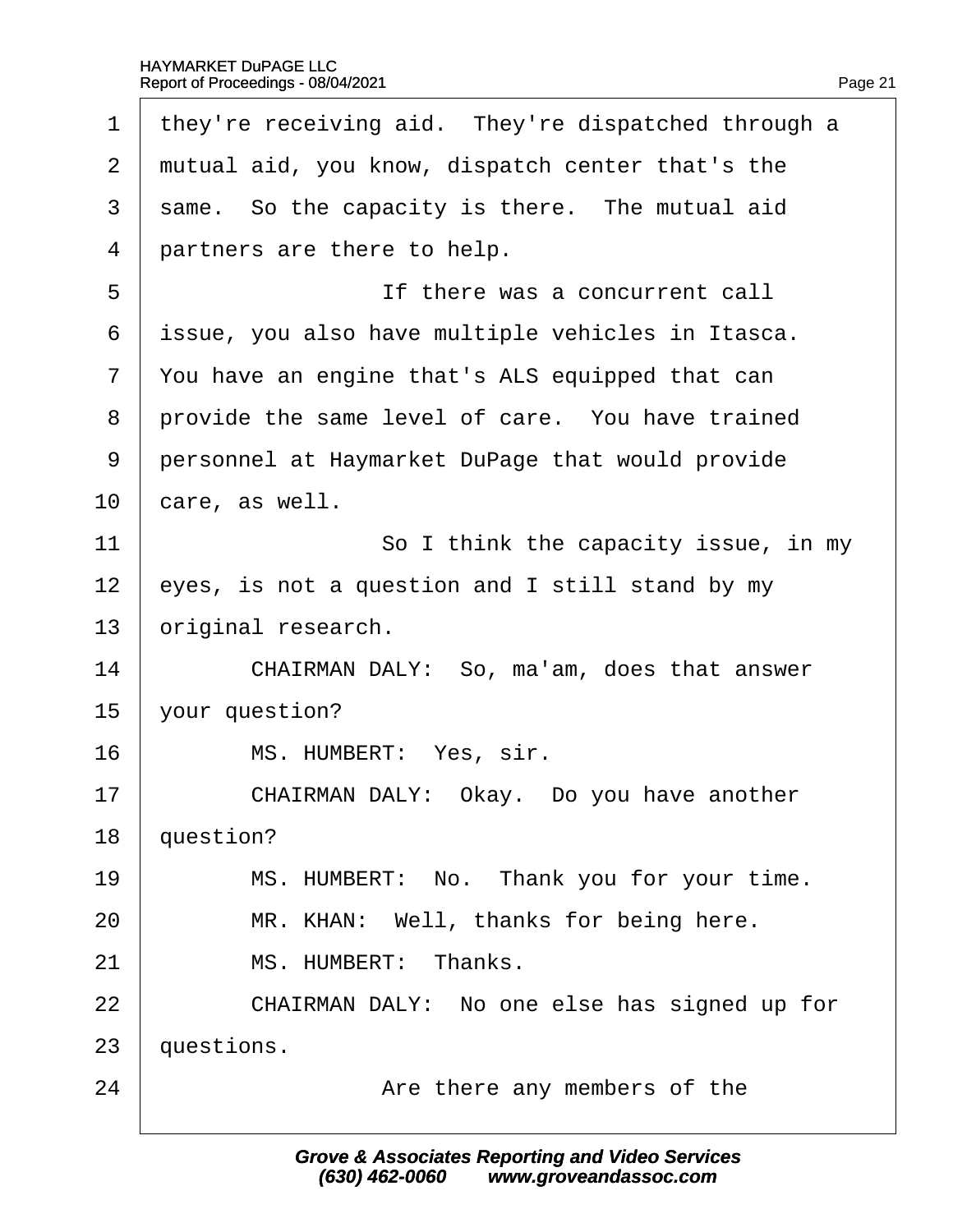1 they're receiving aid. They're dispatched through a
2 mutual aid, you know, dispatch center that's the
3 same. So the capacity is there. The mutual aid
4 partners are there to help.
5 If there was a concurrent call
6 issue, you also have multiple vehicles in Itasca.
7 You have an engine that's ALS equipped that can
8 provide the same level of care. You have trained
9 personnel at Haymarket DuPage that would provide
10 care, as well.
11 So I think the capacity issue, in my
12 eyes, is not a question and I still stand by my
13 original research.
14 CHAIRMAN DALY: So, ma'am, does that answer
15 your question?
16 MS. HUMBERT: Yes, sir.
17 CHAIRMAN DALY: Okay. Do you have another
18 question?
19 MS. HUMBERT: No. Thank you for your time.
20 MR. KHAN: Well, thanks for being here.
21 MS. HUMBERT: Thanks.
22 CHAIRMAN DALY: No one else has signed up for
23 questions.
24 Are there any members of the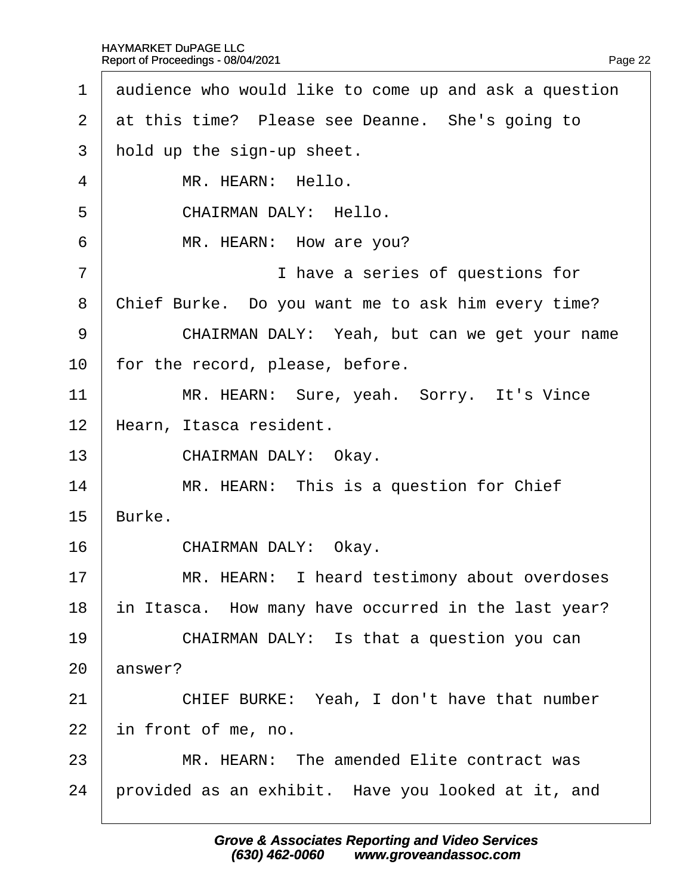1 audience who would like to come up and ask a question
2 at this time? Please see Deanne. She's going to
3 hold up the sign-up sheet.
4 MR. HEARN: Hello.
5 CHAIRMAN DALY: Hello.
6 MR. HEARN: How are you?
7 I have a series of questions for
8 Chief Burke. Do you want me to ask him every time?
9 CHAIRMAN DALY: Yeah, but can we get your name
10 for the record, please, before.
11 MR. HEARN: Sure, yeah. Sorry. It's Vince
12 Hearn, Itasca resident.
13 CHAIRMAN DALY: Okay.
14 MR. HEARN: This is a question for Chief
15 Burke.
16 CHAIRMAN DALY: Okay.
17 MR. HEARN: I heard testimony about overdoses
18 in Itasca. How many have occurred in the last year?
19 CHAIRMAN DALY: Is that a question you can
20 answer?
21 CHIEF BURKE: Yeah, I don't have that number
22 in front of me, no.
23 MR. HEARN: The amended Elite contract was
24 provided as an exhibit. Have you looked at it, and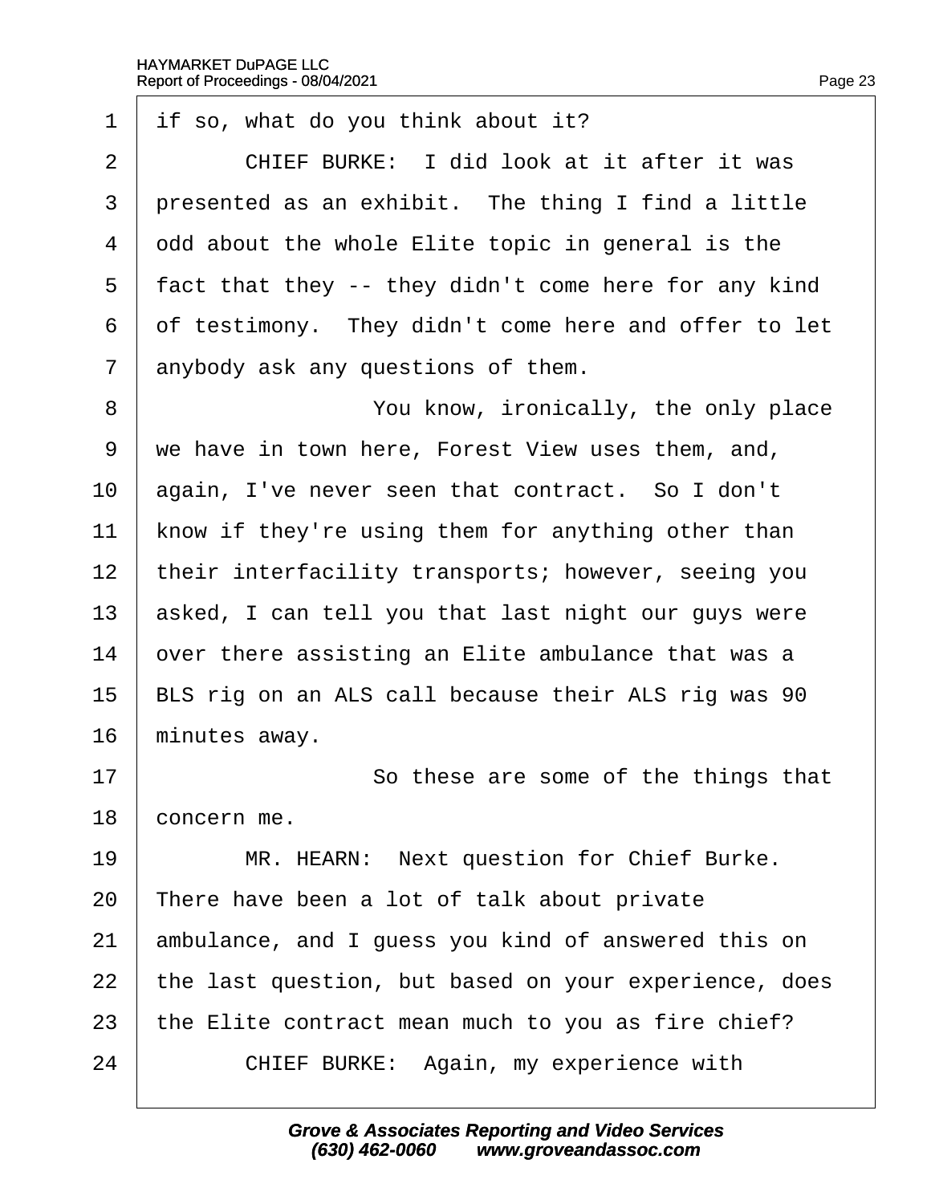1 if so, what do you think about it?

2 CHIEF BURKE: I did look at it after it was

3 presented as an exhibit. The thing I find a little

4 odd about the whole Elite topic in general is the

5 fact that they -- they didn't come here for any kind

6 of testimony. They didn't come here and offer to let

7 anybody ask any questions of them.

8 You know, ironically, the only place

9 we have in town here, Forest View uses them, and,

10 again, I've never seen that contract. So I don't

11 know if they're using them for anything other than

12 their interfacility transports; however, seeing you

13 asked, I can tell you that last night our guys were

14 over there assisting an Elite ambulance that was a

15 BLS rig on an ALS call because their ALS rig was 90

16 minutes away.

17 So these are some of the things that

18 concern me.

19 MR. HEARN: Next question for Chief Burke.

20 There have been a lot of talk about private

21 ambulance, and I guess you kind of answered this on

22 the last question, but based on your experience, does

23 the Elite contract mean much to you as fire chief?

24 CHIEF BURKE: Again, my experience with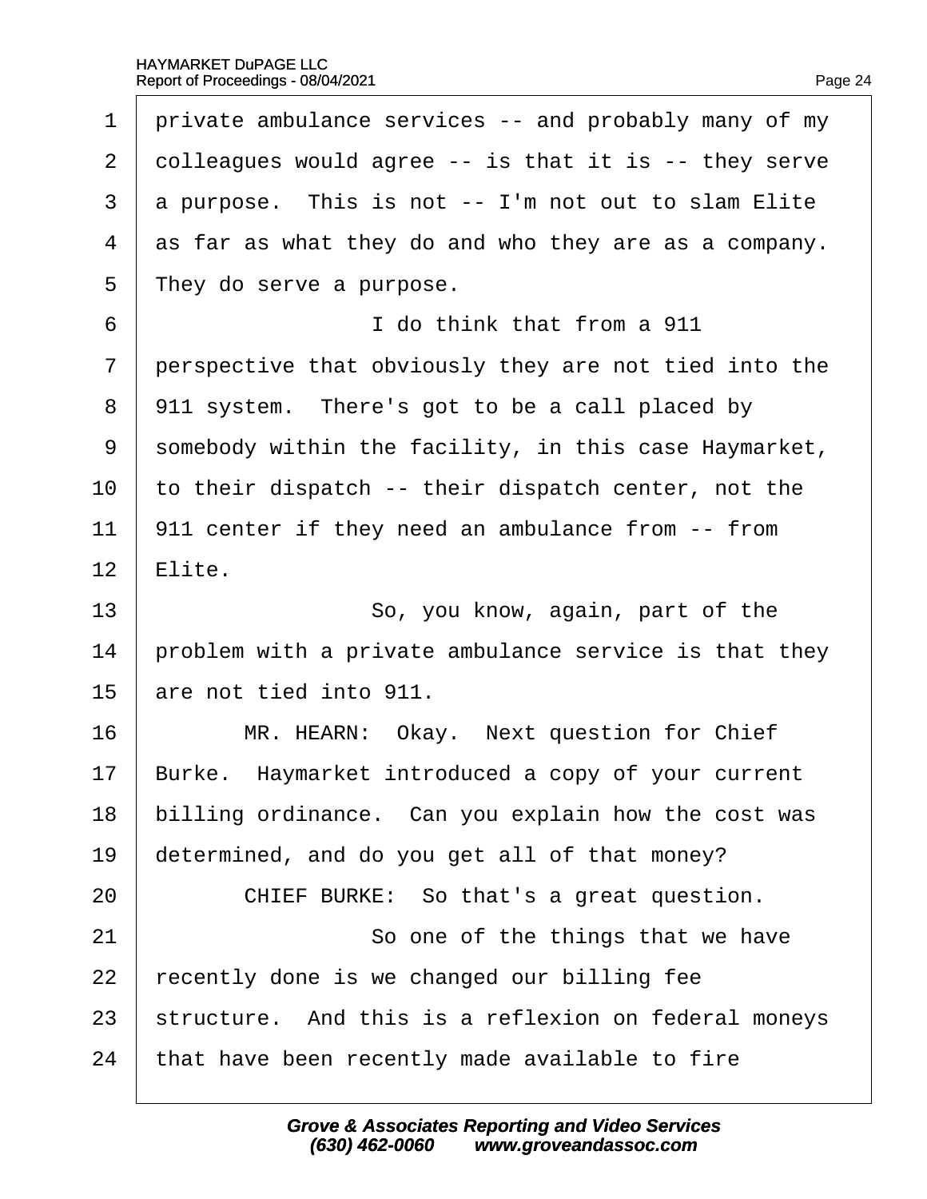1 private ambulance services -- and probably many of my
2 colleagues would agree -- is that it is -- they serve
3 a purpose. This is not -- I'm not out to slam Elite
4 as far as what they do and who they are as a company.
5 They do serve a purpose.
6 I do think that from a 911
7 perspective that obviously they are not tied into the
8 911 system. There's got to be a call placed by
9 somebody within the facility, in this case Haymarket,
10 to their dispatch -- their dispatch center, not the
11 911 center if they need an ambulance from -- from
12 Elite.
13 So, you know, again, part of the
14 problem with a private ambulance service is that they
15 are not tied into 911.
16 MR. HEARN: Okay. Next question for Chief
17 Burke. Haymarket introduced a copy of your current
18 billing ordinance. Can you explain how the cost was
19 determined, and do you get all of that money?
20 CHIEF BURKE: So that's a great question.
21 So one of the things that we have
22 recently done is we changed our billing fee
23 structure. And this is a reflexion on federal moneys
24 that have been recently made available to fire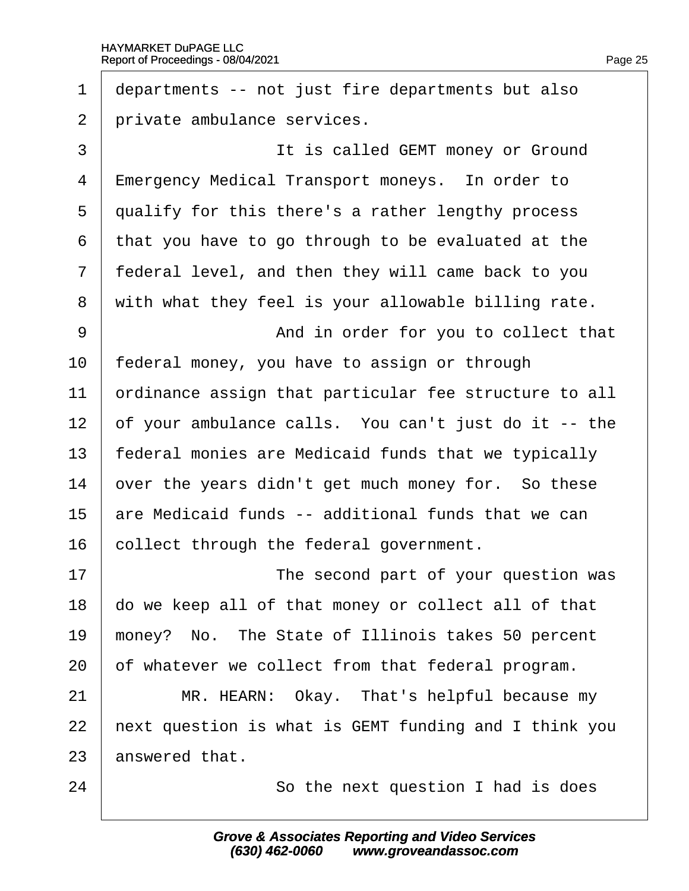departments -- not just fire departments but also private ambulance services.

It is called GEMT money or Ground Emergency Medical Transport moneys. In order to qualify for this there's a rather lengthy process that you have to go through to be evaluated at the federal level, and then they will came back to you with what they feel is your allowable billing rate.

And in order for you to collect that federal money, you have to assign or through ordinance assign that particular fee structure to all of your ambulance calls. You can't just do it -- the federal monies are Medicaid funds that we typically over the years didn't get much money for. So these are Medicaid funds -- additional funds that we can collect through the federal government.

The second part of your question was do we keep all of that money or collect all of that money? No. The State of Illinois takes 50 percent of whatever we collect from that federal program.

MR. HEARN: Okay. That's helpful because my next question is what is GEMT funding and I think you answered that.

So the next question I had is does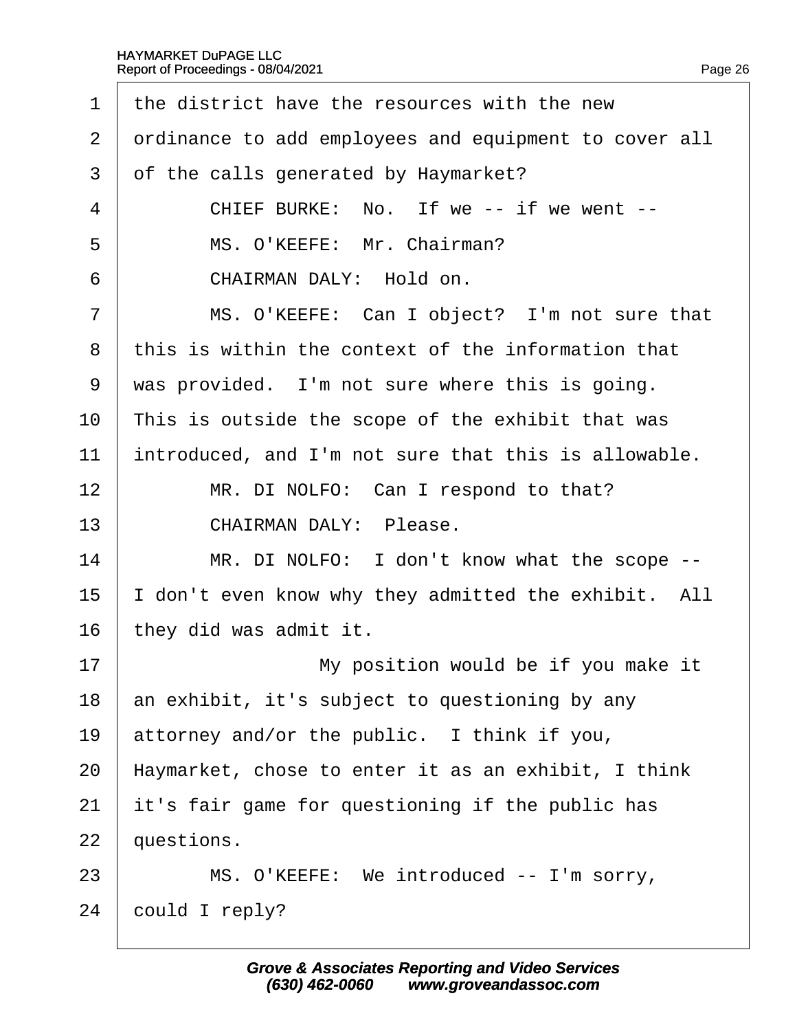1 the district have the resources with the new
2 ordinance to add employees and equipment to cover all
3 of the calls generated by Haymarket?
4 CHIEF BURKE: No. If we -- if we went --
5 MS. O'KEEFE: Mr. Chairman?
6 CHAIRMAN DALY: Hold on.
7 MS. O'KEEFE: Can I object? I'm not sure that
8 this is within the context of the information that
9 was provided. I'm not sure where this is going.
10 This is outside the scope of the exhibit that was
11 introduced, and I'm not sure that this is allowable.
12 MR. DI NOLFO: Can I respond to that?
13 CHAIRMAN DALY: Please.
14 MR. DI NOLFO: I don't know what the scope --
15 I don't even know why they admitted the exhibit. All
16 they did was admit it.
17 My position would be if you make it
18 an exhibit, it's subject to questioning by any
19 attorney and/or the public. I think if you,
20 Haymarket, chose to enter it as an exhibit, I think
21 it's fair game for questioning if the public has
22 questions.
23 MS. O'KEEFE: We introduced -- I'm sorry,
24 could I reply?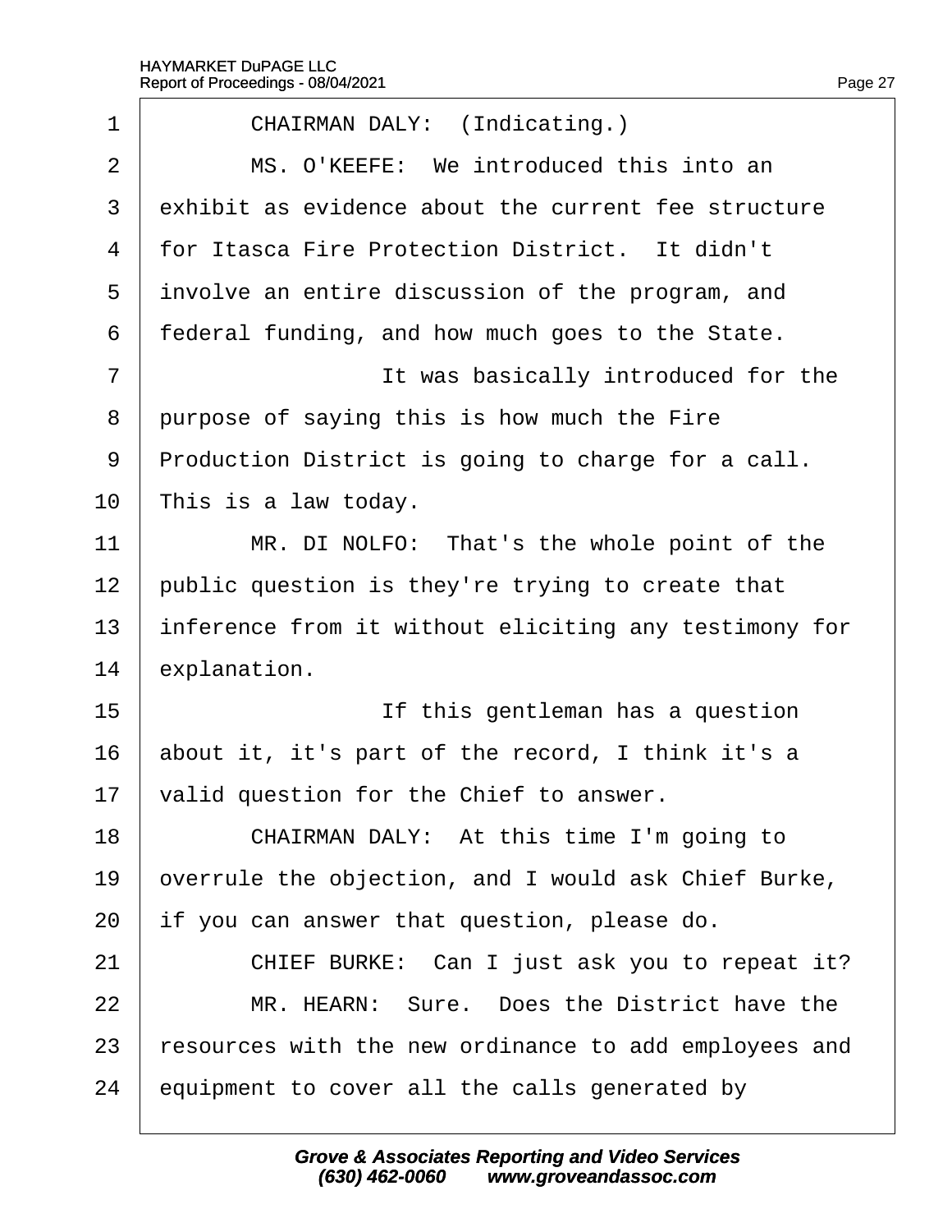1 CHAIRMAN DALY: (Indicating.)

2 MS. O'KEEFE: We introduced this into an

3 exhibit as evidence about the current fee structure

4 for Itasca Fire Protection District. It didn't

5 involve an entire discussion of the program, and

6 federal funding, and how much goes to the State.

7 It was basically introduced for the

8 purpose of saying this is how much the Fire

9 Production District is going to charge for a call.

10 This is a law today.

11 MR. DI NOLFO: That's the whole point of the

12 public question is they're trying to create that

13 inference from it without eliciting any testimony for

14 explanation.

15 If this gentleman has a question

16 about it, it's part of the record, I think it's a

17 valid question for the Chief to answer.

18 CHAIRMAN DALY: At this time I'm going to

19 overrule the objection, and I would ask Chief Burke,

20 if you can answer that question, please do.

21 CHIEF BURKE: Can I just ask you to repeat it?

22 MR. HEARN: Sure. Does the District have the

23 resources with the new ordinance to add employees and

24 equipment to cover all the calls generated by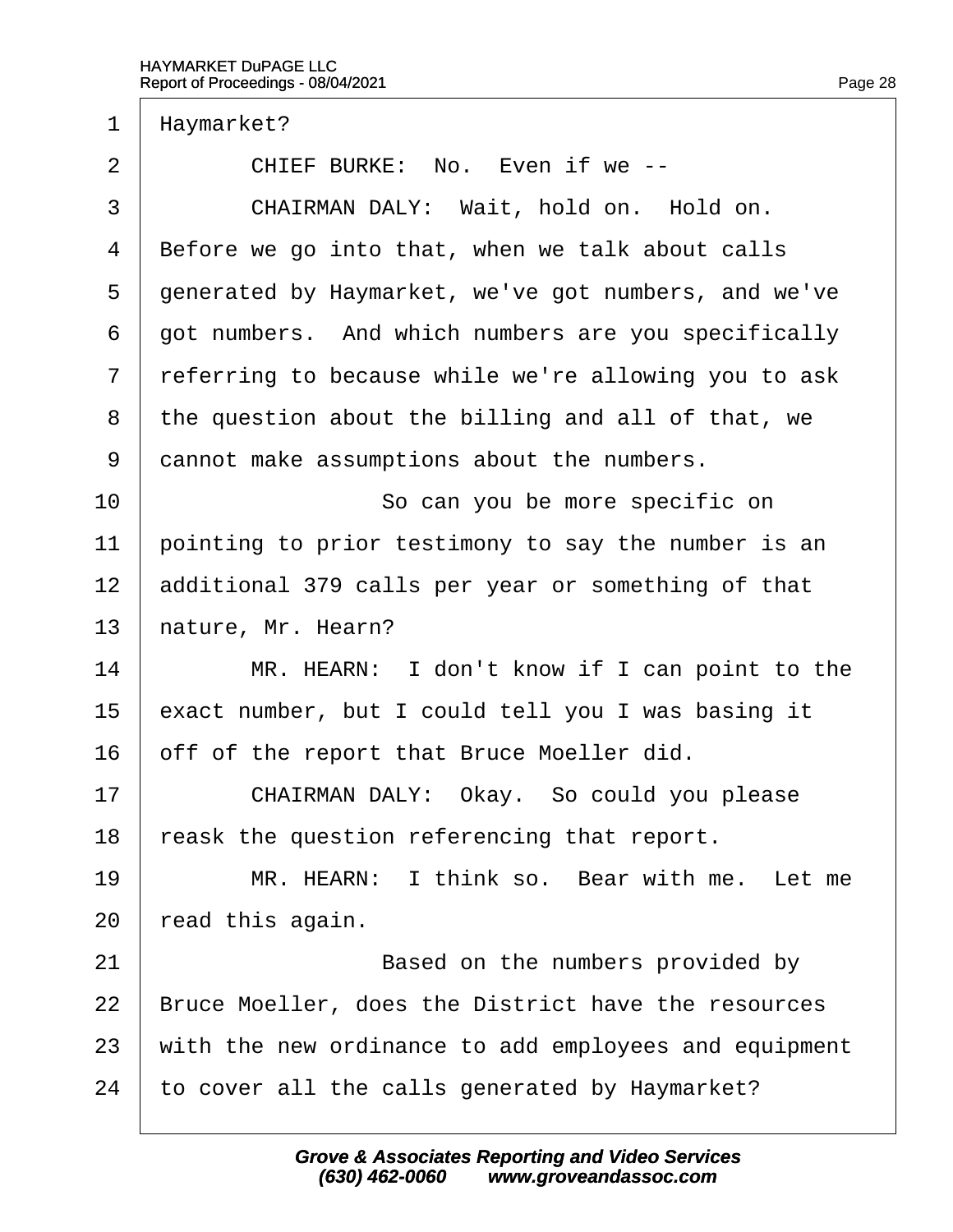1 Haymarket?

2 CHIEF BURKE: No. Even if we --

3 CHAIRMAN DALY: Wait, hold on. Hold on.

4 Before we go into that, when we talk about calls

5 generated by Haymarket, we've got numbers, and we've

6 got numbers. And which numbers are you specifically

7 referring to because while we're allowing you to ask

8 the question about the billing and all of that, we

9 cannot make assumptions about the numbers.

10 So can you be more specific on

11 pointing to prior testimony to say the number is an

12 additional 379 calls per year or something of that

13 nature, Mr. Hearn?

14 MR. HEARN: I don't know if I can point to the

15 exact number, but I could tell you I was basing it

16 off of the report that Bruce Moeller did.

17 CHAIRMAN DALY: Okay. So could you please

18 reask the question referencing that report.

19 MR. HEARN: I think so. Bear with me. Let me

20 read this again.

21 Based on the numbers provided by

22 Bruce Moeller, does the District have the resources

23 with the new ordinance to add employees and equipment

24 to cover all the calls generated by Haymarket?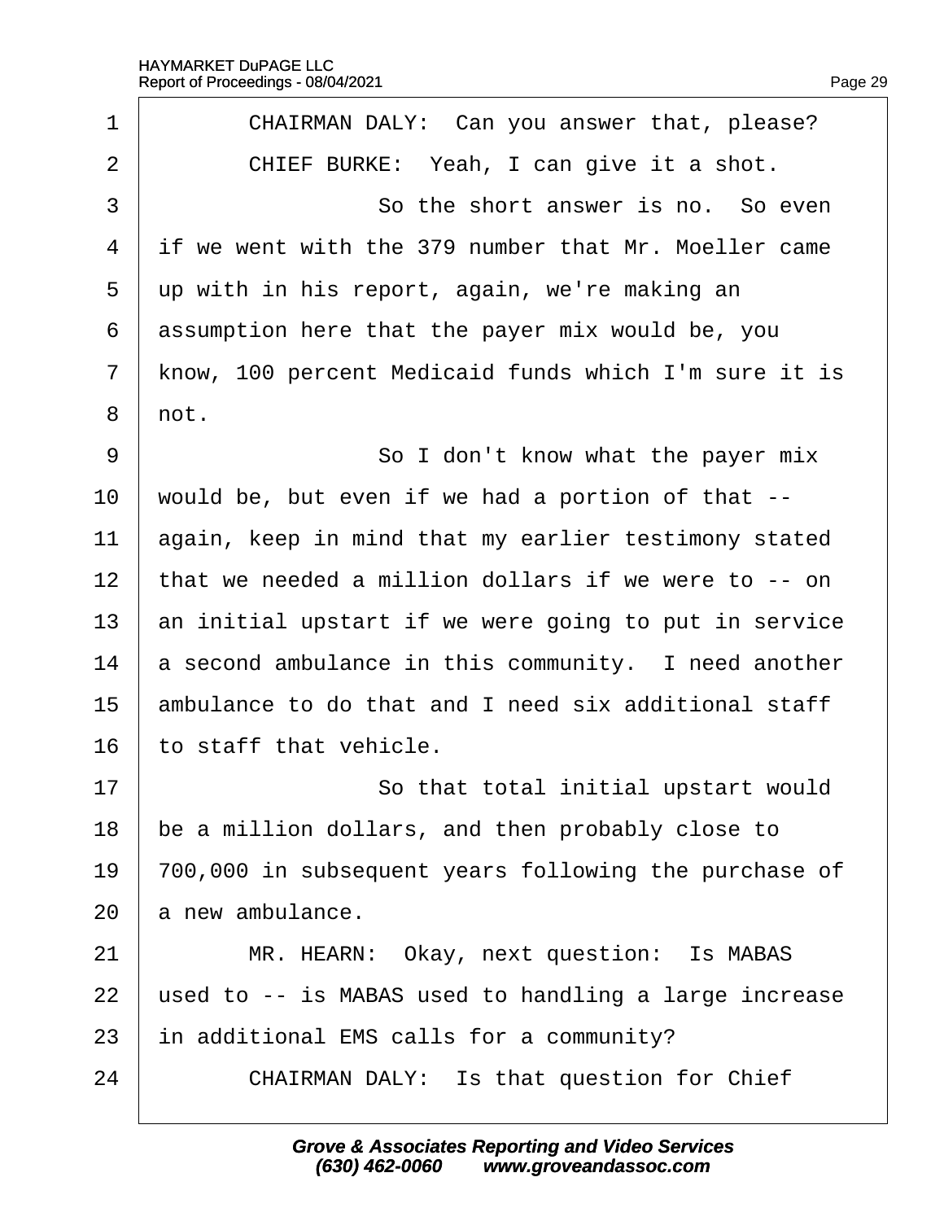1 CHAIRMAN DALY: Can you answer that, please?

2 CHIEF BURKE: Yeah, I can give it a shot.

3 So the short answer is no. So even

4 if we went with the 379 number that Mr. Moeller came

5 up with in his report, again, we're making an

6 assumption here that the payer mix would be, you

7 know, 100 percent Medicaid funds which I'm sure it is

8 not.

9 So I don't know what the payer mix

10 would be, but even if we had a portion of that --

11 again, keep in mind that my earlier testimony stated

12 that we needed a million dollars if we were to -- on

13 an initial upstart if we were going to put in service

14 a second ambulance in this community. I need another

15 ambulance to do that and I need six additional staff

16 to staff that vehicle.

17 So that total initial upstart would

18 be a million dollars, and then probably close to

19 700,000 in subsequent years following the purchase of

20 a new ambulance.

21 MR. HEARN: Okay, next question: Is MABAS

22 used to -- is MABAS used to handling a large increase

23 in additional EMS calls for a community?

24 CHAIRMAN DALY: Is that question for Chief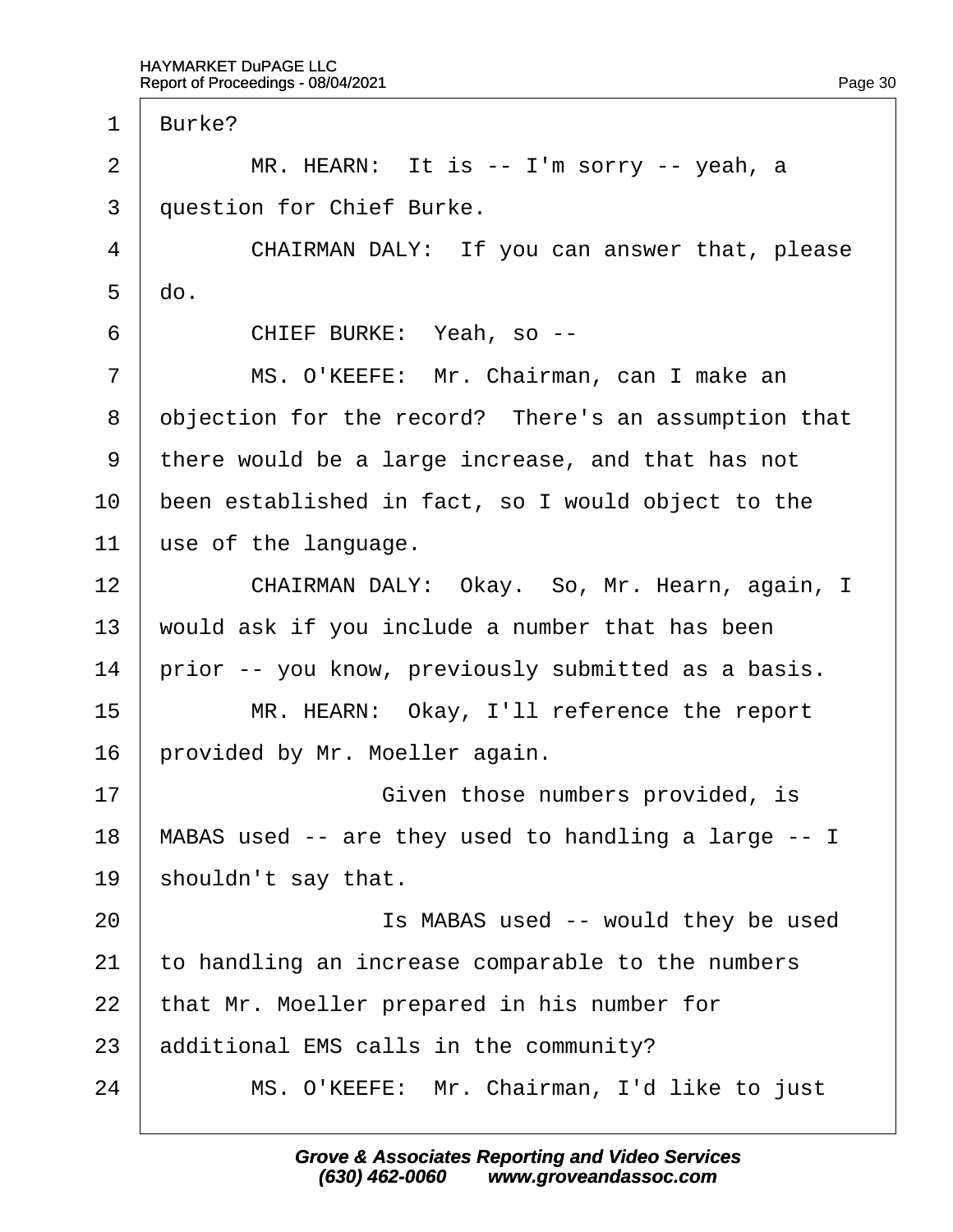1 Burke?

2 MR. HEARN: It is -- I'm sorry -- yeah, a

3 question for Chief Burke.

4 CHAIRMAN DALY: If you can answer that, please

5 do.

6 CHIEF BURKE: Yeah, so --

7 MS. O'KEEFE: Mr. Chairman, can I make an

8 objection for the record? There's an assumption that

9 there would be a large increase, and that has not

10 been established in fact, so I would object to the

11 use of the language.

12 CHAIRMAN DALY: Okay. So, Mr. Hearn, again, I

13 would ask if you include a number that has been

14 prior -- you know, previously submitted as a basis.

15 MR. HEARN: Okay, I'll reference the report

16 provided by Mr. Moeller again.

17 Given those numbers provided, is

18 MABAS used -- are they used to handling a large -- I

19 shouldn't say that.

20 Is MABAS used -- would they be used

21 to handling an increase comparable to the numbers

22 that Mr. Moeller prepared in his number for

23 additional EMS calls in the community?

24 MS. O'KEEFE: Mr. Chairman, I'd like to just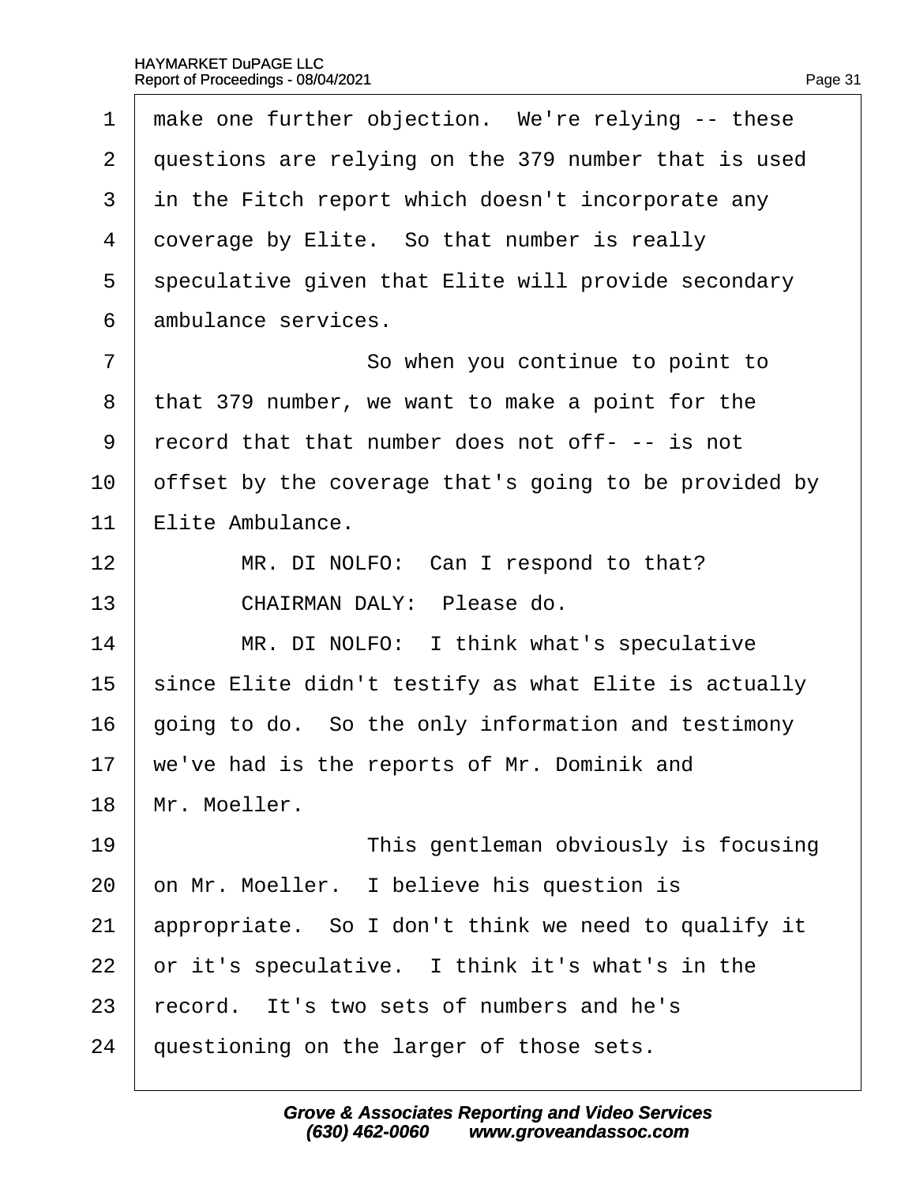1 make one further objection. We're relying -- these
2 questions are relying on the 379 number that is used
3 in the Fitch report which doesn't incorporate any
4 coverage by Elite. So that number is really
5 speculative given that Elite will provide secondary
6 ambulance services.
7 So when you continue to point to
8 that 379 number, we want to make a point for the
9 record that that number does not off- -- is not
10 offset by the coverage that's going to be provided by
11 Elite Ambulance.
12 MR. DI NOLFO: Can I respond to that?
13 CHAIRMAN DALY: Please do.
14 MR. DI NOLFO: I think what's speculative
15 since Elite didn't testify as what Elite is actually
16 going to do. So the only information and testimony
17 we've had is the reports of Mr. Dominik and
18 Mr. Moeller.
19 This gentleman obviously is focusing
20 on Mr. Moeller. I believe his question is
21 appropriate. So I don't think we need to qualify it
22 or it's speculative. I think it's what's in the
23 record. It's two sets of numbers and he's
24 questioning on the larger of those sets.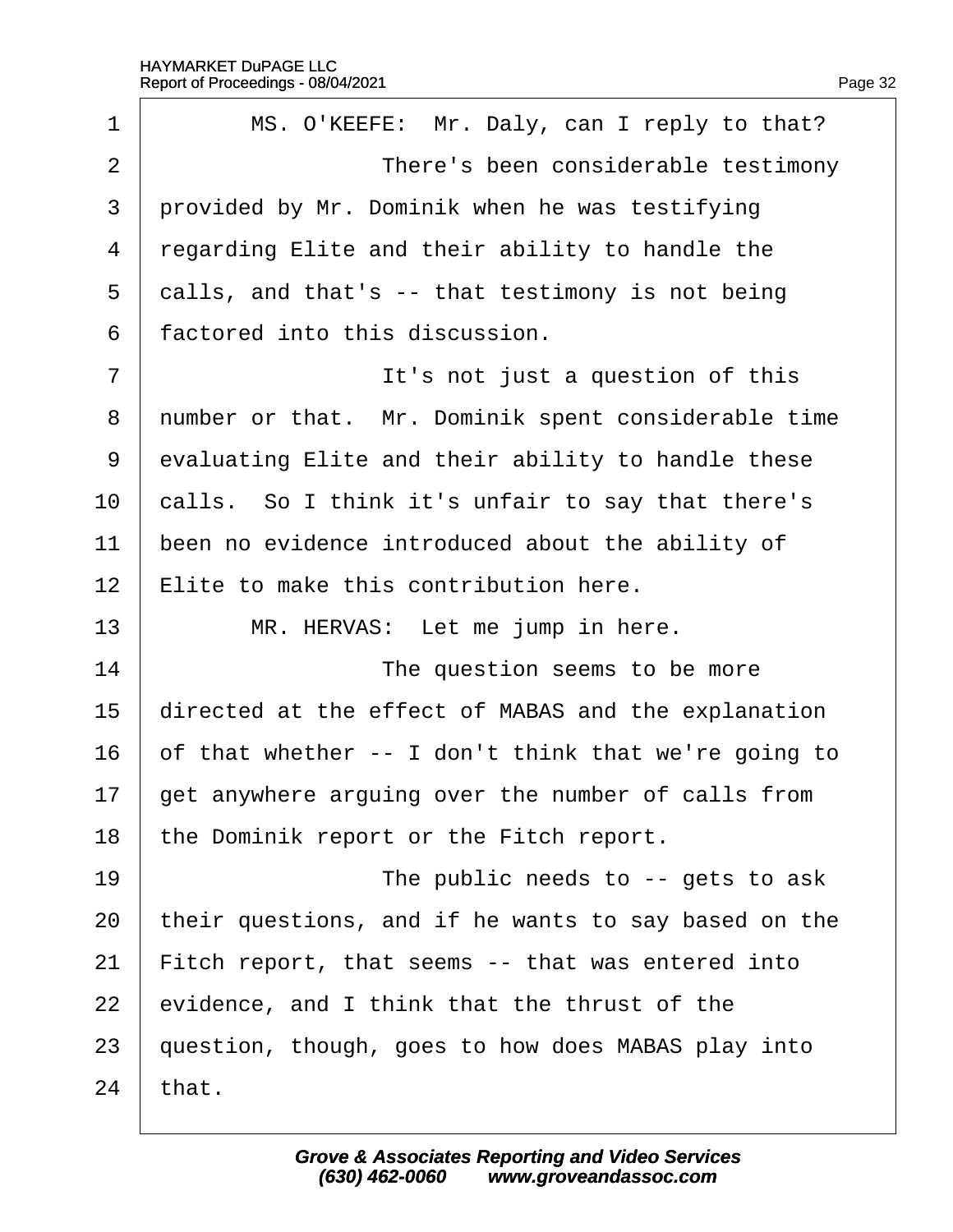MS. O'KEEFE: Mr. Daly, can I reply to that?

There's been considerable testimony provided by Mr. Dominik when he was testifying regarding Elite and their ability to handle the calls, and that's -- that testimony is not being factored into this discussion.

It's not just a question of this number or that. Mr. Dominik spent considerable time evaluating Elite and their ability to handle these calls. So I think it's unfair to say that there's been no evidence introduced about the ability of Elite to make this contribution here.

MR. HERVAS: Let me jump in here.

The question seems to be more directed at the effect of MABAS and the explanation of that whether -- I don't think that we're going to get anywhere arguing over the number of calls from the Dominik report or the Fitch report.

The public needs to -- gets to ask their questions, and if he wants to say based on the Fitch report, that seems -- that was entered into evidence, and I think that the thrust of the question, though, goes to how does MABAS play into that.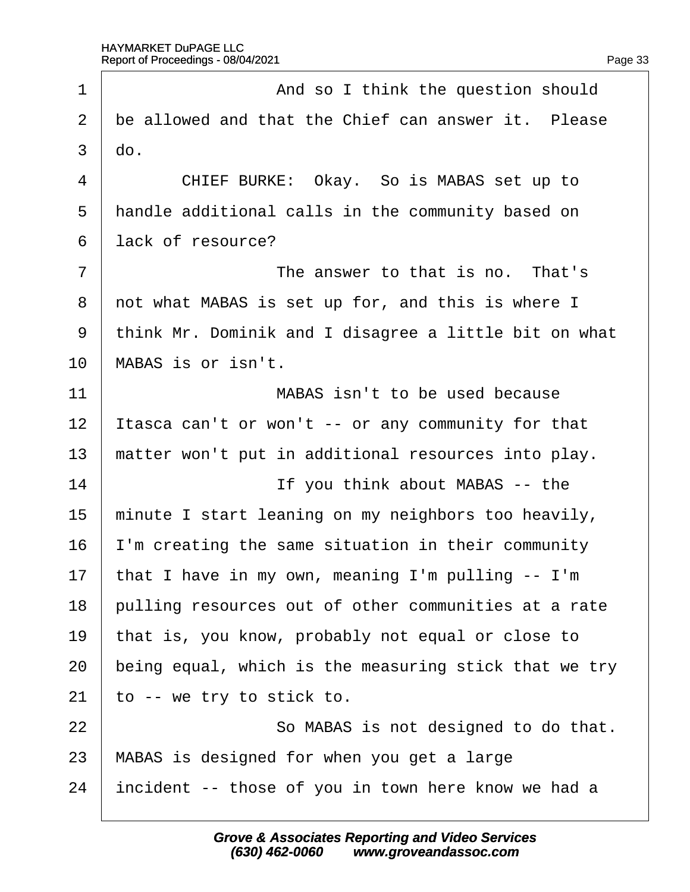And so I think the question should be allowed and that the Chief can answer it. Please do.

CHIEF BURKE: Okay. So is MABAS set up to handle additional calls in the community based on lack of resource?

The answer to that is no. That's not what MABAS is set up for, and this is where I think Mr. Dominik and I disagree a little bit on what MABAS is or isn't.

MABAS isn't to be used because Itasca can't or won't -- or any community for that matter won't put in additional resources into play.

If you think about MABAS -- the minute I start leaning on my neighbors too heavily, I'm creating the same situation in their community that I have in my own, meaning I'm pulling -- I'm pulling resources out of other communities at a rate that is, you know, probably not equal or close to being equal, which is the measuring stick that we try to -- we try to stick to.

So MABAS is not designed to do that. MABAS is designed for when you get a large incident -- those of you in town here know we had a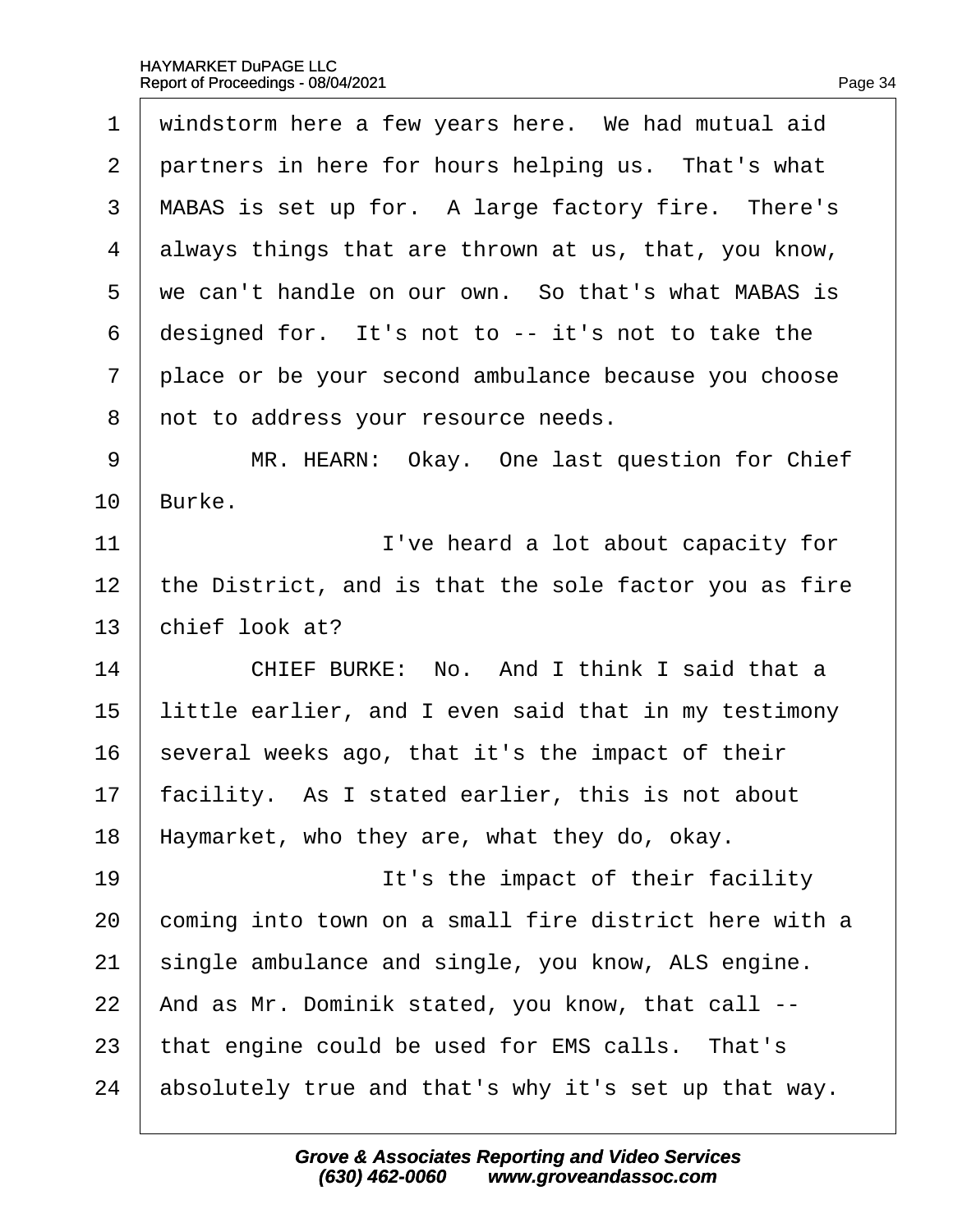1 windstorm here a few years here. We had mutual aid
2 partners in here for hours helping us. That's what
3 MABAS is set up for. A large factory fire. There's
4 always things that are thrown at us, that, you know,
5 we can't handle on our own. So that's what MABAS is
6 designed for. It's not to -- it's not to take the
7 place or be your second ambulance because you choose
8 not to address your resource needs.
9 MR. HEARN: Okay. One last question for Chief
10 Burke.
11 I've heard a lot about capacity for
12 the District, and is that the sole factor you as fire
13 chief look at?
14 CHIEF BURKE: No. And I think I said that a
15 little earlier, and I even said that in my testimony
16 several weeks ago, that it's the impact of their
17 facility. As I stated earlier, this is not about
18 Haymarket, who they are, what they do, okay.
19 It's the impact of their facility
20 coming into town on a small fire district here with a
21 single ambulance and single, you know, ALS engine.
22 And as Mr. Dominik stated, you know, that call --
23 that engine could be used for EMS calls. That's
24 absolutely true and that's why it's set up that way.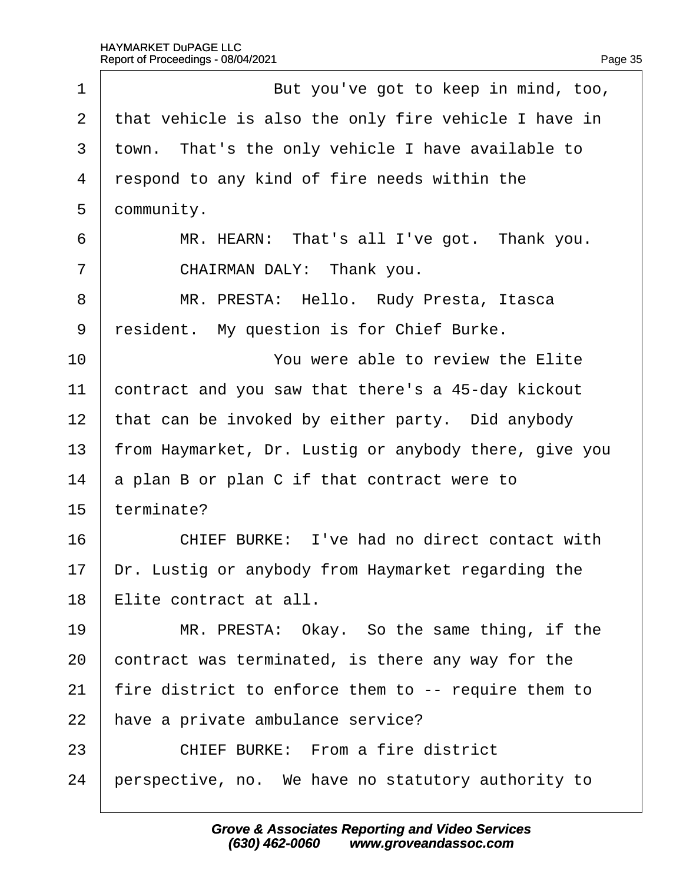But you've got to keep in mind, too, that vehicle is also the only fire vehicle I have in town. That's the only vehicle I have available to respond to any kind of fire needs within the community.

MR. HEARN: That's all I've got. Thank you.

CHAIRMAN DALY: Thank you.

MR. PRESTA: Hello. Rudy Presta, Itasca resident. My question is for Chief Burke.

You were able to review the Elite contract and you saw that there's a 45-day kickout that can be invoked by either party. Did anybody from Haymarket, Dr. Lustig or anybody there, give you a plan B or plan C if that contract were to terminate?

CHIEF BURKE: I've had no direct contact with Dr. Lustig or anybody from Haymarket regarding the Elite contract at all.

MR. PRESTA: Okay. So the same thing, if the contract was terminated, is there any way for the fire district to enforce them to -- require them to have a private ambulance service?

CHIEF BURKE: From a fire district perspective, no. We have no statutory authority to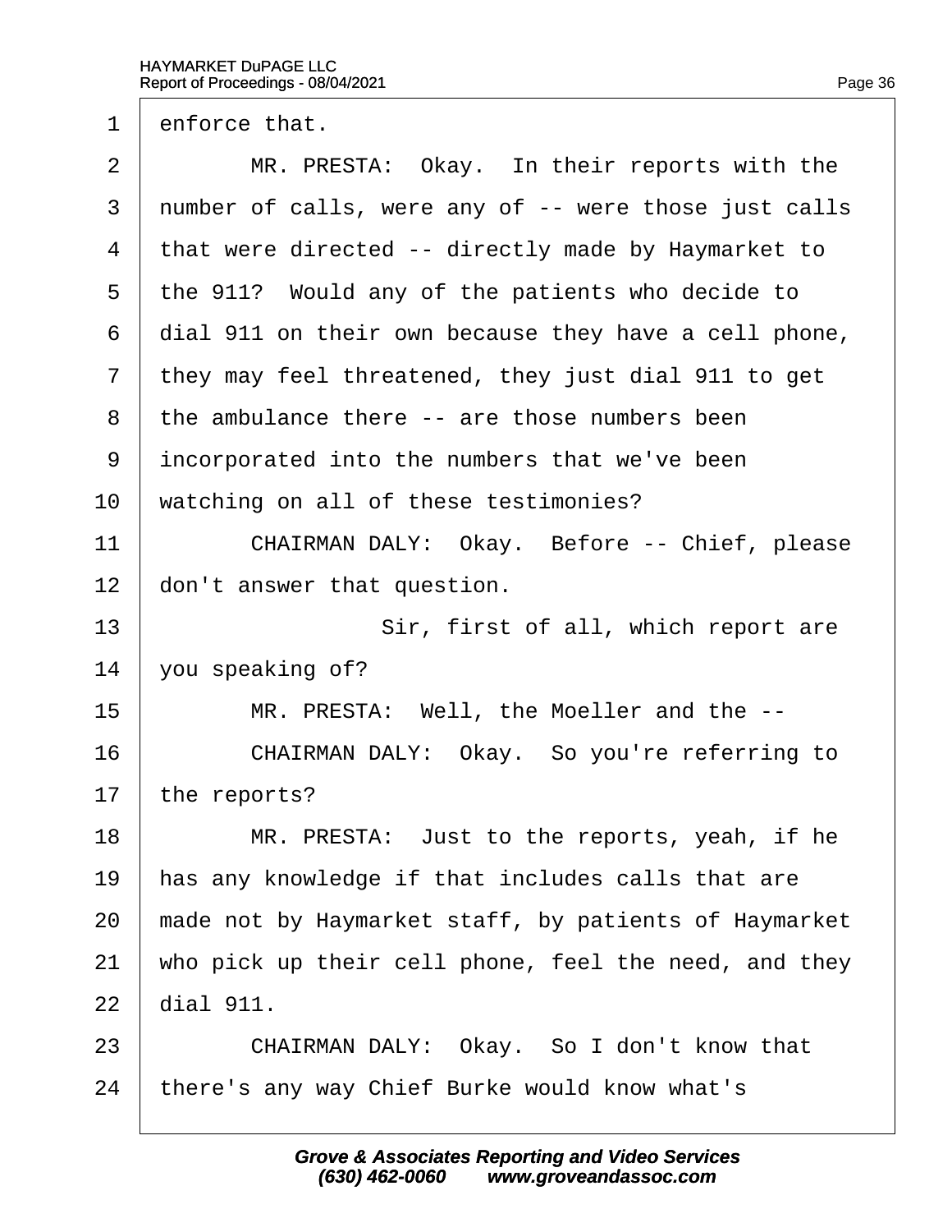1 enforce that.

2 MR. PRESTA: Okay. In their reports with the

3 number of calls, were any of -- were those just calls

4 that were directed -- directly made by Haymarket to

5 the 911? Would any of the patients who decide to

6 dial 911 on their own because they have a cell phone,

7 they may feel threatened, they just dial 911 to get

8 the ambulance there -- are those numbers been

9 incorporated into the numbers that we've been

10 watching on all of these testimonies?

11 CHAIRMAN DALY: Okay. Before -- Chief, please

12 don't answer that question.

13 Sir, first of all, which report are

14 you speaking of?

15 MR. PRESTA: Well, the Moeller and the --

16 CHAIRMAN DALY: Okay. So you're referring to

17 the reports?

18 MR. PRESTA: Just to the reports, yeah, if he

19 has any knowledge if that includes calls that are

20 made not by Haymarket staff, by patients of Haymarket

21 who pick up their cell phone, feel the need, and they

22 dial 911.

23 CHAIRMAN DALY: Okay. So I don't know that

24 there's any way Chief Burke would know what's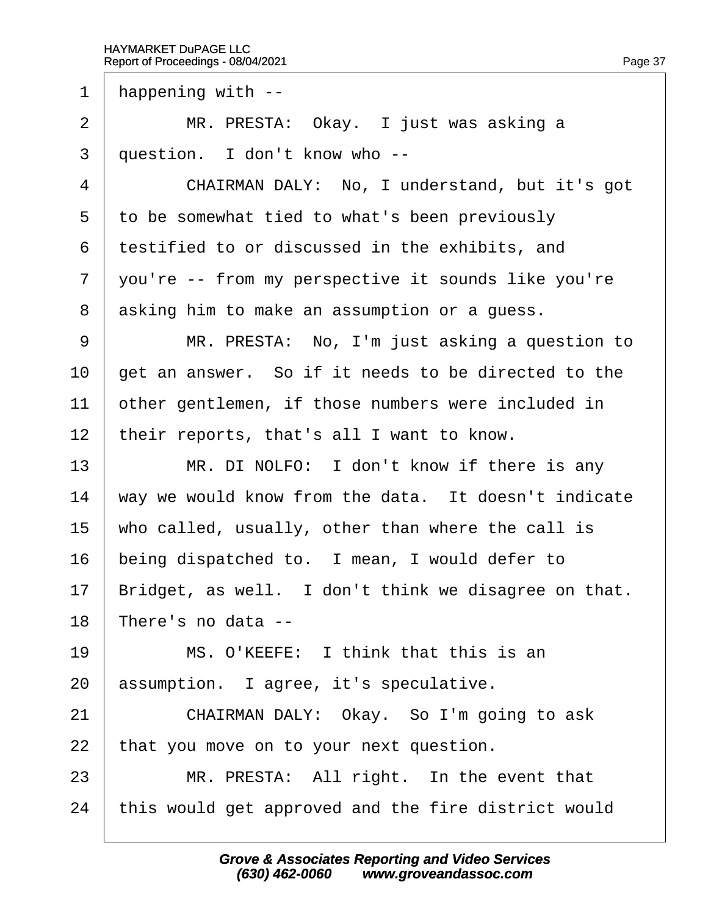1 happening with --

2 MR. PRESTA: Okay. I just was asking a

3 question. I don't know who --

4 CHAIRMAN DALY: No, I understand, but it's got

5 to be somewhat tied to what's been previously

6 testified to or discussed in the exhibits, and

7 you're -- from my perspective it sounds like you're

8 asking him to make an assumption or a guess.

9 MR. PRESTA: No, I'm just asking a question to

10 get an answer. So if it needs to be directed to the

11 other gentlemen, if those numbers were included in

12 their reports, that's all I want to know.

13 MR. DI NOLFO: I don't know if there is any

14 way we would know from the data. It doesn't indicate

15 who called, usually, other than where the call is

16 being dispatched to. I mean, I would defer to

17 Bridget, as well. I don't think we disagree on that.

18 There's no data --

19 MS. O'KEEFE: I think that this is an

20 assumption. I agree, it's speculative.

21 CHAIRMAN DALY: Okay. So I'm going to ask

22 that you move on to your next question.

23 MR. PRESTA: All right. In the event that

24 this would get approved and the fire district would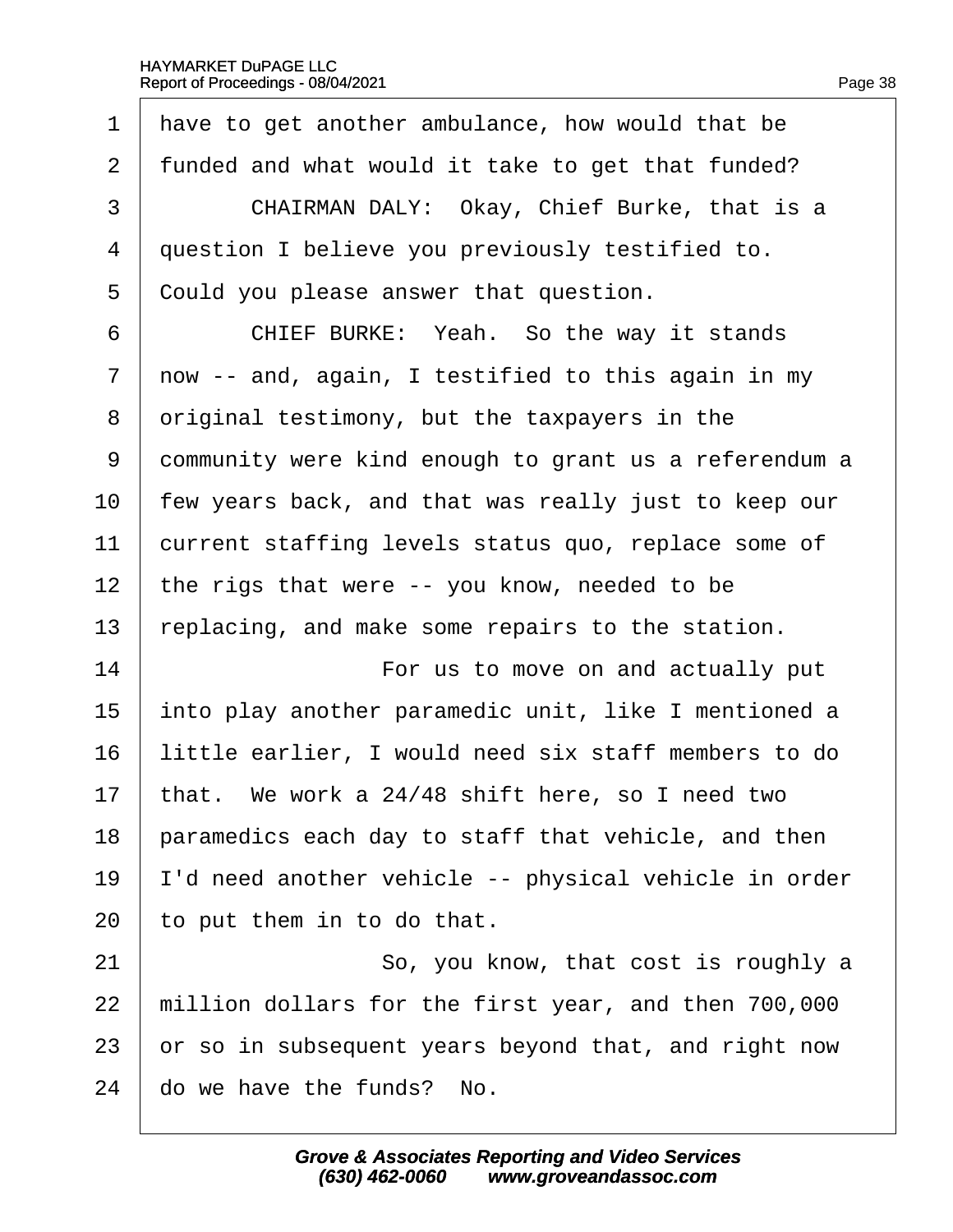have to get another ambulance, how would that be funded and what would it take to get that funded?

CHAIRMAN DALY: Okay, Chief Burke, that is a question I believe you previously testified to. Could you please answer that question.

CHIEF BURKE: Yeah. So the way it stands now -- and, again, I testified to this again in my original testimony, but the taxpayers in the community were kind enough to grant us a referendum a few years back, and that was really just to keep our current staffing levels status quo, replace some of the rigs that were -- you know, needed to be replacing, and make some repairs to the station.

For us to move on and actually put into play another paramedic unit, like I mentioned a little earlier, I would need six staff members to do that. We work a 24/48 shift here, so I need two paramedics each day to staff that vehicle, and then I'd need another vehicle -- physical vehicle in order to put them in to do that.

So, you know, that cost is roughly a million dollars for the first year, and then 700,000 or so in subsequent years beyond that, and right now do we have the funds? No.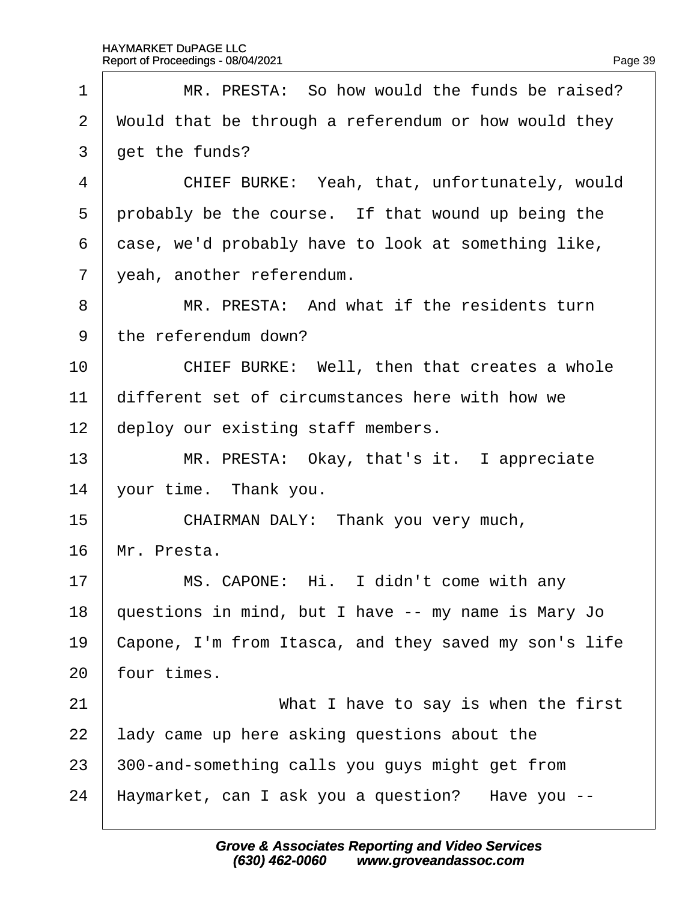1 MR. PRESTA: So how would the funds be raised?
2 Would that be through a referendum or how would they
3 get the funds?

4 CHIEF BURKE: Yeah, that, unfortunately, would
5 probably be the course. If that wound up being the
6 case, we'd probably have to look at something like,
7 yeah, another referendum.

8 MR. PRESTA: And what if the residents turn
9 the referendum down?

10 CHIEF BURKE: Well, then that creates a whole
11 different set of circumstances here with how we
12 deploy our existing staff members.

13 MR. PRESTA: Okay, that's it. I appreciate
14 your time. Thank you.

15 CHAIRMAN DALY: Thank you very much,
16 Mr. Presta.

17 MS. CAPONE: Hi. I didn't come with any
18 questions in mind, but I have -- my name is Mary Jo
19 Capone, I'm from Itasca, and they saved my son's life
20 four times.

21 What I have to say is when the first
22 lady came up here asking questions about the
23 300-and-something calls you guys might get from
24 Haymarket, can I ask you a question? Have you --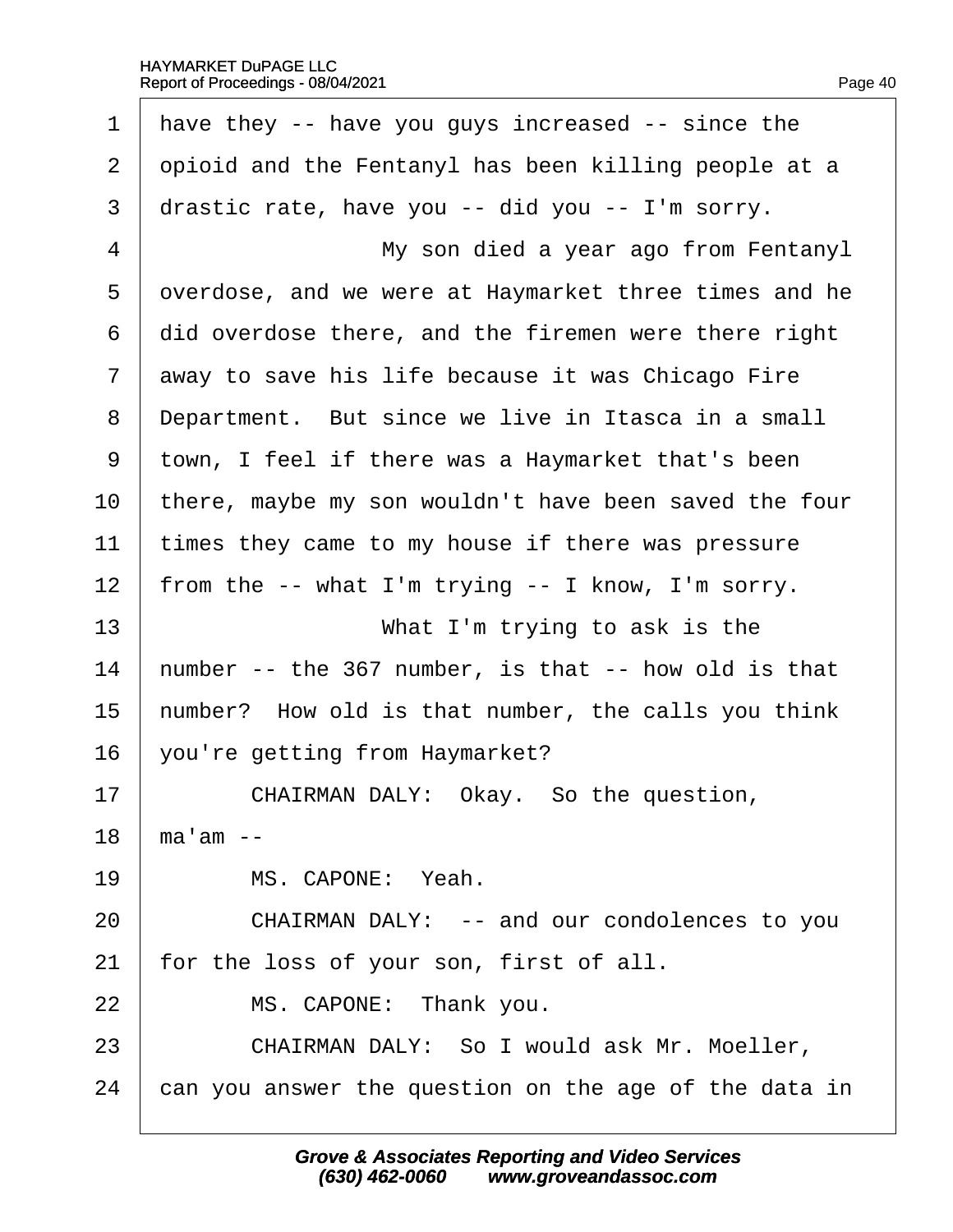1 have they -- have you guys increased -- since the
2 opioid and the Fentanyl has been killing people at a
3 drastic rate, have you -- did you -- I'm sorry.
4 My son died a year ago from Fentanyl
5 overdose, and we were at Haymarket three times and he
6 did overdose there, and the firemen were there right
7 away to save his life because it was Chicago Fire
8 Department. But since we live in Itasca in a small
9 town, I feel if there was a Haymarket that's been
10 there, maybe my son wouldn't have been saved the four
11 times they came to my house if there was pressure
12 from the -- what I'm trying -- I know, I'm sorry.
13 What I'm trying to ask is the
14 number -- the 367 number, is that -- how old is that
15 number? How old is that number, the calls you think
16 you're getting from Haymarket?
17 CHAIRMAN DALY: Okay. So the question,
18 ma'am --
19 MS. CAPONE: Yeah.
20 CHAIRMAN DALY: -- and our condolences to you
21 for the loss of your son, first of all.
22 MS. CAPONE: Thank you.
23 CHAIRMAN DALY: So I would ask Mr. Moeller,
24 can you answer the question on the age of the data in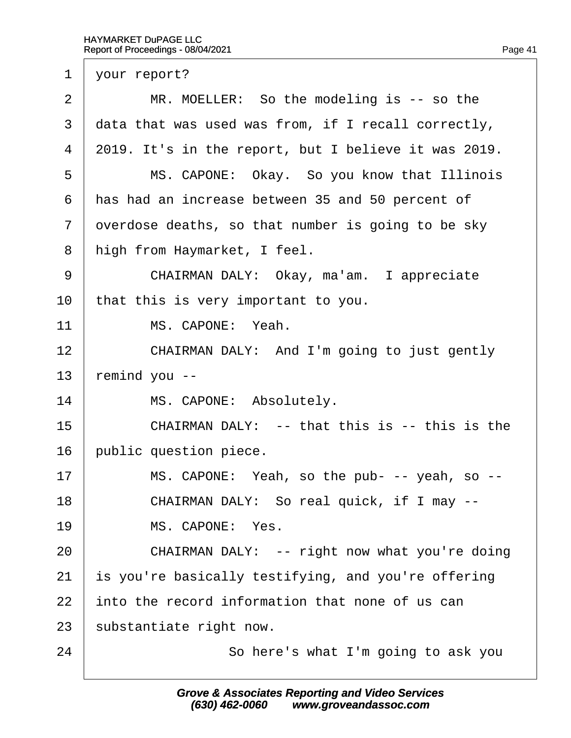1 your report?

2 MR. MOELLER: So the modeling is -- so the

3 data that was used was from, if I recall correctly,

4 2019. It's in the report, but I believe it was 2019.

5 MS. CAPONE: Okay. So you know that Illinois

6 has had an increase between 35 and 50 percent of

7 overdose deaths, so that number is going to be sky

8 high from Haymarket, I feel.

9 CHAIRMAN DALY: Okay, ma'am. I appreciate

10 that this is very important to you.

11 MS. CAPONE: Yeah.

12 CHAIRMAN DALY: And I'm going to just gently

13 remind you --

14 MS. CAPONE: Absolutely.

15 CHAIRMAN DALY: -- that this is -- this is the

16 public question piece.

17 MS. CAPONE: Yeah, so the pub- -- yeah, so --

18 CHAIRMAN DALY: So real quick, if I may --

19 MS. CAPONE: Yes.

20 CHAIRMAN DALY: -- right now what you're doing

21 is you're basically testifying, and you're offering

22 into the record information that none of us can

23 substantiate right now.

24 So here's what I'm going to ask you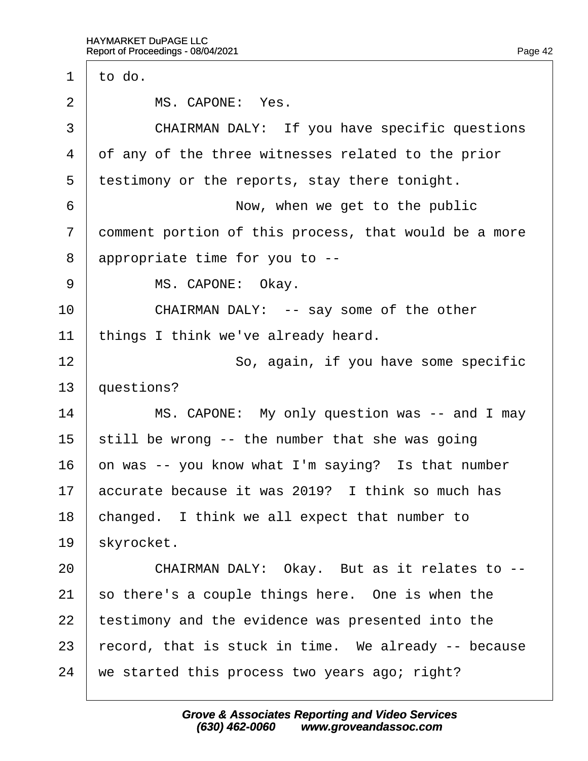1 to do.

2 MS. CAPONE: Yes.

3 CHAIRMAN DALY: If you have specific questions

4 of any of the three witnesses related to the prior

5 testimony or the reports, stay there tonight.

6 Now, when we get to the public

7 comment portion of this process, that would be a more

8 appropriate time for you to --

9 MS. CAPONE: Okay.

10 CHAIRMAN DALY: -- say some of the other

11 things I think we've already heard.

12 So, again, if you have some specific

13 questions?

14 MS. CAPONE: My only question was -- and I may

15 still be wrong -- the number that she was going

16 on was -- you know what I'm saying? Is that number

17 accurate because it was 2019? I think so much has

18 changed. I think we all expect that number to

19 skyrocket.

20 CHAIRMAN DALY: Okay. But as it relates to --

21 so there's a couple things here. One is when the

22 testimony and the evidence was presented into the

23 record, that is stuck in time. We already -- because

24 we started this process two years ago; right?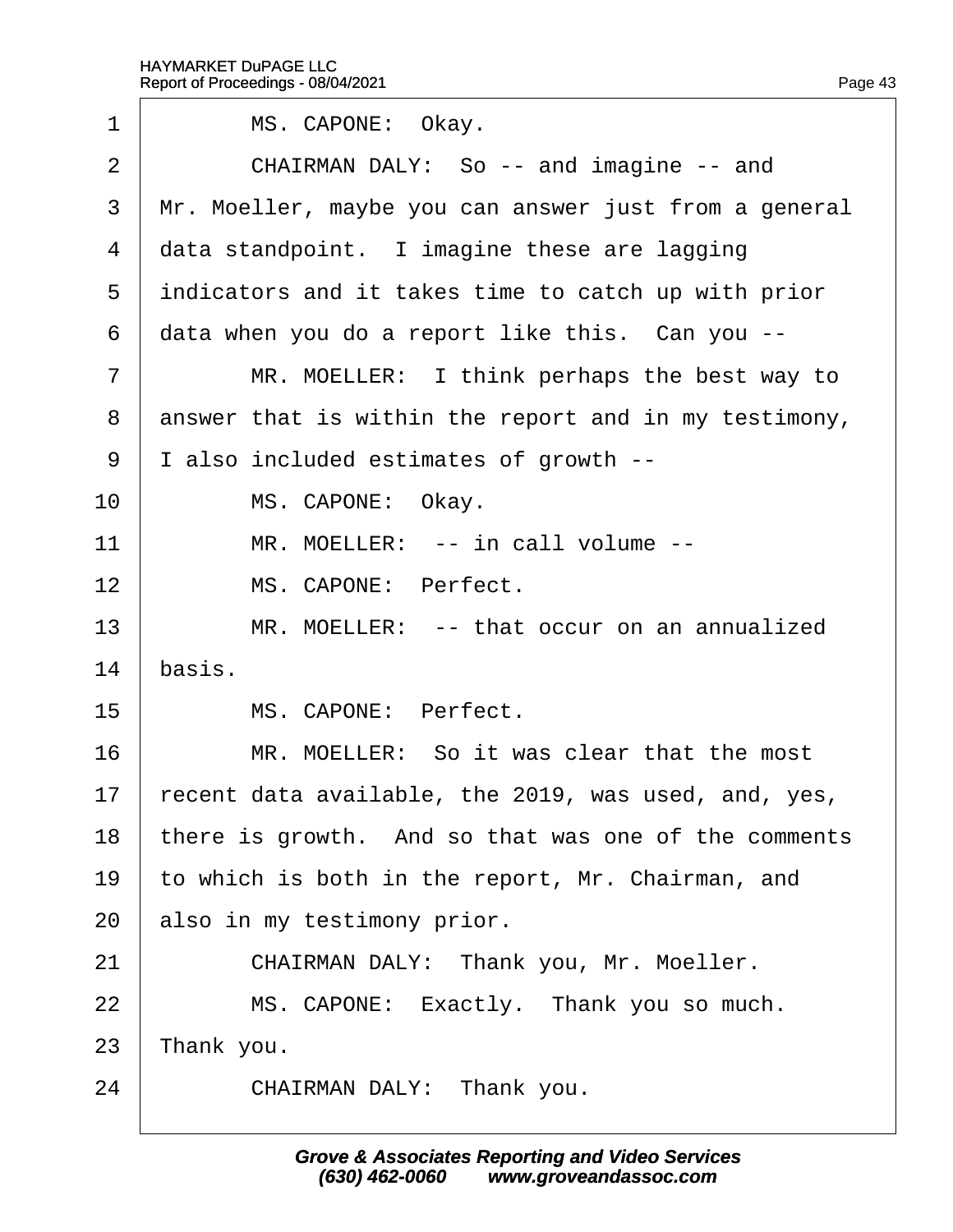MS. CAPONE: Okay.

CHAIRMAN DALY: So -- and imagine -- and Mr. Moeller, maybe you can answer just from a general data standpoint. I imagine these are lagging indicators and it takes time to catch up with prior data when you do a report like this. Can you --

MR. MOELLER: I think perhaps the best way to answer that is within the report and in my testimony, I also included estimates of growth --

MS. CAPONE: Okay.

MR. MOELLER: -- in call volume --

MS. CAPONE: Perfect.

MR. MOELLER: -- that occur on an annualized basis.

MS. CAPONE: Perfect.

MR. MOELLER: So it was clear that the most recent data available, the 2019, was used, and, yes, there is growth. And so that was one of the comments to which is both in the report, Mr. Chairman, and also in my testimony prior.

CHAIRMAN DALY: Thank you, Mr. Moeller.

MS. CAPONE: Exactly. Thank you so much. Thank you.

CHAIRMAN DALY: Thank you.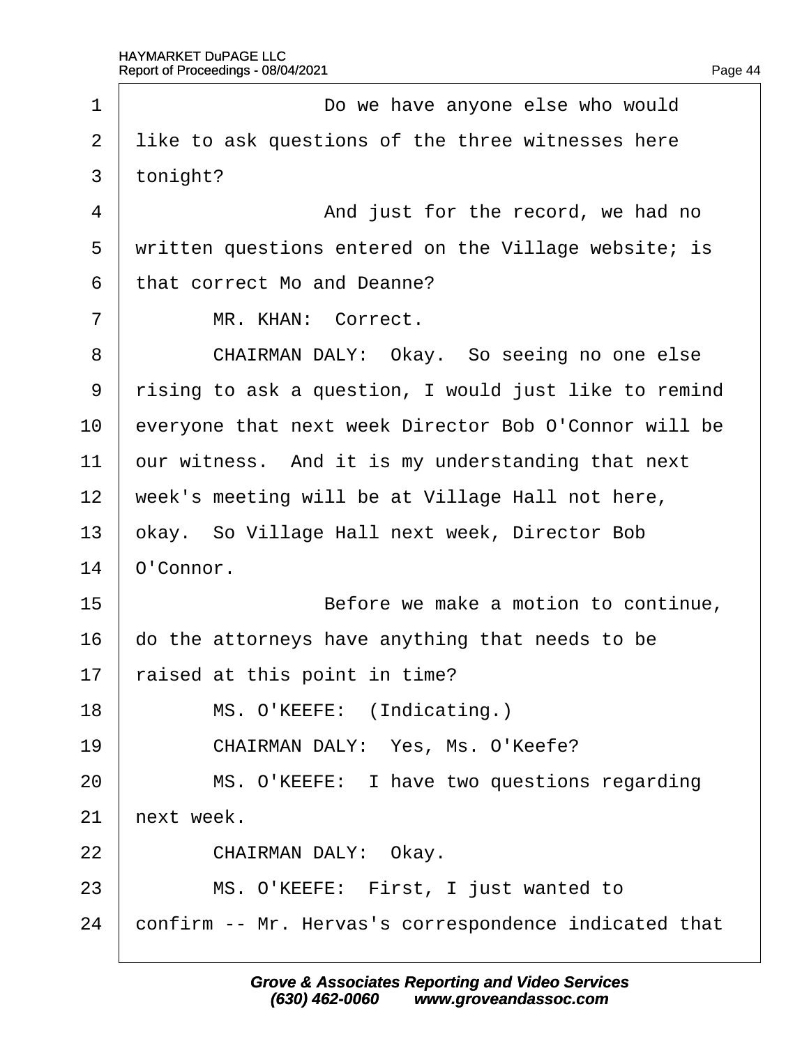1 Do we have anyone else who would
2 like to ask questions of the three witnesses here
3 tonight?
4 And just for the record, we had no
5 written questions entered on the Village website; is
6 that correct Mo and Deanne?
7 MR. KHAN: Correct.
8 CHAIRMAN DALY: Okay. So seeing no one else
9 rising to ask a question, I would just like to remind
10 everyone that next week Director Bob O'Connor will be
11 our witness. And it is my understanding that next
12 week's meeting will be at Village Hall not here,
13 okay. So Village Hall next week, Director Bob
14 O'Connor.
15 Before we make a motion to continue,
16 do the attorneys have anything that needs to be
17 raised at this point in time?
18 MS. O'KEEFE: (Indicating.)
19 CHAIRMAN DALY: Yes, Ms. O'Keefe?
20 MS. O'KEEFE: I have two questions regarding
21 next week.
22 CHAIRMAN DALY: Okay.
23 MS. O'KEEFE: First, I just wanted to
24 confirm -- Mr. Hervas's correspondence indicated that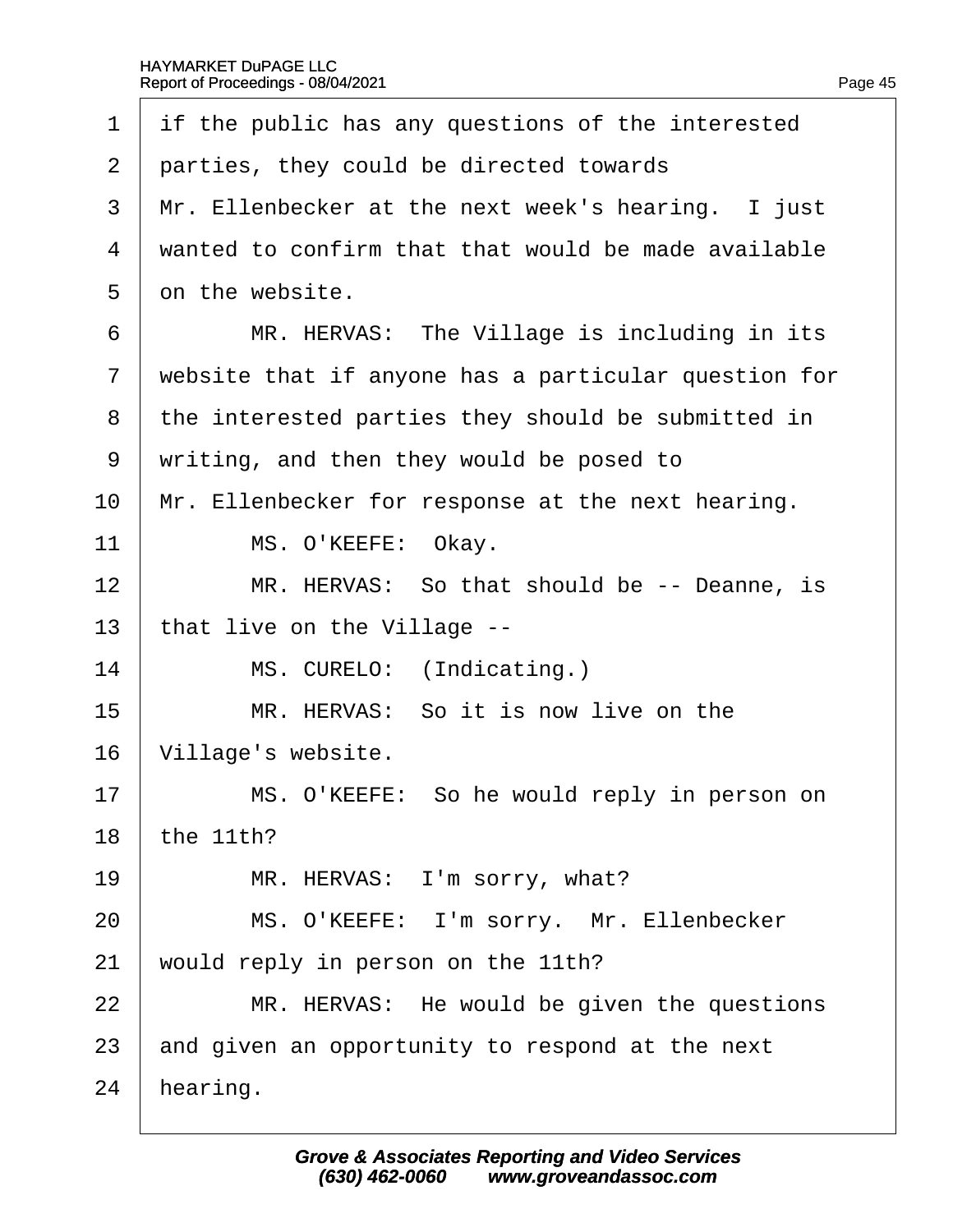1 if the public has any questions of the interested
2 parties, they could be directed towards
3 Mr. Ellenbecker at the next week's hearing. I just
4 wanted to confirm that that would be made available
5 on the website.
6 MR. HERVAS: The Village is including in its
7 website that if anyone has a particular question for
8 the interested parties they should be submitted in
9 writing, and then they would be posed to
10 Mr. Ellenbecker for response at the next hearing.
11 MS. O'KEEFE: Okay.
12 MR. HERVAS: So that should be -- Deanne, is
13 that live on the Village --
14 MS. CURELO: (Indicating.)
15 MR. HERVAS: So it is now live on the
16 Village's website.
17 MS. O'KEEFE: So he would reply in person on
18 the 11th?
19 MR. HERVAS: I'm sorry, what?
20 MS. O'KEEFE: I'm sorry. Mr. Ellenbecker
21 would reply in person on the 11th?
22 MR. HERVAS: He would be given the questions
23 and given an opportunity to respond at the next
24 hearing.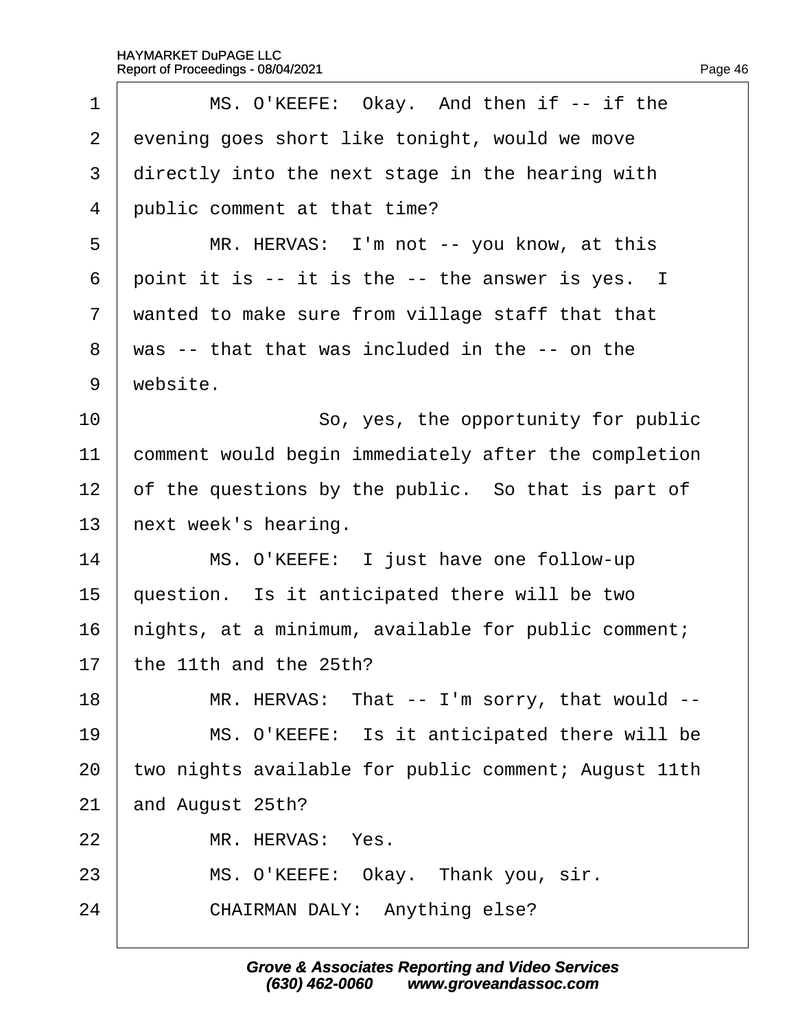1 MS. O'KEEFE: Okay. And then if -- if the
2 evening goes short like tonight, would we move
3 directly into the next stage in the hearing with
4 public comment at that time?
5 MR. HERVAS: I'm not -- you know, at this
6 point it is -- it is the -- the answer is yes. I
7 wanted to make sure from village staff that that
8 was -- that that was included in the -- on the
9 website.
10 So, yes, the opportunity for public
11 comment would begin immediately after the completion
12 of the questions by the public. So that is part of
13 next week's hearing.
14 MS. O'KEEFE: I just have one follow-up
15 question. Is it anticipated there will be two
16 nights, at a minimum, available for public comment;
17 the 11th and the 25th?
18 MR. HERVAS: That -- I'm sorry, that would --
19 MS. O'KEEFE: Is it anticipated there will be
20 two nights available for public comment; August 11th
21 and August 25th?
22 MR. HERVAS: Yes.
23 MS. O'KEEFE: Okay. Thank you, sir.
24 CHAIRMAN DALY: Anything else?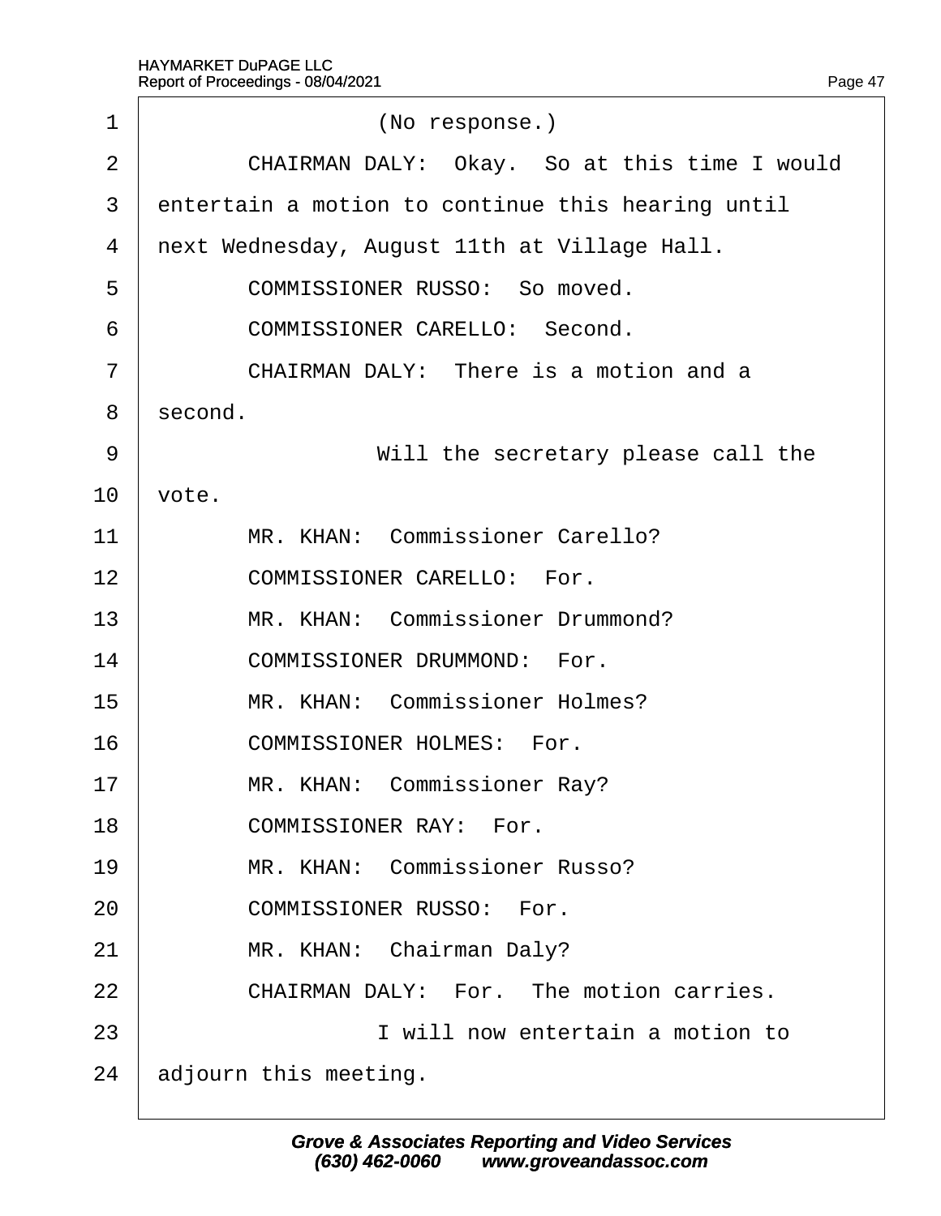(No response.)

CHAIRMAN DALY: Okay. So at this time I would entertain a motion to continue this hearing until next Wednesday, August 11th at Village Hall.

COMMISSIONER RUSSO: So moved.

COMMISSIONER CARELLO: Second.

CHAIRMAN DALY: There is a motion and a second.

Will the secretary please call the vote.

MR. KHAN: Commissioner Carello?

COMMISSIONER CARELLO: For.

MR. KHAN: Commissioner Drummond?

COMMISSIONER DRUMMOND: For.

MR. KHAN: Commissioner Holmes?

COMMISSIONER HOLMES: For.

MR. KHAN: Commissioner Ray?

COMMISSIONER RAY: For.

MR. KHAN: Commissioner Russo?

COMMISSIONER RUSSO: For.

MR. KHAN: Chairman Daly?

CHAIRMAN DALY: For. The motion carries.

I will now entertain a motion to adjourn this meeting.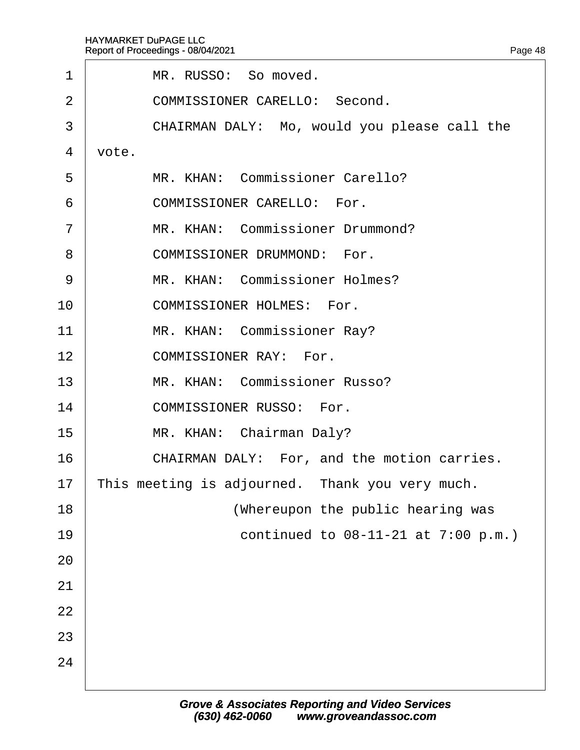1 MR. RUSSO: So moved.

2 COMMISSIONER CARELLO: Second.

3 CHAIRMAN DALY: Mo, would you please call the

4 vote.

5 MR. KHAN: Commissioner Carello?

6 COMMISSIONER CARELLO: For.

7 MR. KHAN: Commissioner Drummond?

8 COMMISSIONER DRUMMOND: For.

9 MR. KHAN: Commissioner Holmes?

10 COMMISSIONER HOLMES: For.

11 MR. KHAN: Commissioner Ray?

12 COMMISSIONER RAY: For.

13 MR. KHAN: Commissioner Russo?

14 COMMISSIONER RUSSO: For.

15 MR. KHAN: Chairman Daly?

16 CHAIRMAN DALY: For, and the motion carries.

17 This meeting is adjourned. Thank you very much.

18 (Whereupon the public hearing was

19 continued to 08-11-21 at 7:00 p.m.)

20

21

22

23

24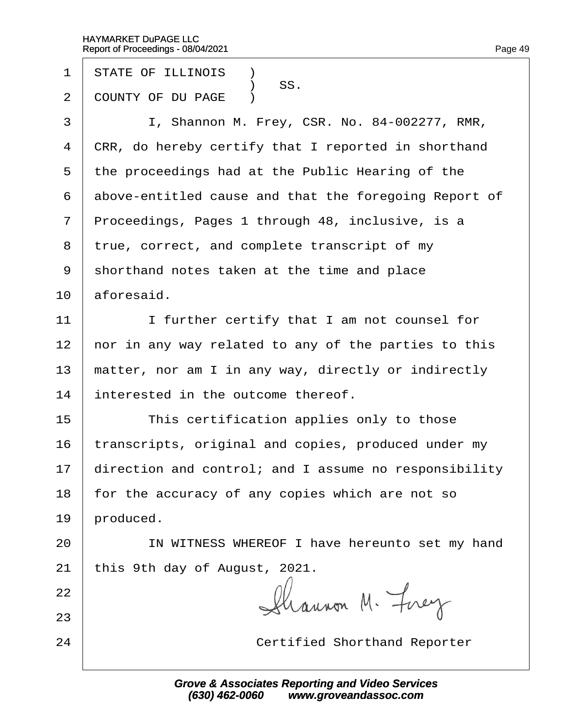STATE OF ILLINOIS )
) SS.
COUNTY OF DU PAGE )

I, Shannon M. Frey, CSR. No. 84-002277, RMR, CRR, do hereby certify that I reported in shorthand the proceedings had at the Public Hearing of the above-entitled cause and that the foregoing Report of Proceedings, Pages 1 through 48, inclusive, is a true, correct, and complete transcript of my shorthand notes taken at the time and place aforesaid.

I further certify that I am not counsel for nor in any way related to any of the parties to this matter, nor am I in any way, directly or indirectly interested in the outcome thereof.

This certification applies only to those transcripts, original and copies, produced under my direction and control; and I assume no responsibility for the accuracy of any copies which are not so produced.

IN WITNESS WHEREOF I have hereunto set my hand this 9th day of August, 2021.

Shannon M. Frey

Certified Shorthand Reporter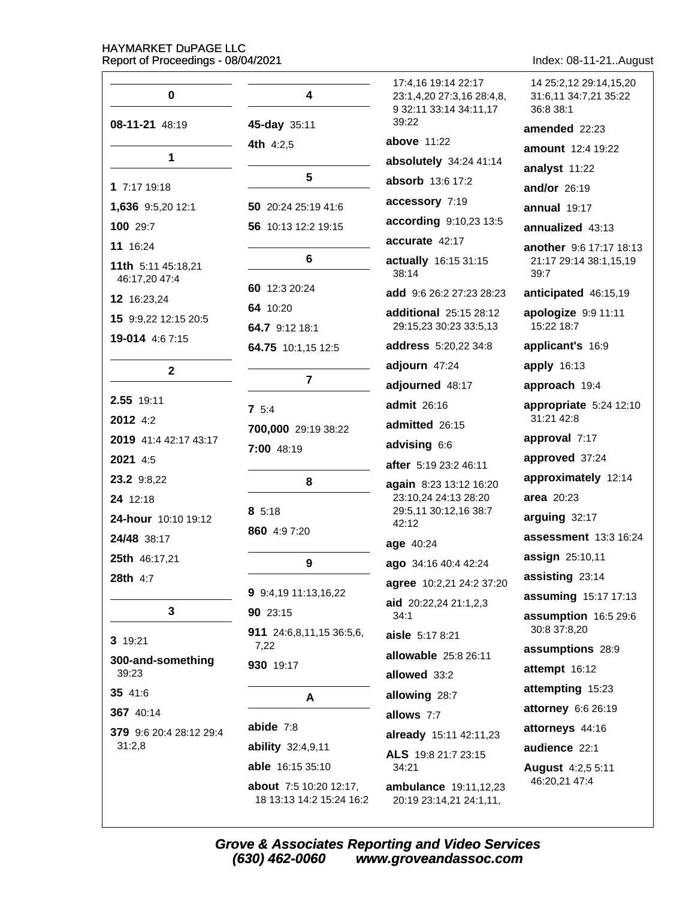### 0

**08-11-21** 48:19

### 1

**1** 7:17 19:18

**1,636** 9:5,20 12:1

**100** 29:7

**11** 16:24

**11th** 5:11 45:18,21 46:17,20 47:4

**12** 16:23,24

**15** 9:9,22 12:15 20:5

**19-014** 4:6 7:15

### 2

**2.55** 19:11

**2012** 4:2

**2019** 41:4 42:17 43:17

**2021** 4:5

**23.2** 9:8,22

**24** 12:18

**24-hour** 10:10 19:12

**24/48** 38:17

**25th** 46:17,21

**28th** 4:7

### 3

**3** 19:21

**300-and-something** 39:23

**35** 41:6

**367** 40:14

**379** 9:6 20:4 28:12 29:4 31:2,8

### 4

**45-day** 35:11

**4th** 4:2,5

### 5

**50** 20:24 25:19 41:6

**56** 10:13 12:2 19:15

### 6

**60** 12:3 20:24

**64** 10:20

**64.7** 9:12 18:1

**64.75** 10:1,15 12:5

### 7

**7** 5:4

**700,000** 29:19 38:22

**7:00** 48:19

### 8

**8** 5:18

**860** 4:9 7:20

### 9

**9** 9:4,19 11:13,16,22

**90** 23:15

**911** 24:6,8,11,15 36:5,6, 7,22

**930** 19:17

### A

**abide** 7:8

**ability** 32:4,9,11

**able** 16:15 35:10

**about** 7:5 10:20 12:17, 18 13:13 14:2 15:24 16:2 17:4,16 19:14 22:17 23:1,4,20 27:3,16 28:4,8, 9 32:11 33:14 34:11,17 39:22

**above** 11:22

**absolutely** 34:24 41:14

**absorb** 13:6 17:2

**accessory** 7:19

**according** 9:10,23 13:5

**accurate** 42:17

**actually** 16:15 31:15 38:14

**add** 9:6 26:2 27:23 28:23

**additional** 25:15 28:12 29:15,23 30:23 33:5,13

**address** 5:20,22 34:8

**adjourn** 47:24

**adjourned** 48:17

**admit** 26:16

**admitted** 26:15

**advising** 6:6

**after** 5:19 23:2 46:11

**again** 8:23 13:12 16:20 23:10,24 24:13 28:20 29:5,11 30:12,16 38:7 42:12

**age** 40:24

**ago** 34:16 40:4 42:24

**agree** 10:2,21 24:2 37:20

**aid** 20:22,24 21:1,2,3 34:1

**aisle** 5:17 8:21

**allowable** 25:8 26:11

**allowed** 33:2

**allowing** 28:7

**allows** 7:7

**already** 15:11 42:11,23

**ALS** 19:8 21:7 23:15 34:21

**ambulance** 19:11,12,23 20:19 23:14,21 24:1,11, 14 25:2,12 29:14,15,20 31:6,11 34:7,21 35:22 36:8 38:1

**amended** 22:23

**amount** 12:4 19:22

**analyst** 11:22

**and/or** 26:19

**annual** 19:17

**annualized** 43:13

**another** 9:6 17:17 18:13 21:17 29:14 38:1,15,19 39:7

**anticipated** 46:15,19

**apologize** 9:9 11:11 15:22 18:7

**applicant's** 16:9

**apply** 16:13

**approach** 19:4

**appropriate** 5:24 12:10 31:21 42:8

**approval** 7:17

**approved** 37:24

**approximately** 12:14

**area** 20:23

**arguing** 32:17

**assessment** 13:3 16:24

**assign** 25:10,11

**assisting** 23:14

**assuming** 15:17 17:13

**assumption** 16:5 29:6 30:8 37:8,20

**assumptions** 28:9

**attempt** 16:12

**attempting** 15:23

**attorney** 6:6 26:19

**attorneys** 44:16

**audience** 22:1

**August** 4:2,5 5:11 46:20,21 47:4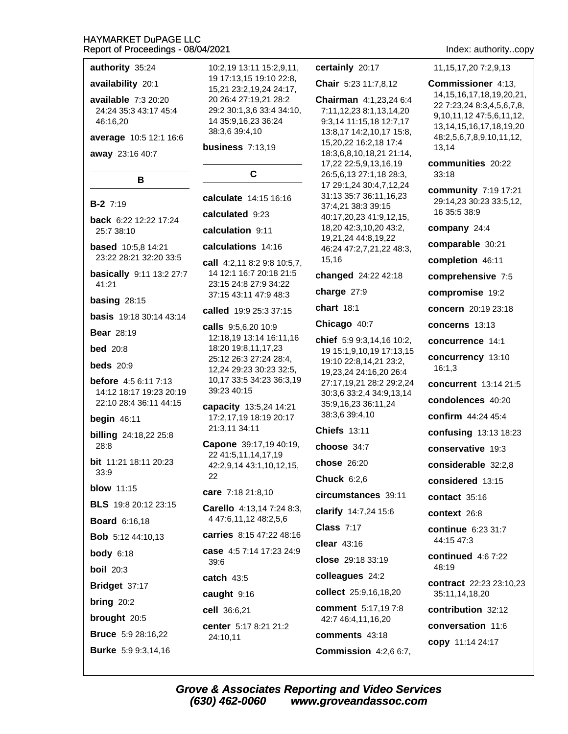**authority** 35:24

**availability** 20:1

**available** 7:3 20:20 24:24 35:3 43:17 45:4 46:16,20

**average** 10:5 12:1 16:6

**away** 23:16 40:7

## B

**B-2** 7:19

**back** 6:22 12:22 17:24 25:7 38:10

**based** 10:5,8 14:21 23:22 28:21 32:20 33:5

**basically** 9:11 13:2 27:7 41:21

**basing** 28:15

**basis** 19:18 30:14 43:14

**Bear** 28:19

**bed** 20:8

**beds** 20:9

**before** 4:5 6:11 7:13 14:12 18:17 19:23 20:19 22:10 28:4 36:11 44:15

**begin** 46:11

**billing** 24:18,22 25:8 28:8

**bit** 11:21 18:11 20:23 33:9

**blow** 11:15

**BLS** 19:8 20:12 23:15

**Board** 6:16,18

**Bob** 5:12 44:10,13

**body** 6:18

**boil** 20:3

**Bridget** 37:17

**bring** 20:2

**brought** 20:5

**Bruce** 5:9 28:16,22

**Burke** 5:9 9:3,14,16 10:2,19 13:11 15:2,9,11, 19 17:13,15 19:10 22:8, 15,21 23:2,19,24 24:17, 20 26:4 27:19,21 28:2 29:2 30:1,3,6 33:4 34:10, 14 35:9,16,23 36:24 38:3,6 39:4,10

**business** 7:13,19

## C

**calculate** 14:15 16:16

**calculated** 9:23

**calculation** 9:11

**calculations** 14:16

**call** 4:2,11 8:2 9:8 10:5,7, 14 12:1 16:7 20:18 21:5 23:15 24:8 27:9 34:22 37:15 43:11 47:9 48:3

**called** 19:9 25:3 37:15

**calls** 9:5,6,20 10:9 12:18,19 13:14 16:11,16 18:20 19:8,11,17,23 25:12 26:3 27:24 28:4, 12,24 29:23 30:23 32:5, 10,17 33:5 34:23 36:3,19 39:23 40:15

**capacity** 13:5,24 14:21 17:2,17,19 18:19 20:17 21:3,11 34:11

**Capone** 39:17,19 40:19, 22 41:5,11,14,17,19 42:2,9,14 43:1,10,12,15, 22

**care** 7:18 21:8,10

**Carello** 4:13,14 7:24 8:3, 4 47:6,11,12 48:2,5,6

**carries** 8:15 47:22 48:16

**case** 4:5 7:14 17:23 24:9 39:6

**catch** 43:5

**caught** 9:16

**cell** 36:6,21

**center** 5:17 8:21 21:2 24:10,11

**certainly** 20:17

**Chair** 5:23 11:7,8,12

**Chairman** 4:1,23,24 6:4 7:11,12,23 8:1,13,14,20 9:3,14 11:15,18 12:7,17 13:8,17 14:2,10,17 15:8, 15,20,22 16:2,18 17:4 18:3,6,8,10,18,21 21:14, 17,22 22:5,9,13,16,19 26:5,6,13 27:1,18 28:3, 17 29:1,24 30:4,7,12,24 31:13 35:7 36:11,16,23 37:4,21 38:3 39:15 40:17,20,23 41:9,12,15, 18,20 42:3,10,20 43:2, 19,21,24 44:8,19,22 46:24 47:2,7,21,22 48:3, 15,16

**changed** 24:22 42:18

**charge** 27:9

**chart** 18:1

**Chicago** 40:7

**chief** 5:9 9:3,14,16 10:2, 19 15:1,9,10,19 17:13,15 19:10 22:8,14,21 23:2, 19,23,24 24:16,20 26:4 27:17,19,21 28:2 29:2,24 30:3,6 33:2,4 34:9,13,14 35:9,16,23 36:11,24 38:3,6 39:4,10

**Chiefs** 13:11

**choose** 34:7

**chose** 26:20

**Chuck** 6:2,6

**circumstances** 39:11

**clarify** 14:7,24 15:6

**Class** 7:17

**clear** 43:16

**close** 29:18 33:19

**colleagues** 24:2

**collect** 25:9,16,18,20

**comment** 5:17,19 7:8 42:7 46:4,11,16,20

**comments** 43:18

**Commission** 4:2,6 6:7, 11,15,17,20 7:2,9,13

**Commissioner** 4:13, 14,15,16,17,18,19,20,21, 22 7:23,24 8:3,4,5,6,7,8, 9,10,11,12 47:5,6,11,12, 13,14,15,16,17,18,19,20 48:2,5,6,7,8,9,10,11,12, 13,14

**communities** 20:22 33:18

**community** 7:19 17:21 29:14,23 30:23 33:5,12, 16 35:5 38:9

**company** 24:4

**comparable** 30:21

**completion** 46:11

**comprehensive** 7:5

**compromise** 19:2

**concern** 20:19 23:18

**concerns** 13:13

**concurrence** 14:1

**concurrency** 13:10 16:1,3

**concurrent** 13:14 21:5

**condolences** 40:20

**confirm** 44:24 45:4

**confusing** 13:13 18:23

**conservative** 19:3

**considerable** 32:2,8

**considered** 13:15

**contact** 35:16

**context** 26:8

**continue** 6:23 31:7 44:15 47:3

**continued** 4:6 7:22 48:19

**contract** 22:23 23:10,23 35:11,14,18,20

**contribution** 32:12

**conversation** 11:6

**copy** 11:14 24:17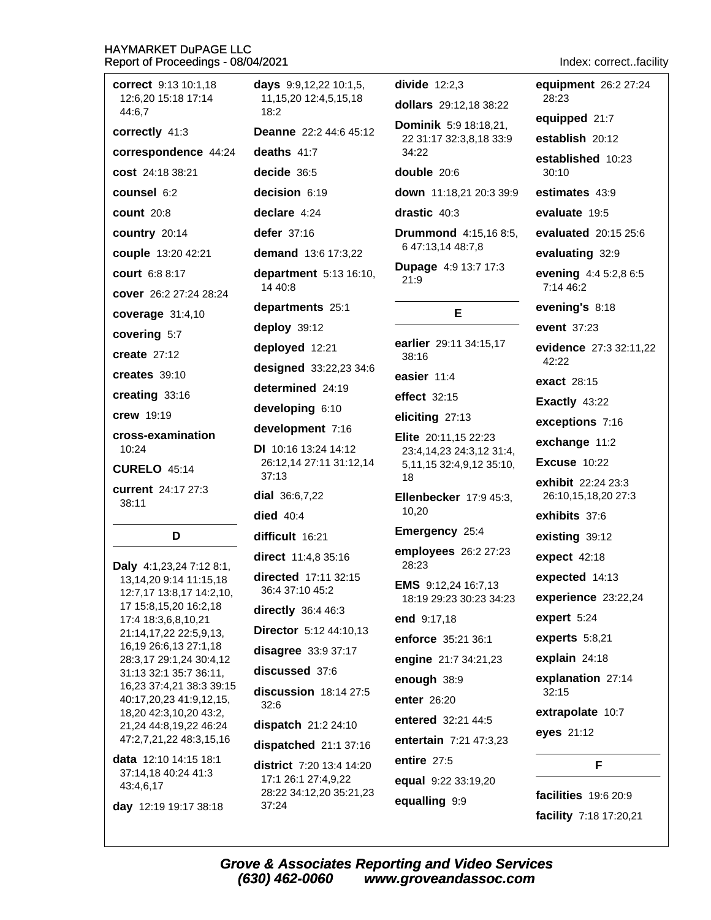**correct** 9:13 10:1,18 12:6,20 15:18 17:14 44:6,7

**correctly** 41:3

**correspondence** 44:24

**cost** 24:18 38:21

**counsel** 6:2

**count** 20:8

**country** 20:14

**couple** 13:20 42:21

**court** 6:8 8:17

**cover** 26:2 27:24 28:24

**coverage** 31:4,10

**covering** 5:7

**create** 27:12

**creates** 39:10

**creating** 33:16

**crew** 19:19

**cross-examination** 10:24

**CURELO** 45:14

**current** 24:17 27:3 38:11

## D

**Daly** 4:1,23,24 7:12 8:1, 13,14,20 9:14 11:15,18 12:7,17 13:8,17 14:2,10, 17 15:8,15,20 16:2,18 17:4 18:3,6,8,10,21 21:14,17,22 22:5,9,13, 16,19 26:6,13 27:1,18 28:3,17 29:1,24 30:4,12 31:13 32:1 35:7 36:11, 16,23 37:4,21 38:3 39:15 40:17,20,23 41:9,12,15, 18,20 42:3,10,20 43:2, 21,24 44:8,19,22 46:24 47:2,7,21,22 48:3,15,16

**data** 12:10 14:15 18:1 37:14,18 40:24 41:3 43:4,6,17

**day** 12:19 19:17 38:18

**days** 9:9,12,22 10:1,5, 11,15,20 12:4,5,15,18 18:2

**Deanne** 22:2 44:6 45:12

**deaths** 41:7

**decide** 36:5

**decision** 6:19

**declare** 4:24

**defer** 37:16

**demand** 13:6 17:3,22

**department** 5:13 16:10, 14 40:8

**departments** 25:1

**deploy** 39:12

**deployed** 12:21

**designed** 33:22,23 34:6

**determined** 24:19

**developing** 6:10

**development** 7:16

**DI** 10:16 13:24 14:12 26:12,14 27:11 31:12,14 37:13

**dial** 36:6,7,22

**died** 40:4

**difficult** 16:21

**direct** 11:4,8 35:16

**directed** 17:11 32:15 36:4 37:10 45:2

**directly** 36:4 46:3

**Director** 5:12 44:10,13

**disagree** 33:9 37:17

**discussed** 37:6

**discussion** 18:14 27:5 32:6

**dispatch** 21:2 24:10

**dispatched** 21:1 37:16

**district** 7:20 13:4 14:20 17:1 26:1 27:4,9,22 28:22 34:12,20 35:21,23 37:24

**divide** 12:2,3

**dollars** 29:12,18 38:22

**Dominik** 5:9 18:18,21, 22 31:17 32:3,8,18 33:9 34:22

**double** 20:6

**down** 11:18,21 20:3 39:9

**drastic** 40:3

**Drummond** 4:15,16 8:5, 6 47:13,14 48:7,8

**Dupage** 4:9 13:7 17:3 21:9

## E

**earlier** 29:11 34:15,17 38:16

**easier** 11:4

**effect** 32:15

**eliciting** 27:13

**Elite** 20:11,15 22:23 23:4,14,23 24:3,12 31:4, 5,11,15 32:4,9,12 35:10, 18

**Ellenbecker** 17:9 45:3, 10,20

**Emergency** 25:4

**employees** 26:2 27:23 28:23

**EMS** 9:12,24 16:7,13 18:19 29:23 30:23 34:23

**end** 9:17,18

**enforce** 35:21 36:1

**engine** 21:7 34:21,23

**enough** 38:9

**enter** 26:20

**entered** 32:21 44:5

**entertain** 7:21 47:3,23

**entire** 27:5

**equal** 9:22 33:19,20

**equalling** 9:9

**equipment** 26:2 27:24 28:23

**equipped** 21:7

**establish** 20:12

**established** 10:23 30:10

**estimates** 43:9

**evaluate** 19:5

**evaluated** 20:15 25:6

**evaluating** 32:9

**evening** 4:4 5:2,8 6:5 7:14 46:2

**evening's** 8:18

**event** 37:23

**evidence** 27:3 32:11,22 42:22

**exact** 28:15

**Exactly** 43:22

**exceptions** 7:16

**exchange** 11:2

**Excuse** 10:22

**exhibit** 22:24 23:3 26:10,15,18,20 27:3

**exhibits** 37:6

**existing** 39:12

**expect** 42:18

**expected** 14:13

**experience** 23:22,24

**expert** 5:24

**experts** 5:8,21

**explain** 24:18

**explanation** 27:14 32:15

**extrapolate** 10:7

**eyes** 21:12

## F

**facilities** 19:6 20:9

**facility** 7:18 17:20,21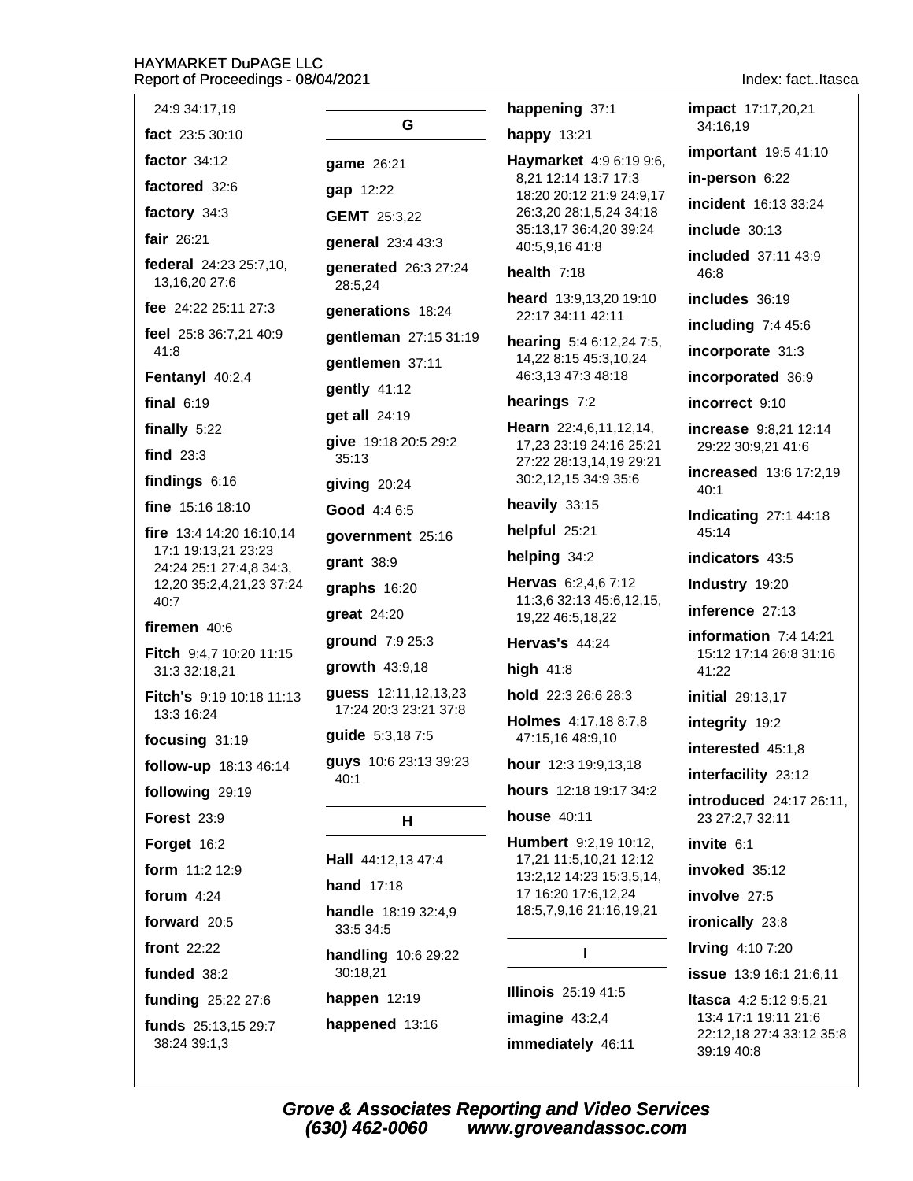24:9 34:17,19

**fact** 23:5 30:10

**factor** 34:12

**factored** 32:6

**factory** 34:3

**fair** 26:21

**federal** 24:23 25:7,10, 13,16,20 27:6

**fee** 24:22 25:11 27:3

**feel** 25:8 36:7,21 40:9 41:8

**Fentanyl** 40:2,4

**final** 6:19

**finally** 5:22

**find** 23:3

**findings** 6:16

**fine** 15:16 18:10

**fire** 13:4 14:20 16:10,14 17:1 19:13,21 23:23 24:24 25:1 27:4,8 34:3, 12,20 35:2,4,21,23 37:24 40:7

**firemen** 40:6

**Fitch** 9:4,7 10:20 11:15 31:3 32:18,21

**Fitch's** 9:19 10:18 11:13 13:3 16:24

**focusing** 31:19

**follow-up** 18:13 46:14

**following** 29:19

**Forest** 23:9

**Forget** 16:2

**form** 11:2 12:9

**forum** 4:24

**forward** 20:5

**front** 22:22

**funded** 38:2

**funding** 25:22 27:6

**funds** 25:13,15 29:7 38:24 39:1,3

## G

**game** 26:21

**gap** 12:22

**GEMT** 25:3,22

**general** 23:4 43:3

**generated** 26:3 27:24 28:5,24

**generations** 18:24

**gentleman** 27:15 31:19

**gentlemen** 37:11

**gently** 41:12

**get all** 24:19

**give** 19:18 20:5 29:2 35:13

**giving** 20:24

**Good** 4:4 6:5

**government** 25:16

**grant** 38:9

**graphs** 16:20

**great** 24:20

**ground** 7:9 25:3

**growth** 43:9,18

**guess** 12:11,12,13,23 17:24 20:3 23:21 37:8

**guide** 5:3,18 7:5

**guys** 10:6 23:13 39:23 40:1

## H

**Hall** 44:12,13 47:4

**hand** 17:18

**handle** 18:19 32:4,9 33:5 34:5

**handling** 10:6 29:22 30:18,21

**happen** 12:19

**happened** 13:16

**happening** 37:1

**happy** 13:21

**Haymarket** 4:9 6:19 9:6, 8,21 12:14 13:7 17:3 18:20 20:12 21:9 24:9,17 26:3,20 28:1,5,24 34:18 35:13,17 36:4,20 39:24 40:5,9,16 41:8

**health** 7:18

**heard** 13:9,13,20 19:10 22:17 34:11 42:11

**hearing** 5:4 6:12,24 7:5, 14,22 8:15 45:3,10,24 46:3,13 47:3 48:18

**hearings** 7:2

**Hearn** 22:4,6,11,12,14, 17,23 23:19 24:16 25:21 27:22 28:13,14,19 29:21 30:2,12,15 34:9 35:6

**heavily** 33:15

**helpful** 25:21

**helping** 34:2

**Hervas** 6:2,4,6 7:12 11:3,6 32:13 45:6,12,15, 19,22 46:5,18,22

**Hervas's** 44:24

**high** 41:8

**hold** 22:3 26:6 28:3

**Holmes** 4:17,18 8:7,8 47:15,16 48:9,10

**hour** 12:3 19:9,13,18

**hours** 12:18 19:17 34:2

**house** 40:11

**Humbert** 9:2,19 10:12, 17,21 11:5,10,21 12:12 13:2,12 14:23 15:3,5,14, 17 16:20 17:6,12,24 18:5,7,9,16 21:16,19,21

## I

**Illinois** 25:19 41:5

**imagine** 43:2,4

**immediately** 46:11

**impact** 17:17,20,21 34:16,19

**important** 19:5 41:10

**in-person** 6:22

**incident** 16:13 33:24

**include** 30:13

**included** 37:11 43:9 46:8

**includes** 36:19

**including** 7:4 45:6

**incorporate** 31:3

**incorporated** 36:9

**incorrect** 9:10

**increase** 9:8,21 12:14 29:22 30:9,21 41:6

**increased** 13:6 17:2,19 40:1

**Indicating** 27:1 44:18 45:14

**indicators** 43:5

**Industry** 19:20

**inference** 27:13

**information** 7:4 14:21 15:12 17:14 26:8 31:16 41:22

**initial** 29:13,17

**integrity** 19:2

**interested** 45:1,8

**interfacility** 23:12

**introduced** 24:17 26:11, 23 27:2,7 32:11

**invite** 6:1

**invoked** 35:12

**involve** 27:5

**ironically** 23:8

**Irving** 4:10 7:20

**issue** 13:9 16:1 21:6,11

**Itasca** 4:2 5:12 9:5,21 13:4 17:1 19:11 21:6 22:12,18 27:4 33:12 35:8 39:19 40:8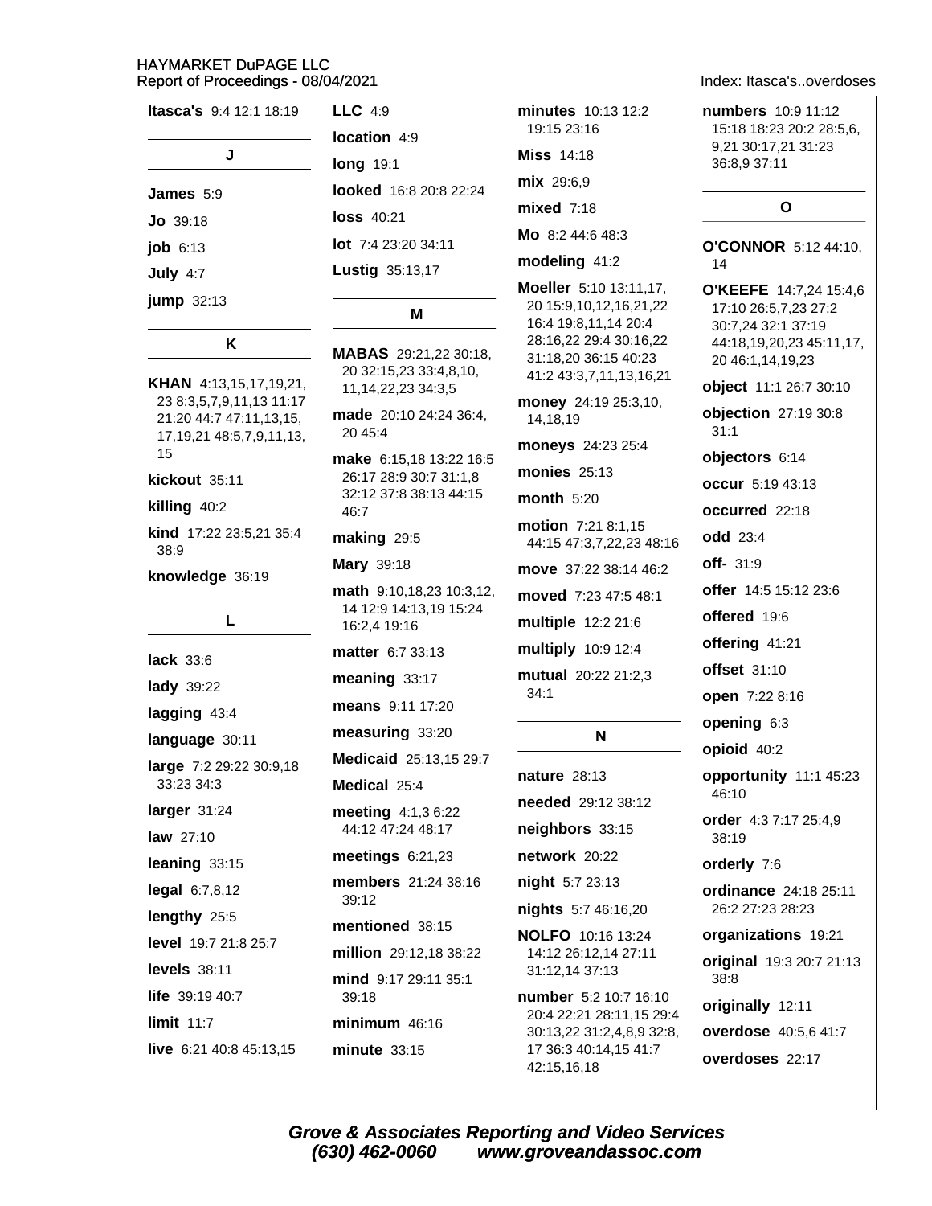Index: Itasca's..overdoses

**Itasca's** 9:4 12:1 18:19

## J

**James** 5:9

**Jo** 39:18

**job** 6:13

**July** 4:7

**jump** 32:13

## K

**KHAN** 4:13,15,17,19,21, 23 8:3,5,7,9,11,13 11:17 21:20 44:7 47:11,13,15, 17,19,21 48:5,7,9,11,13, 15

**kickout** 35:11

**killing** 40:2

**kind** 17:22 23:5,21 35:4 38:9

**knowledge** 36:19

## L

**lack** 33:6

**lady** 39:22

**lagging** 43:4

**language** 30:11

**large** 7:2 29:22 30:9,18 33:23 34:3

**larger** 31:24

**law** 27:10

**leaning** 33:15

**legal** 6:7,8,12

**lengthy** 25:5

**level** 19:7 21:8 25:7

**levels** 38:11

**life** 39:19 40:7

**limit** 11:7

**live** 6:21 40:8 45:13,15

**LLC** 4:9

**location** 4:9

**long** 19:1

**looked** 16:8 20:8 22:24

**loss** 40:21

**lot** 7:4 23:20 34:11

**Lustig** 35:13,17

## M

**MABAS** 29:21,22 30:18, 20 32:15,23 33:4,8,10, 11,14,22,23 34:3,5

**made** 20:10 24:24 36:4, 20 45:4

**make** 6:15,18 13:22 16:5 26:17 28:9 30:7 31:1,8 32:12 37:8 38:13 44:15 46:7

**making** 29:5

**Mary** 39:18

**math** 9:10,18,23 10:3,12, 14 12:9 14:13,19 15:24 16:2,4 19:16

**matter** 6:7 33:13

**meaning** 33:17

**means** 9:11 17:20

**measuring** 33:20

**Medicaid** 25:13,15 29:7

**Medical** 25:4

**meeting** 4:1,3 6:22 44:12 47:24 48:17

**meetings** 6:21,23

**members** 21:24 38:16 39:12

**mentioned** 38:15

**million** 29:12,18 38:22

**mind** 9:17 29:11 35:1 39:18

**minimum** 46:16

**minute** 33:15

**minutes** 10:13 12:2 19:15 23:16

**Miss** 14:18

**mix** 29:6,9

**mixed** 7:18

**Mo** 8:2 44:6 48:3

**modeling** 41:2

**Moeller** 5:10 13:11,17, 20 15:9,10,12,16,21,22 16:4 19:8,11,14 20:4 28:16,22 29:4 30:16,22 31:18,20 36:15 40:23 41:2 43:3,7,11,13,16,21

**money** 24:19 25:3,10, 14,18,19

**moneys** 24:23 25:4

**monies** 25:13

**month** 5:20

**motion** 7:21 8:1,15 44:15 47:3,7,22,23 48:16

**move** 37:22 38:14 46:2

**moved** 7:23 47:5 48:1

**multiple** 12:2 21:6

**multiply** 10:9 12:4

**mutual** 20:22 21:2,3 34:1

## N

**nature** 28:13

**needed** 29:12 38:12

**neighbors** 33:15

**network** 20:22

**night** 5:7 23:13

**nights** 5:7 46:16,20

**NOLFO** 10:16 13:24 14:12 26:12,14 27:11 31:12,14 37:13

**number** 5:2 10:7 16:10 20:4 22:21 28:11,15 29:4 30:13,22 31:2,4,8,9 32:8, 17 36:3 40:14,15 41:7 42:15,16,18

**numbers** 10:9 11:12 15:18 18:23 20:2 28:5,6, 9,21 30:17,21 31:23 36:8,9 37:11

## O

**O'CONNOR** 5:12 44:10, 14

**O'KEEFE** 14:7,24 15:4,6 17:10 26:5,7,23 27:2 30:7,24 32:1 37:19 44:18,19,20,23 45:11,17, 20 46:1,14,19,23

**object** 11:1 26:7 30:10

**objection** 27:19 30:8 31:1

**objectors** 6:14

**occur** 5:19 43:13

**occurred** 22:18

**odd** 23:4

**off-** 31:9

**offer** 14:5 15:12 23:6

**offered** 19:6

**offering** 41:21

**offset** 31:10

**open** 7:22 8:16

**opening** 6:3

**opioid** 40:2

**opportunity** 11:1 45:23 46:10

**order** 4:3 7:17 25:4,9 38:19

**orderly** 7:6

**ordinance** 24:18 25:11 26:2 27:23 28:23

**organizations** 19:21

**original** 19:3 20:7 21:13 38:8

**originally** 12:11

**overdose** 40:5,6 41:7

**overdoses** 22:17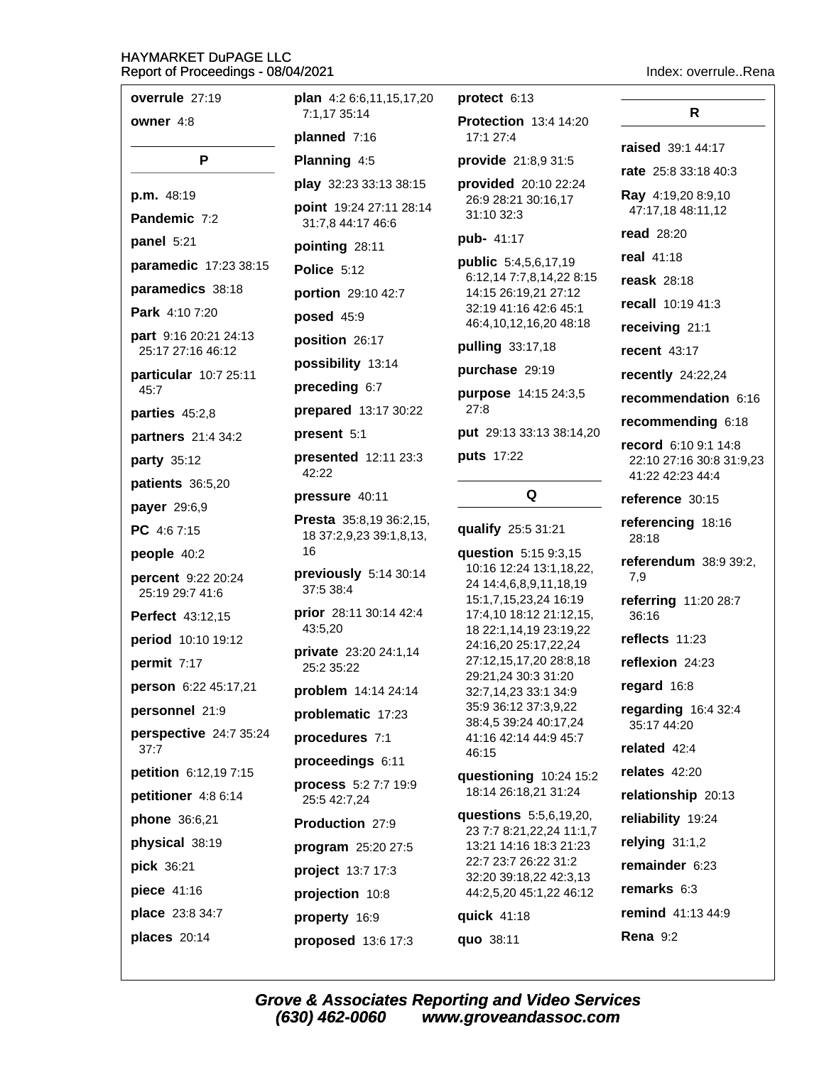Index: overrule..Rena

**overrule** 27:19

**owner** 4:8

## P

**p.m.** 48:19

**Pandemic** 7:2

**panel** 5:21

**paramedic** 17:23 38:15

**paramedics** 38:18

**Park** 4:10 7:20

**part** 9:16 20:21 24:13 25:17 27:16 46:12

**particular** 10:7 25:11 45:7

**parties** 45:2,8

**partners** 21:4 34:2

**party** 35:12

**patients** 36:5,20

**payer** 29:6,9

**PC** 4:6 7:15

**people** 40:2

**percent** 9:22 20:24 25:19 29:7 41:6

**Perfect** 43:12,15

**period** 10:10 19:12

**permit** 7:17

**person** 6:22 45:17,21

**personnel** 21:9

**perspective** 24:7 35:24 37:7

**petition** 6:12,19 7:15

**petitioner** 4:8 6:14

**phone** 36:6,21

**physical** 38:19

**pick** 36:21

**piece** 41:16

**place** 23:8 34:7

**places** 20:14

**plan** 4:2 6:6,11,15,17,20 7:1,17 35:14

**planned** 7:16

**Planning** 4:5

**play** 32:23 33:13 38:15

**point** 19:24 27:11 28:14 31:7,8 44:17 46:6

**pointing** 28:11

**Police** 5:12

**portion** 29:10 42:7

**posed** 45:9

**position** 26:17

**possibility** 13:14

**preceding** 6:7

**prepared** 13:17 30:22

**present** 5:1

**presented** 12:11 23:3 42:22

**pressure** 40:11

**Presta** 35:8,19 36:2,15, 18 37:2,9,23 39:1,8,13, 16

**previously** 5:14 30:14 37:5 38:4

**prior** 28:11 30:14 42:4 43:5,20

**private** 23:20 24:1,14 25:2 35:22

**problem** 14:14 24:14

**problematic** 17:23

**procedures** 7:1

**proceedings** 6:11

**process** 5:2 7:7 19:9 25:5 42:7,24

**Production** 27:9

**program** 25:20 27:5

**project** 13:7 17:3

**projection** 10:8

**property** 16:9

**proposed** 13:6 17:3

**protect** 6:13

**Protection** 13:4 14:20 17:1 27:4

**provide** 21:8,9 31:5

**provided** 20:10 22:24 26:9 28:21 30:16,17 31:10 32:3

**pub-** 41:17

**public** 5:4,5,6,17,19 6:12,14 7:7,8,14,22 8:15 14:15 26:19,21 27:12 32:19 41:16 42:6 45:1 46:4,10,12,16,20 48:18

**pulling** 33:17,18

**purchase** 29:19

**purpose** 14:15 24:3,5 27:8

**put** 29:13 33:13 38:14,20

**puts** 17:22

## Q

**qualify** 25:5 31:21

**question** 5:15 9:3,15 10:16 12:24 13:1,18,22, 24 14:4,6,8,9,11,18,19 15:1,7,15,23,24 16:19 17:4,10 18:12 21:12,15, 18 22:1,14,19 23:19,22 24:16,20 25:17,22,24 27:12,15,17,20 28:8,18 29:21,24 30:3 31:20 32:7,14,23 33:1 34:9 35:9 36:12 37:3,9,22 38:4,5 39:24 40:17,24 41:16 42:14 44:9 45:7 46:15

**questioning** 10:24 15:2 18:14 26:18,21 31:24

**questions** 5:5,6,19,20, 23 7:7 8:21,22,24 11:1,7 13:21 14:16 18:3 21:23 22:7 23:7 26:22 31:2 32:20 39:18,22 42:3,13 44:2,5,20 45:1,22 46:12

**quick** 41:18

**quo** 38:11

## R

**raised** 39:1 44:17

**rate** 25:8 33:18 40:3

**Ray** 4:19,20 8:9,10 47:17,18 48:11,12

**read** 28:20

**real** 41:18

**reask** 28:18

**recall** 10:19 41:3

**receiving** 21:1

**recent** 43:17

**recently** 24:22,24

**recommendation** 6:16

**recommending** 6:18

**record** 6:10 9:1 14:8 22:10 27:16 30:8 31:9,23 41:22 42:23 44:4

**reference** 30:15

**referencing** 18:16 28:18

**referendum** 38:9 39:2, 7,9

**referring** 11:20 28:7 36:16

**reflects** 11:23

**reflexion** 24:23

**regard** 16:8

**regarding** 16:4 32:4 35:17 44:20

**related** 42:4

**relates** 42:20

**relationship** 20:13

**reliability** 19:24

**relying** 31:1,2

**remainder** 6:23

**remarks** 6:3

**remind** 41:13 44:9

**Rena** 9:2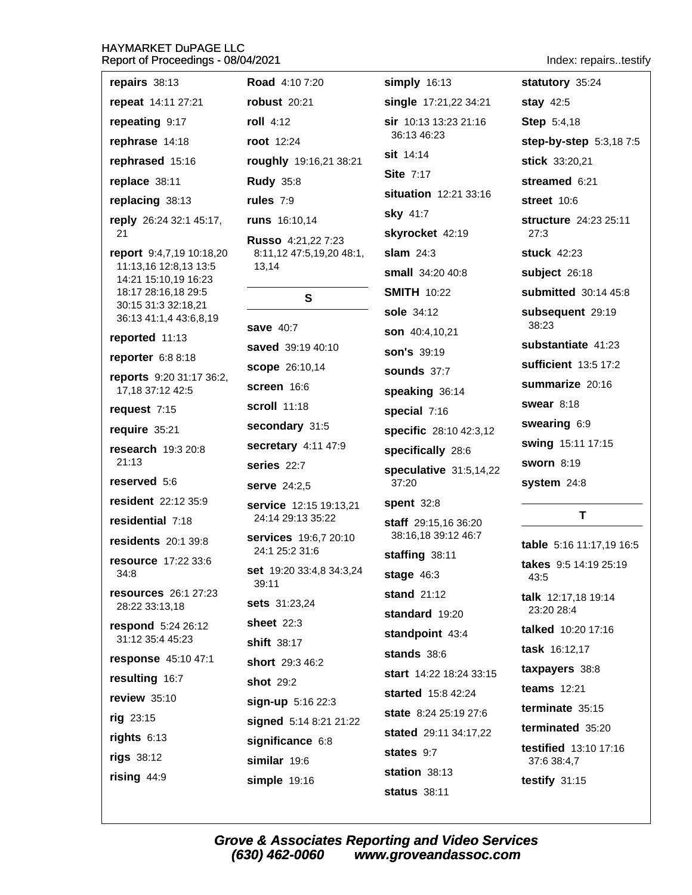**repairs** 38:13

**repeat** 14:11 27:21

**repeating** 9:17

**rephrase** 14:18

**rephrased** 15:16

**replace** 38:11

**replacing** 38:13

**reply** 26:24 32:1 45:17, 21

**report** 9:4,7,19 10:18,20 11:13,16 12:8,13 13:5 14:21 15:10,19 16:23 18:17 28:16,18 29:5 30:15 31:3 32:18,21 36:13 41:1,4 43:6,8,19

**reported** 11:13

**reporter** 6:8 8:18

**reports** 9:20 31:17 36:2, 17,18 37:12 42:5

**request** 7:15

**require** 35:21

**research** 19:3 20:8 21:13

**reserved** 5:6

**resident** 22:12 35:9

**residential** 7:18

**residents** 20:1 39:8

**resource** 17:22 33:6 34:8

**resources** 26:1 27:23 28:22 33:13,18

**respond** 5:24 26:12 31:12 35:4 45:23

**response** 45:10 47:1

**resulting** 16:7

**review** 35:10

**rig** 23:15

**rights** 6:13

**rigs** 38:12

**rising** 44:9

**Road** 4:10 7:20

**robust** 20:21

**roll** 4:12

**root** 12:24

**roughly** 19:16,21 38:21

**Rudy** 35:8

**rules** 7:9

**runs** 16:10,14

**Russo** 4:21,22 7:23 8:11,12 47:5,19,20 48:1, 13,14

## S

**save** 40:7

**saved** 39:19 40:10

**scope** 26:10,14

**screen** 16:6

**scroll** 11:18

**secondary** 31:5

**secretary** 4:11 47:9

**series** 22:7

**serve** 24:2,5

**service** 12:15 19:13,21 24:14 29:13 35:22

**services** 19:6,7 20:10 24:1 25:2 31:6

**set** 19:20 33:4,8 34:3,24 39:11

**sets** 31:23,24

**sheet** 22:3

**shift** 38:17

**short** 29:3 46:2

**shot** 29:2

**sign-up** 5:16 22:3

**signed** 5:14 8:21 21:22

**significance** 6:8

**similar** 19:6

**simple** 19:16

**simply** 16:13

**single** 17:21,22 34:21

**sir** 10:13 13:23 21:16 36:13 46:23

**sit** 14:14

**Site** 7:17

**situation** 12:21 33:16

**sky** 41:7

**skyrocket** 42:19

**slam** 24:3

**small** 34:20 40:8

**SMITH** 10:22

**sole** 34:12

**son** 40:4,10,21

**son's** 39:19

**sounds** 37:7

**speaking** 36:14

**special** 7:16

**specific** 28:10 42:3,12

**specifically** 28:6

**speculative** 31:5,14,22 37:20

**spent** 32:8

**staff** 29:15,16 36:20 38:16,18 39:12 46:7

**staffing** 38:11

**stage** 46:3

**stand** 21:12

**standard** 19:20

**standpoint** 43:4

**stands** 38:6

**start** 14:22 18:24 33:15

**started** 15:8 42:24

**state** 8:24 25:19 27:6

**stated** 29:11 34:17,22

**states** 9:7

**station** 38:13

**status** 38:11

**statutory** 35:24

**stay** 42:5

**Step** 5:4,18

**step-by-step** 5:3,18 7:5

**stick** 33:20,21

**streamed** 6:21

**street** 10:6

**structure** 24:23 25:11 27:3

**stuck** 42:23

**subject** 26:18

**submitted** 30:14 45:8

**subsequent** 29:19 38:23

**substantiate** 41:23

**sufficient** 13:5 17:2

**summarize** 20:16

**swear** 8:18

**swearing** 6:9

**swing** 15:11 17:15

**sworn** 8:19

**system** 24:8

## T

**table** 5:16 11:17,19 16:5

**takes** 9:5 14:19 25:19 43:5

**talk** 12:17,18 19:14 23:20 28:4

**talked** 10:20 17:16

**task** 16:12,17

**taxpayers** 38:8

**teams** 12:21

**terminate** 35:15

**terminated** 35:20

**testified** 13:10 17:16 37:6 38:4,7

**testify** 31:15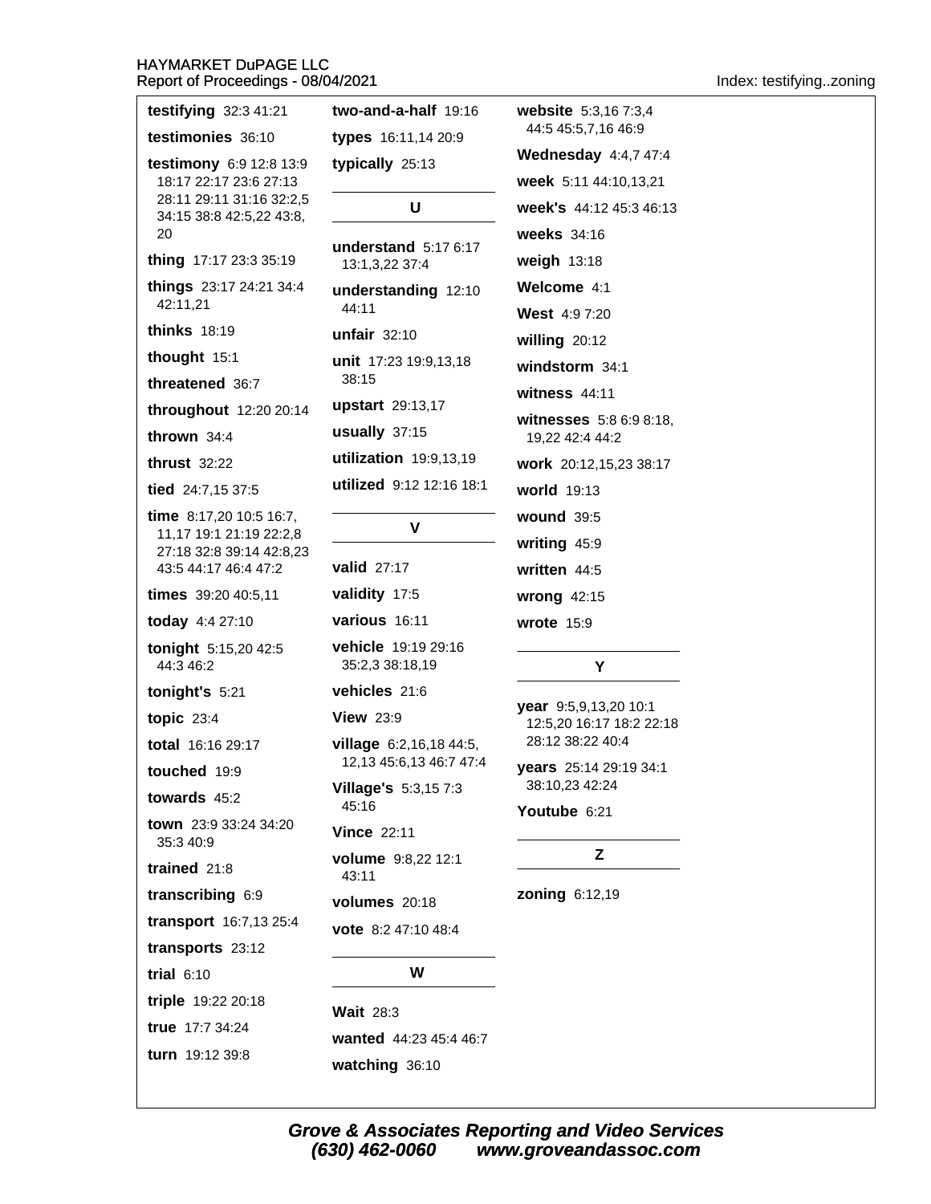**testifying** 32:3 41:21

**testimonies** 36:10

**testimony** 6:9 12:8 13:9 18:17 22:17 23:6 27:13 28:11 29:11 31:16 32:2,5 34:15 38:8 42:5,22 43:8, 20

**thing** 17:17 23:3 35:19

**things** 23:17 24:21 34:4 42:11,21

**thinks** 18:19

**thought** 15:1

**threatened** 36:7

**throughout** 12:20 20:14

**thrown** 34:4

**thrust** 32:22

**tied** 24:7,15 37:5

**time** 8:17,20 10:5 16:7, 11,17 19:1 21:19 22:2,8 27:18 32:8 39:14 42:8,23 43:5 44:17 46:4 47:2

**times** 39:20 40:5,11

**today** 4:4 27:10

**tonight** 5:15,20 42:5 44:3 46:2

**tonight's** 5:21

**topic** 23:4

**total** 16:16 29:17

**touched** 19:9

**towards** 45:2

**town** 23:9 33:24 34:20 35:3 40:9

**trained** 21:8

**transcribing** 6:9

**transport** 16:7,13 25:4

**transports** 23:12

**trial** 6:10

**triple** 19:22 20:18

**true** 17:7 34:24

**turn** 19:12 39:8

**two-and-a-half** 19:16

**types** 16:11,14 20:9

**typically** 25:13

## U

**understand** 5:17 6:17 13:1,3,22 37:4

**understanding** 12:10 44:11

**unfair** 32:10

**unit** 17:23 19:9,13,18 38:15

**upstart** 29:13,17

**usually** 37:15

**utilization** 19:9,13,19

**utilized** 9:12 12:16 18:1

## V

**valid** 27:17

**validity** 17:5

**various** 16:11

**vehicle** 19:19 29:16 35:2,3 38:18,19

**vehicles** 21:6

**View** 23:9

**village** 6:2,16,18 44:5, 12,13 45:6,13 46:7 47:4

**Village's** 5:3,15 7:3 45:16

**Vince** 22:11

**volume** 9:8,22 12:1 43:11

**volumes** 20:18

**vote** 8:2 47:10 48:4

## W

**Wait** 28:3

**wanted** 44:23 45:4 46:7

**watching** 36:10

**website** 5:3,16 7:3,4 44:5 45:5,7,16 46:9

**Wednesday** 4:4,7 47:4

**week** 5:11 44:10,13,21

**week's** 44:12 45:3 46:13

**weeks** 34:16

**weigh** 13:18

**Welcome** 4:1

**West** 4:9 7:20

**willing** 20:12

**windstorm** 34:1

**witness** 44:11

**witnesses** 5:8 6:9 8:18, 19,22 42:4 44:2

**work** 20:12,15,23 38:17

**world** 19:13

**wound** 39:5

**writing** 45:9

**written** 44:5

**wrong** 42:15

**wrote** 15:9

## Y

**year** 9:5,9,13,20 10:1 12:5,20 16:17 18:2 22:18 28:12 38:22 40:4

**years** 25:14 29:19 34:1 38:10,23 42:24

**Youtube** 6:21

## Z

**zoning** 6:12,19